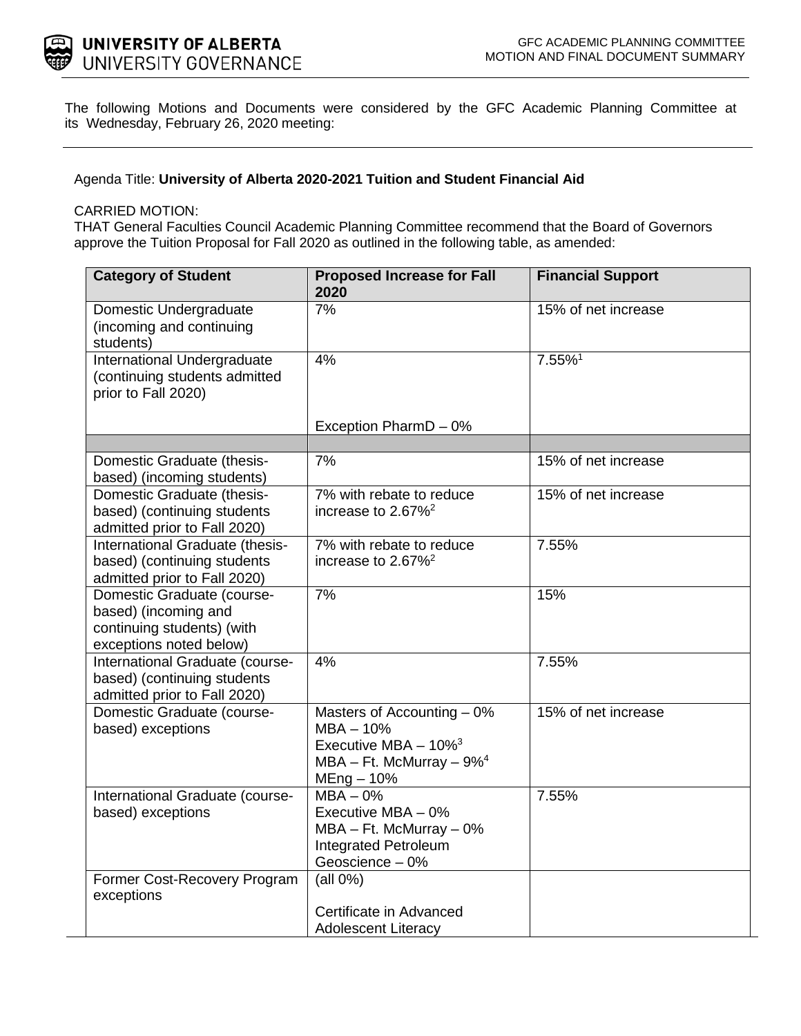UNIVERSITY OF ALBERTA
UNIVERSITY GOVERNANCE

GFC ACADEMIC PLANNING COMMITTEE
MOTION AND FINAL DOCUMENT SUMMARY

The following Motions and Documents were considered by the GFC Academic Planning Committee at its Wednesday, February 26, 2020 meeting:

---

Agenda Title: **University of Alberta 2020-2021 Tuition and Student Financial Aid**

CARRIED MOTION:
THAT General Faculties Council Academic Planning Committee recommend that the Board of Governors approve the Tuition Proposal for Fall 2020 as outlined in the following table, as amended:

| Category of Student | Proposed Increase for Fall 2020 | Financial Support |
|---|---|---|
| Domestic Undergraduate (incoming and continuing students) | 7% | 15% of net increase |
| International Undergraduate (continuing students admitted prior to Fall 2020) | 4%<br><br>Exception PharmD – 0% | 7.55%[1] |
| | | |
| Domestic Graduate (thesis-based) (incoming students) | 7% | 15% of net increase |
| Domestic Graduate (thesis-based) (continuing students admitted prior to Fall 2020) | 7% with rebate to reduce increase to 2.67%[2] | 15% of net increase |
| International Graduate (thesis-based) (continuing students admitted prior to Fall 2020) | 7% with rebate to reduce increase to 2.67%[2] | 7.55% |
| Domestic Graduate (course-based) (incoming and continuing students) (with exceptions noted below) | 7% | 15% |
| International Graduate (course-based) (continuing students admitted prior to Fall 2020) | 4% | 7.55% |
| Domestic Graduate (course-based) exceptions | Masters of Accounting – 0%<br>MBA – 10%<br>Executive MBA – 10%[3]<br>MBA – Ft. McMurray – 9%[4]<br>MEng – 10% | 15% of net increase |
| International Graduate (course-based) exceptions | MBA – 0%<br>Executive MBA – 0%<br>MBA – Ft. McMurray – 0%<br>Integrated Petroleum Geoscience – 0% | 7.55% |
| Former Cost-Recovery Program exceptions | (all 0%)<br><br>Certificate in Advanced Adolescent Literacy | |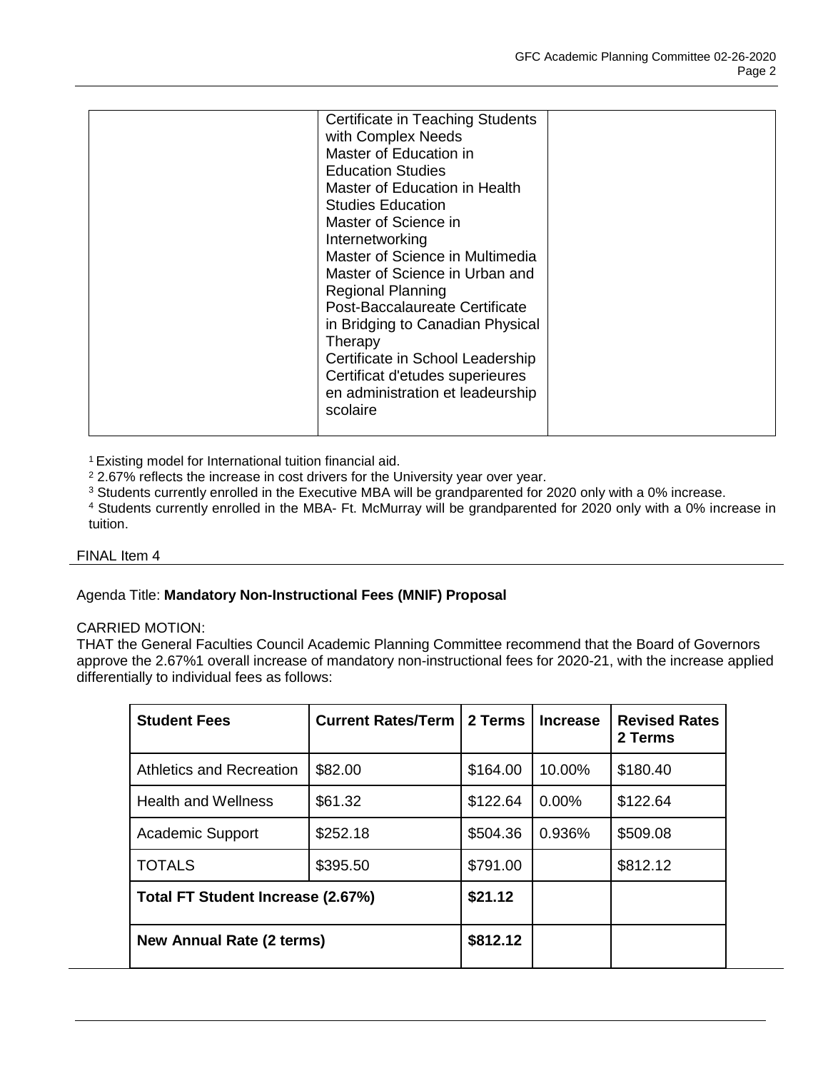| | Certificate in Teaching Students with Complex Needs<br>Master of Education in Education Studies<br>Master of Education in Health Studies Education<br>Master of Science in Internetworking<br>Master of Science in Multimedia<br>Master of Science in Urban and Regional Planning<br>Post-Baccalaureate Certificate in Bridging to Canadian Physical Therapy<br>Certificate in School Leadership<br>Certificat d'etudes superieures en administration et leadeurship scolaire | |
|---|---|---|

[1] Existing model for International tuition financial aid.
[2] 2.67% reflects the increase in cost drivers for the University year over year.
[3] Students currently enrolled in the Executive MBA will be grandparented for 2020 only with a 0% increase.
[4] Students currently enrolled in the MBA- Ft. McMurray will be grandparented for 2020 only with a 0% increase in tuition.

FINAL Item 4

Agenda Title: **Mandatory Non-Instructional Fees (MNIF) Proposal**

CARRIED MOTION:
THAT the General Faculties Council Academic Planning Committee recommend that the Board of Governors approve the 2.67%1 overall increase of mandatory non-instructional fees for 2020-21, with the increase applied differentially to individual fees as follows:

| **Student Fees** | **Current Rates/Term** | **2 Terms** | **Increase** | **Revised Rates 2 Terms** |
|---|---|---|---|---|
| Athletics and Recreation | $82.00 | $164.00 | 10.00% | $180.40 |
| Health and Wellness | $61.32 | $122.64 | 0.00% | $122.64 |
| Academic Support | $252.18 | $504.36 | 0.936% | $509.08 |
| TOTALS | $395.50 | $791.00 | | $812.12 |
| **Total FT Student Increase (2.67%)** | | **$21.12** | | |
| **New Annual Rate (2 terms)** | | **$812.12** | | |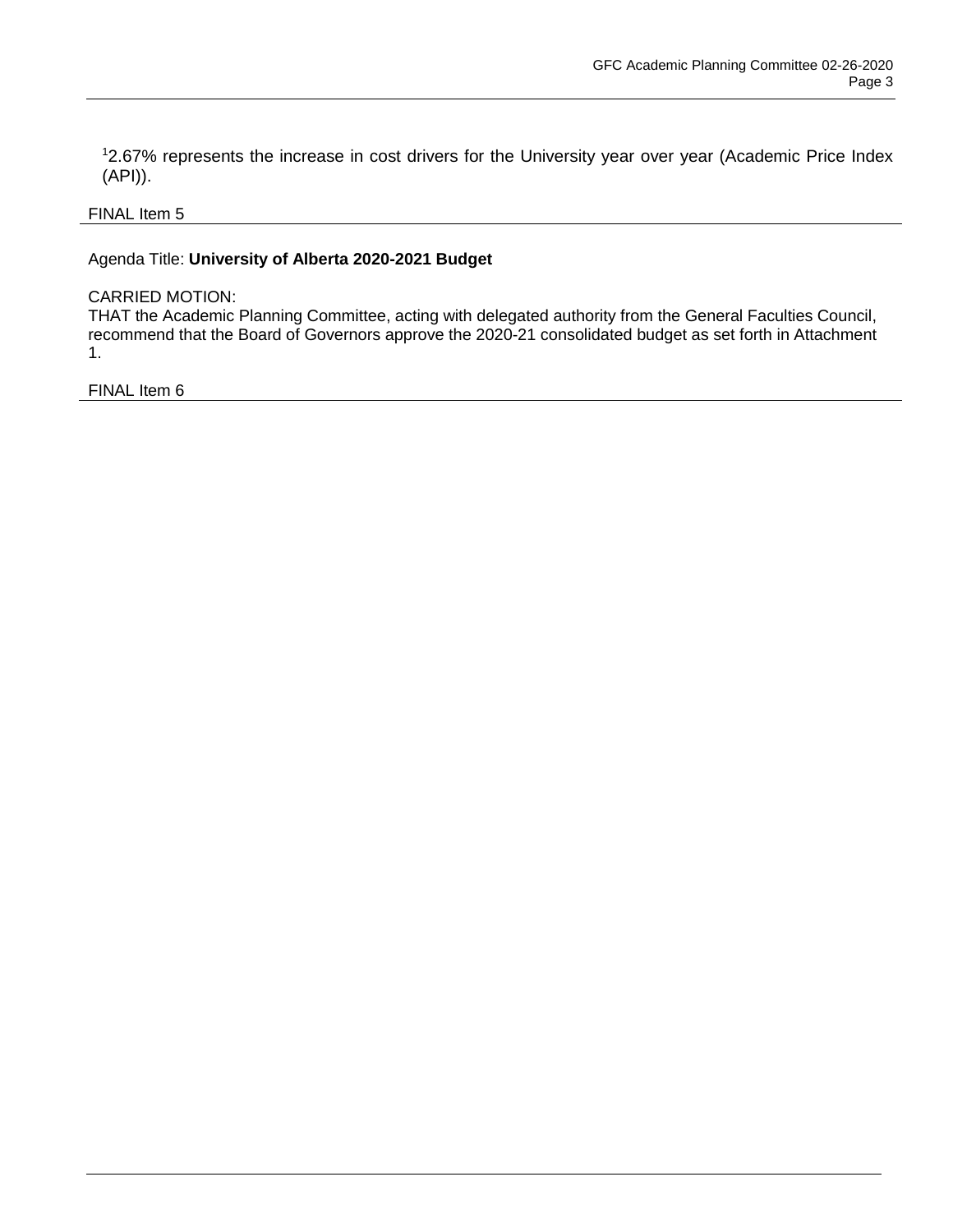[1]2.67% represents the increase in cost drivers for the University year over year (Academic Price Index (API)).

FINAL Item 5

---

Agenda Title: **University of Alberta 2020-2021 Budget**

CARRIED MOTION:
THAT the Academic Planning Committee, acting with delegated authority from the General Faculties Council, recommend that the Board of Governors approve the 2020-21 consolidated budget as set forth in Attachment 1.

FINAL Item 6

---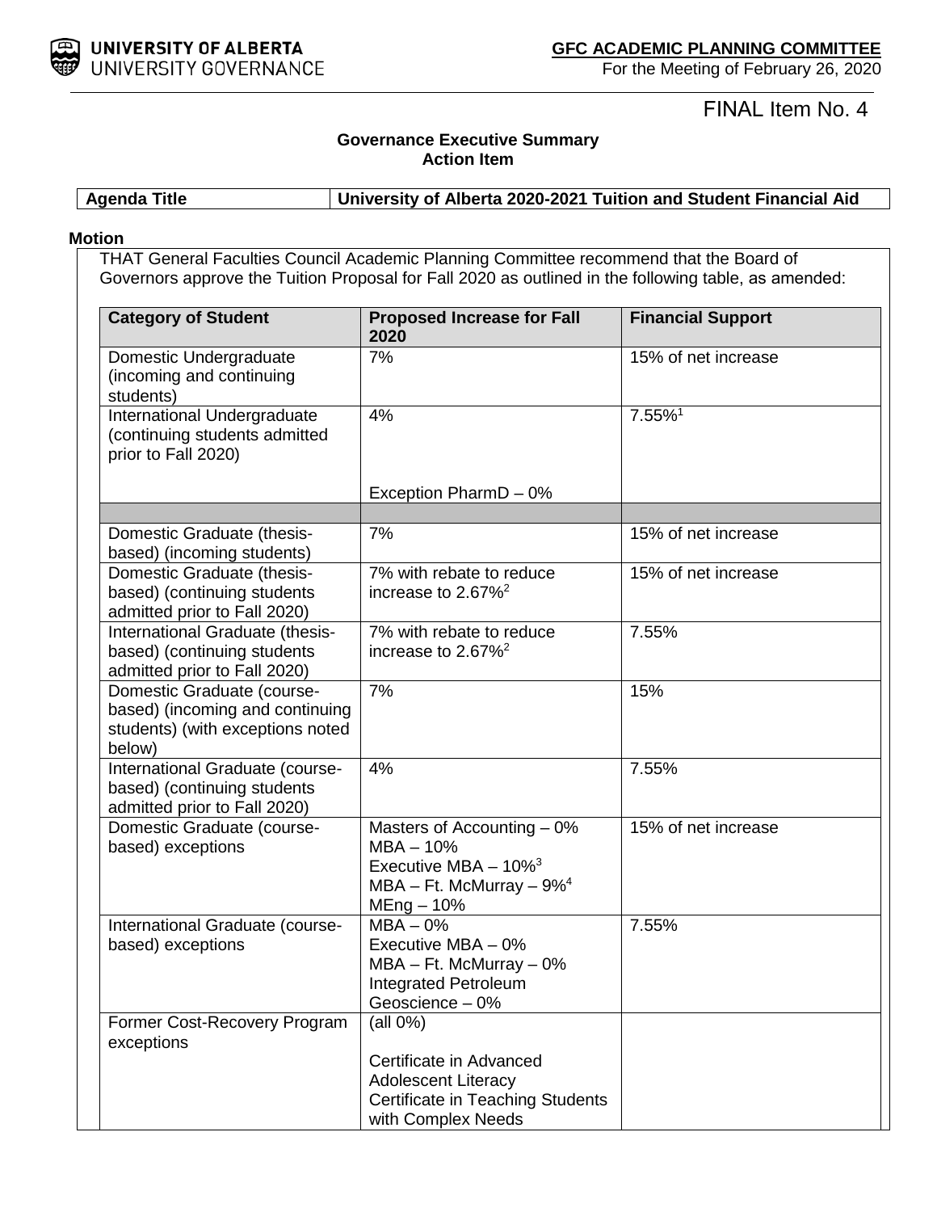**GFC ACADEMIC PLANNING COMMITTEE**
For the Meeting of February 26, 2020

FINAL Item No. 4

**Governance Executive Summary**
**Action Item**

| **Agenda Title** | **University of Alberta 2020-2021 Tuition and Student Financial Aid** |
|---|---|

**Motion**

THAT General Faculties Council Academic Planning Committee recommend that the Board of Governors approve the Tuition Proposal for Fall 2020 as outlined in the following table, as amended:

| Category of Student | Proposed Increase for Fall 2020 | Financial Support |
|---|---|---|
| Domestic Undergraduate (incoming and continuing students) | 7% | 15% of net increase |
| International Undergraduate (continuing students admitted prior to Fall 2020) | 4%<br><br>Exception PharmD – 0% | 7.55%[1] |
| | | |
| Domestic Graduate (thesis-based) (incoming students) | 7% | 15% of net increase |
| Domestic Graduate (thesis-based) (continuing students admitted prior to Fall 2020) | 7% with rebate to reduce increase to 2.67%[2] | 15% of net increase |
| International Graduate (thesis-based) (continuing students admitted prior to Fall 2020) | 7% with rebate to reduce increase to 2.67%[2] | 7.55% |
| Domestic Graduate (course-based) (incoming and continuing students) (with exceptions noted below) | 7% | 15% |
| International Graduate (course-based) (continuing students admitted prior to Fall 2020) | 4% | 7.55% |
| Domestic Graduate (course-based) exceptions | Masters of Accounting – 0%<br>MBA – 10%<br>Executive MBA – 10%[3]<br>MBA – Ft. McMurray – 9%[4]<br>MEng – 10% | 15% of net increase |
| International Graduate (course-based) exceptions | MBA – 0%<br>Executive MBA – 0%<br>MBA – Ft. McMurray – 0%<br>Integrated Petroleum Geoscience – 0% | 7.55% |
| Former Cost-Recovery Program exceptions | (all 0%)<br><br>Certificate in Advanced Adolescent Literacy<br>Certificate in Teaching Students with Complex Needs | |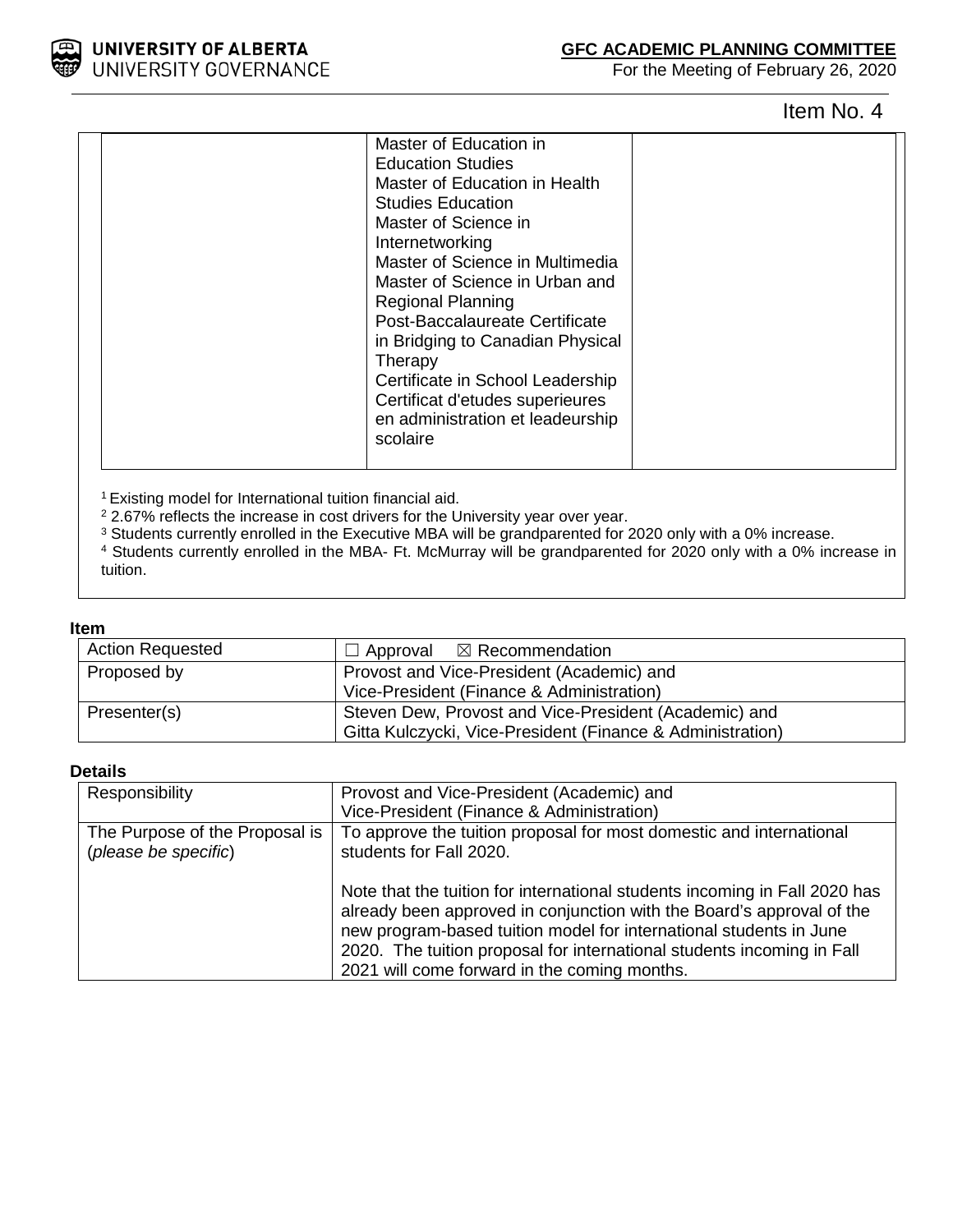| | | |
|---|---|---|
| | Master of Education in Education Studies<br>Master of Education in Health Studies Education<br>Master of Science in Internetworking<br>Master of Science in Multimedia<br>Master of Science in Urban and Regional Planning<br>Post-Baccalaureate Certificate in Bridging to Canadian Physical Therapy<br>Certificate in School Leadership<br>Certificat d'etudes superieures en administration et leadeurship scolaire | |

[1] Existing model for International tuition financial aid.
[2] 2.67% reflects the increase in cost drivers for the University year over year.
[3] Students currently enrolled in the Executive MBA will be grandparented for 2020 only with a 0% increase.
[4] Students currently enrolled in the MBA- Ft. McMurray will be grandparented for 2020 only with a 0% increase in tuition.

**Item**

| | |
|---|---|
| Action Requested | ☐ Approval ☒ Recommendation |
| Proposed by | Provost and Vice-President (Academic) and Vice-President (Finance & Administration) |
| Presenter(s) | Steven Dew, Provost and Vice-President (Academic) and Gitta Kulczycki, Vice-President (Finance & Administration) |

**Details**

| | |
|---|---|
| Responsibility | Provost and Vice-President (Academic) and Vice-President (Finance & Administration) |
| The Purpose of the Proposal is (*please be specific*) | To approve the tuition proposal for most domestic and international students for Fall 2020.<br><br>Note that the tuition for international students incoming in Fall 2020 has already been approved in conjunction with the Board's approval of the new program-based tuition model for international students in June 2020. The tuition proposal for international students incoming in Fall 2021 will come forward in the coming months. |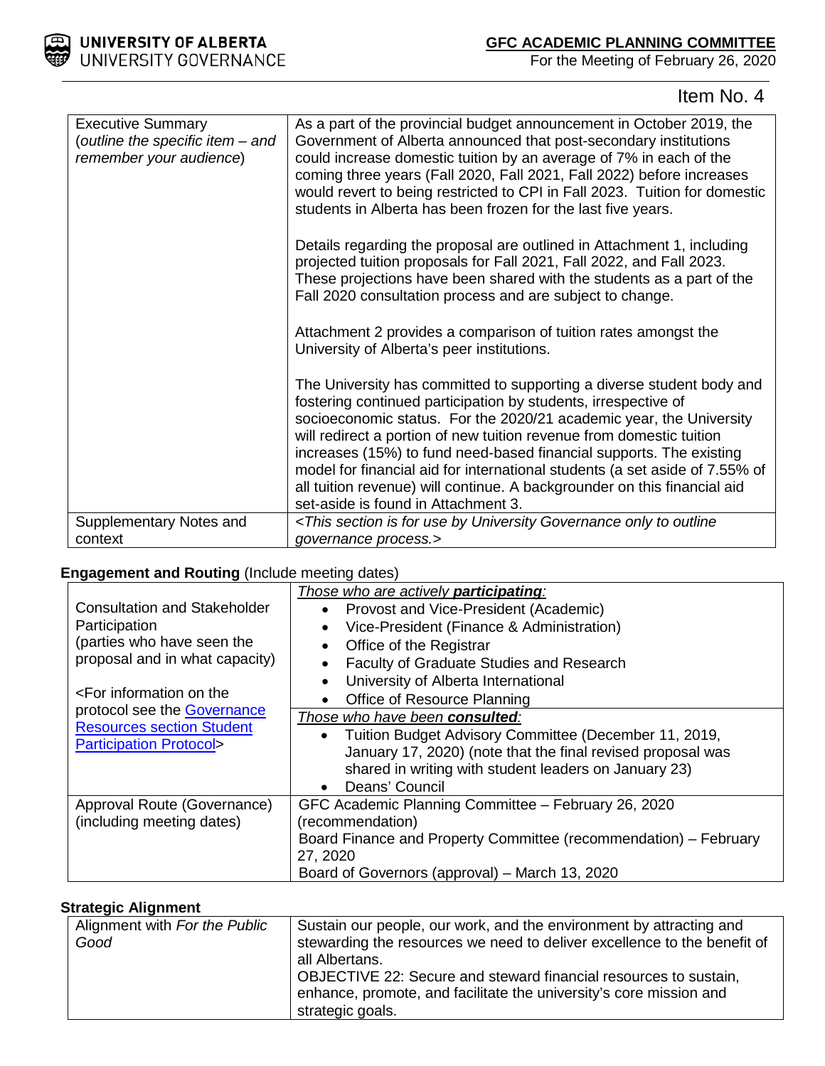Item No. 4

| Executive Summary (*outline the specific item – and remember your audience*) | As a part of the provincial budget announcement in October 2019, the Government of Alberta announced that post-secondary institutions could increase domestic tuition by an average of 7% in each of the coming three years (Fall 2020, Fall 2021, Fall 2022) before increases would revert to being restricted to CPI in Fall 2023. Tuition for domestic students in Alberta has been frozen for the last five years.<br><br>Details regarding the proposal are outlined in Attachment 1, including projected tuition proposals for Fall 2021, Fall 2022, and Fall 2023. These projections have been shared with the students as a part of the Fall 2020 consultation process and are subject to change.<br><br>Attachment 2 provides a comparison of tuition rates amongst the University of Alberta's peer institutions.<br><br>The University has committed to supporting a diverse student body and fostering continued participation by students, irrespective of socioeconomic status. For the 2020/21 academic year, the University will redirect a portion of new tuition revenue from domestic tuition increases (15%) to fund need-based financial supports. The existing model for financial aid for international students (a set aside of 7.55% of all tuition revenue) will continue. A backgrounder on this financial aid set-aside is found in Attachment 3. |
|---|---|
| Supplementary Notes and context | *<This section is for use by University Governance only to outline governance process.>* |

**Engagement and Routing** (Include meeting dates)

| Consultation and Stakeholder Participation (parties who have seen the proposal and in what capacity)<br><br><For information on the protocol see the [Governance Resources section Student Participation Protocol](#)> | *Those who are actively **participating**:*<br>• Provost and Vice-President (Academic)<br>• Vice-President (Finance & Administration)<br>• Office of the Registrar<br>• Faculty of Graduate Studies and Research<br>• University of Alberta International<br>• Office of Resource Planning<br><br>*Those who have been **consulted**:*<br>• Tuition Budget Advisory Committee (December 11, 2019, January 17, 2020) (note that the final revised proposal was shared in writing with student leaders on January 23)<br>• Deans' Council |
|---|---|
| Approval Route (Governance) (including meeting dates) | GFC Academic Planning Committee – February 26, 2020 (recommendation)<br>Board Finance and Property Committee (recommendation) – February 27, 2020<br>Board of Governors (approval) – March 13, 2020 |

**Strategic Alignment**

| Alignment with *For the Public Good* | Sustain our people, our work, and the environment by attracting and stewarding the resources we need to deliver excellence to the benefit of all Albertans.<br>OBJECTIVE 22: Secure and steward financial resources to sustain, enhance, promote, and facilitate the university's core mission and strategic goals. |
|---|---|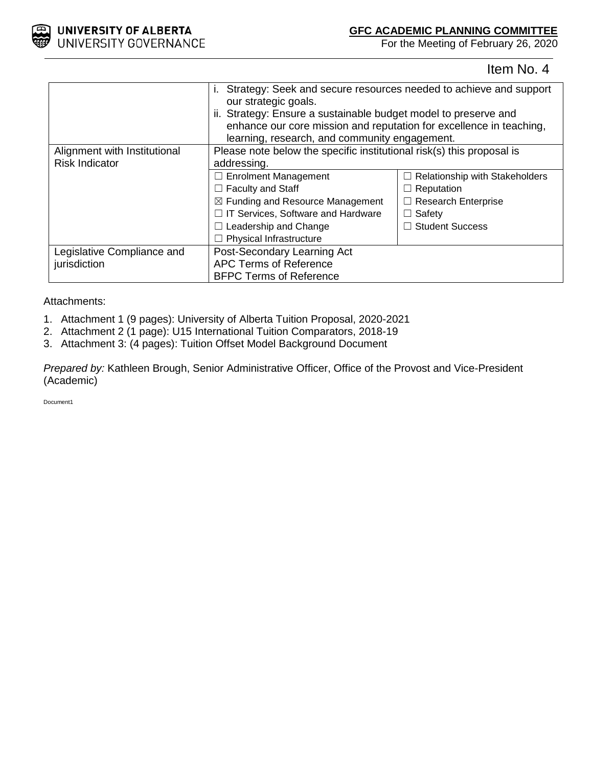Item No. 4

| | | |
|---|---|---|
| | i. Strategy: Seek and secure resources needed to achieve and support our strategic goals.<br>ii. Strategy: Ensure a sustainable budget model to preserve and enhance our core mission and reputation for excellence in teaching, learning, research, and community engagement. | |
| Alignment with Institutional Risk Indicator | Please note below the specific institutional risk(s) this proposal is addressing. | |
| | ☐ Enrolment Management<br>☐ Faculty and Staff<br>☒ Funding and Resource Management<br>☐ IT Services, Software and Hardware<br>☐ Leadership and Change<br>☐ Physical Infrastructure | ☐ Relationship with Stakeholders<br>☐ Reputation<br>☐ Research Enterprise<br>☐ Safety<br>☐ Student Success |
| Legislative Compliance and jurisdiction | Post-Secondary Learning Act<br>APC Terms of Reference<br>BFPC Terms of Reference | |

Attachments:

1. Attachment 1 (9 pages): University of Alberta Tuition Proposal, 2020-2021
2. Attachment 2 (1 page): U15 International Tuition Comparators, 2018-19
3. Attachment 3: (4 pages): Tuition Offset Model Background Document

*Prepared by:* Kathleen Brough, Senior Administrative Officer, Office of the Provost and Vice-President (Academic)

Document1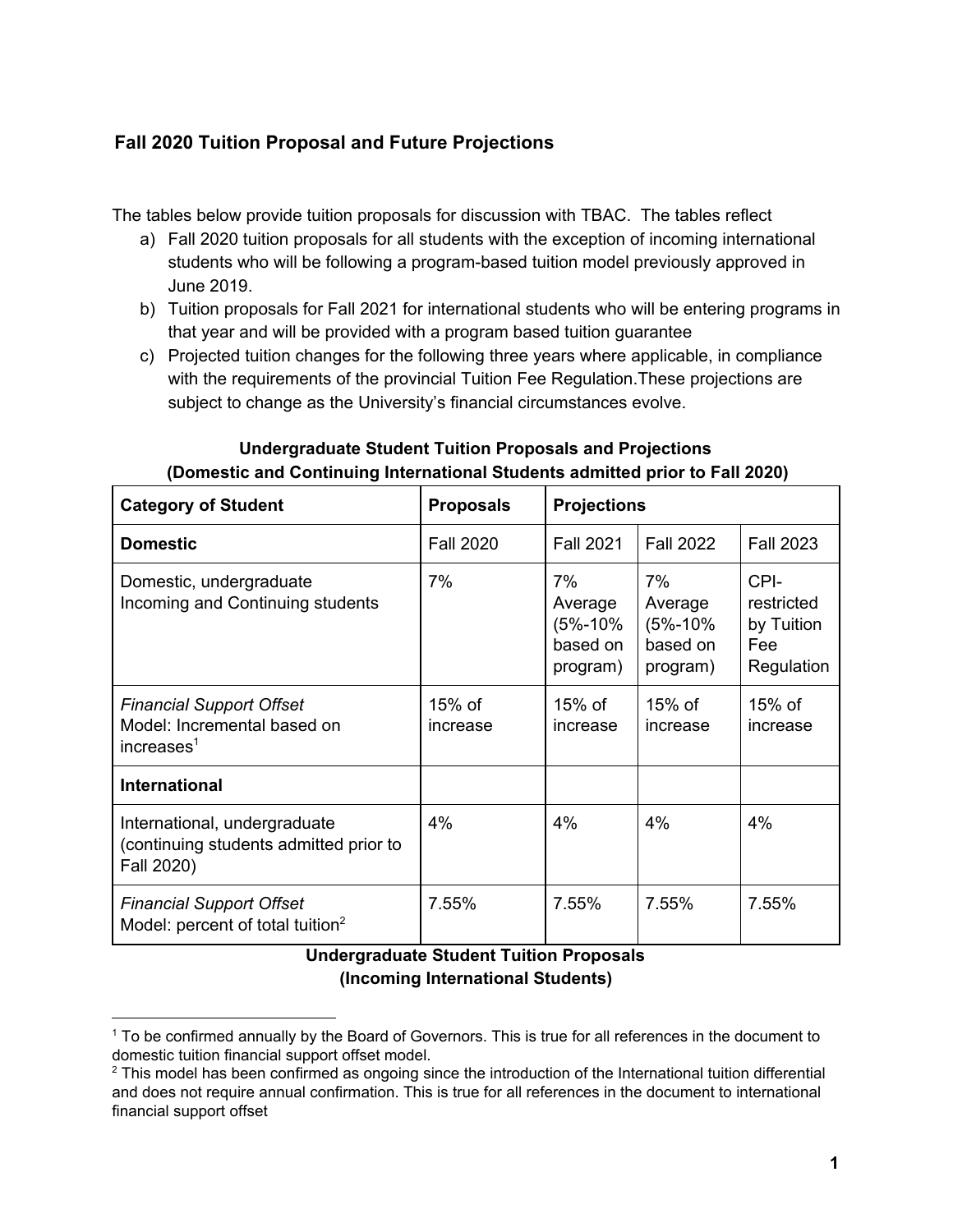## Fall 2020 Tuition Proposal and Future Projections

The tables below provide tuition proposals for discussion with TBAC. The tables reflect

a) Fall 2020 tuition proposals for all students with the exception of incoming international students who will be following a program-based tuition model previously approved in June 2019.
b) Tuition proposals for Fall 2021 for international students who will be entering programs in that year and will be provided with a program based tuition guarantee
c) Projected tuition changes for the following three years where applicable, in compliance with the requirements of the provincial Tuition Fee Regulation.These projections are subject to change as the University's financial circumstances evolve.

**Undergraduate Student Tuition Proposals and Projections**
**(Domestic and Continuing International Students admitted prior to Fall 2020)**

| Category of Student | Proposals | Projections | | |
|---|---|---|---|---|
| **Domestic** | Fall 2020 | Fall 2021 | Fall 2022 | Fall 2023 |
| Domestic, undergraduate Incoming and Continuing students | 7% | 7% Average (5%-10% based on program) | 7% Average (5%-10% based on program) | CPI-restricted by Tuition Fee Regulation |
| *Financial Support Offset* Model: Incremental based on increases[1] | 15% of increase | 15% of increase | 15% of increase | 15% of increase |
| **International** | | | | |
| International, undergraduate (continuing students admitted prior to Fall 2020) | 4% | 4% | 4% | 4% |
| *Financial Support Offset* Model: percent of total tuition[2] | 7.55% | 7.55% | 7.55% | 7.55% |

**Undergraduate Student Tuition Proposals**
**(Incoming International Students)**

[1] To be confirmed annually by the Board of Governors. This is true for all references in the document to domestic tuition financial support offset model.

[2] This model has been confirmed as ongoing since the introduction of the International tuition differential and does not require annual confirmation. This is true for all references in the document to international financial support offset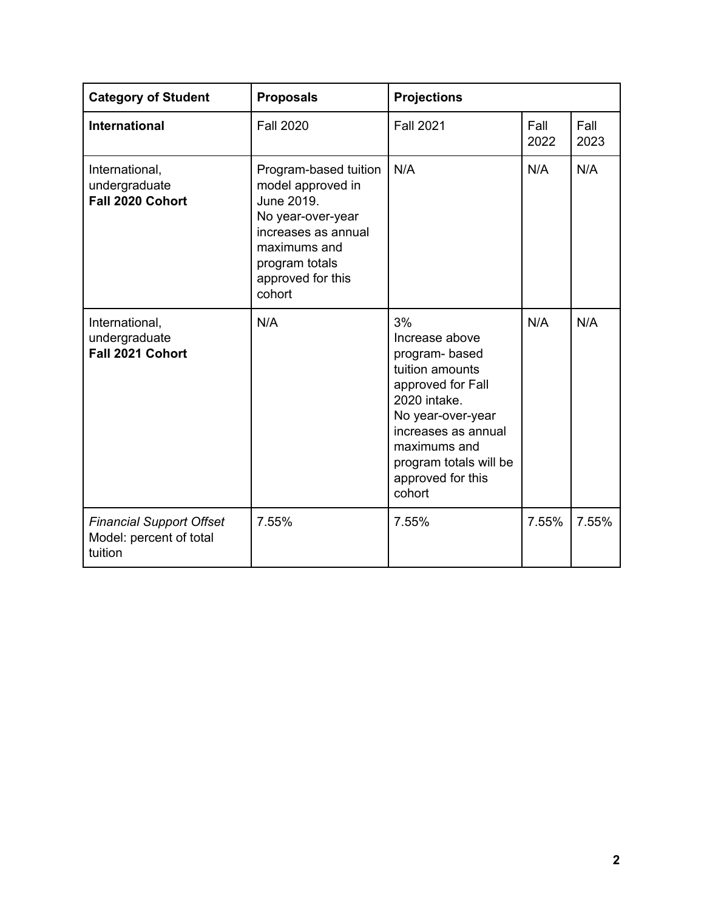| **Category of Student** | **Proposals** | **Projections** | | |
|---|---|---|---|---|
| **International** | Fall 2020 | Fall 2021 | Fall 2022 | Fall 2023 |
| International, undergraduate **Fall 2020 Cohort** | Program-based tuition model approved in June 2019. No year-over-year increases as annual maximums and program totals approved for this cohort | N/A | N/A | N/A |
| International, undergraduate **Fall 2021 Cohort** | N/A | 3% Increase above program- based tuition amounts approved for Fall 2020 intake. No year-over-year increases as annual maximums and program totals will be approved for this cohort | N/A | N/A |
| *Financial Support Offset* Model: percent of total tuition | 7.55% | 7.55% | 7.55% | 7.55% |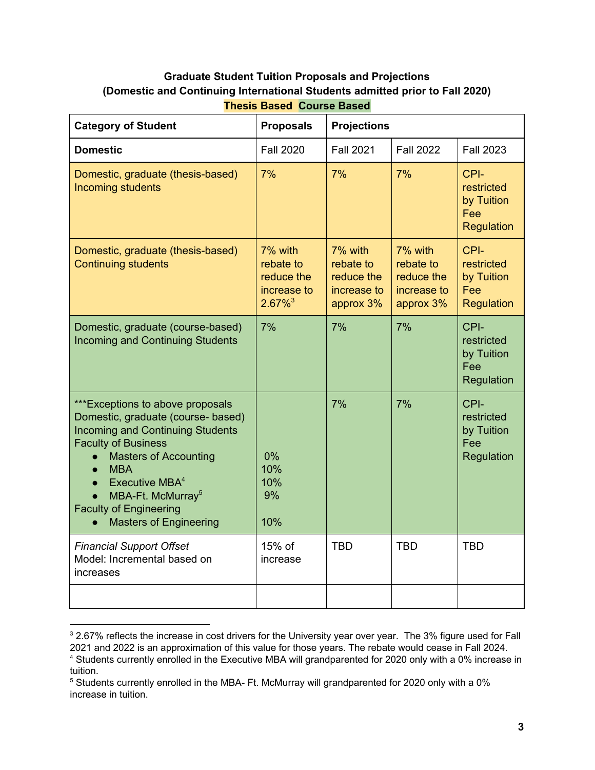**Graduate Student Tuition Proposals and Projections**
**(Domestic and Continuing International Students admitted prior to Fall 2020)**
**Thesis Based Course Based**

| Category of Student | Proposals | Projections | | |
|---|---|---|---|---|
| **Domestic** | Fall 2020 | Fall 2021 | Fall 2022 | Fall 2023 |
| Domestic, graduate (thesis-based) Incoming students | 7% | 7% | 7% | CPI-restricted by Tuition Fee Regulation |
| Domestic, graduate (thesis-based) Continuing students | 7% with rebate to reduce the increase to 2.67%[3] | 7% with rebate to reduce the increase to approx 3% | 7% with rebate to reduce the increase to approx 3% | CPI-restricted by Tuition Fee Regulation |
| Domestic, graduate (course-based) Incoming and Continuing Students | 7% | 7% | 7% | CPI-restricted by Tuition Fee Regulation |
| ***Exceptions to above proposals Domestic, graduate (course- based) Incoming and Continuing Students<br>Faculty of Business<br>• Masters of Accounting<br>• MBA<br>• Executive MBA[4]<br>• MBA-Ft. McMurray[5]<br>Faculty of Engineering<br>• Masters of Engineering | <br><br><br><br>0%<br>10%<br>10%<br>9%<br><br>10% | 7% | 7% | CPI-restricted by Tuition Fee Regulation |
| *Financial Support Offset*<br>Model: Incremental based on increases | 15% of increase | TBD | TBD | TBD |
| | | | | |

[3] 2.67% reflects the increase in cost drivers for the University year over year. The 3% figure used for Fall 2021 and 2022 is an approximation of this value for those years. The rebate would cease in Fall 2024.
[4] Students currently enrolled in the Executive MBA will grandparented for 2020 only with a 0% increase in tuition.
[5] Students currently enrolled in the MBA- Ft. McMurray will grandparented for 2020 only with a 0% increase in tuition.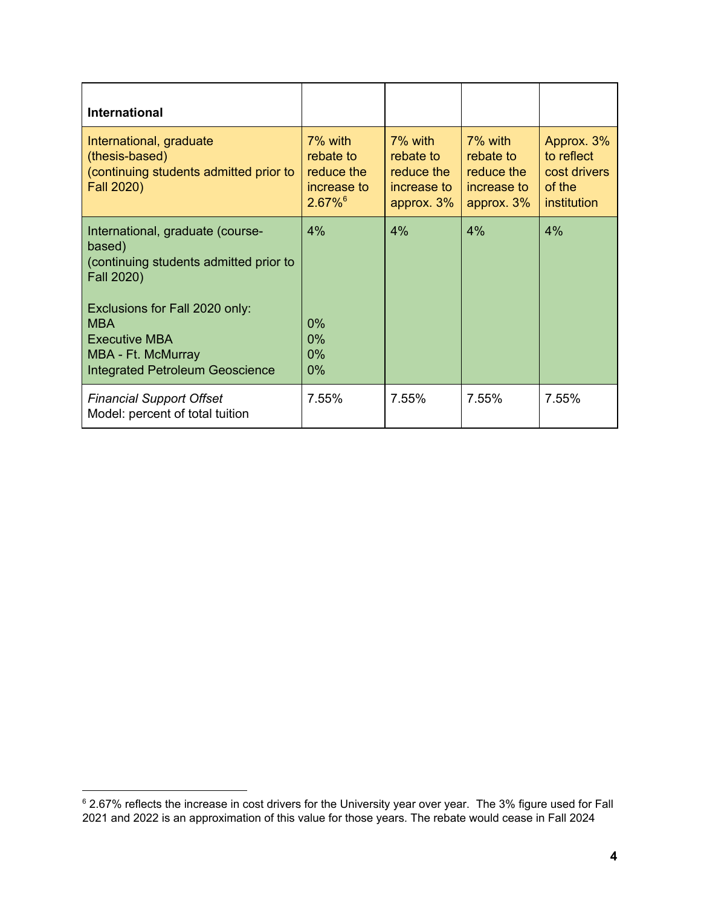| **International** | | | | |
|---|---|---|---|---|
| International, graduate (thesis-based) (continuing students admitted prior to Fall 2020) | 7% with rebate to reduce the increase to 2.67%[6] | 7% with rebate to reduce the increase to approx. 3% | 7% with rebate to reduce the increase to approx. 3% | Approx. 3% to reflect cost drivers of the institution |
| International, graduate (course-based) (continuing students admitted prior to Fall 2020)<br><br>Exclusions for Fall 2020 only:<br>MBA<br>Executive MBA<br>MBA - Ft. McMurray<br>Integrated Petroleum Geoscience | 4%<br><br><br>0%<br>0%<br>0%<br>0% | 4% | 4% | 4% |
| *Financial Support Offset*<br>Model: percent of total tuition | 7.55% | 7.55% | 7.55% | 7.55% |

[6] 2.67% reflects the increase in cost drivers for the University year over year. The 3% figure used for Fall 2021 and 2022 is an approximation of this value for those years. The rebate would cease in Fall 2024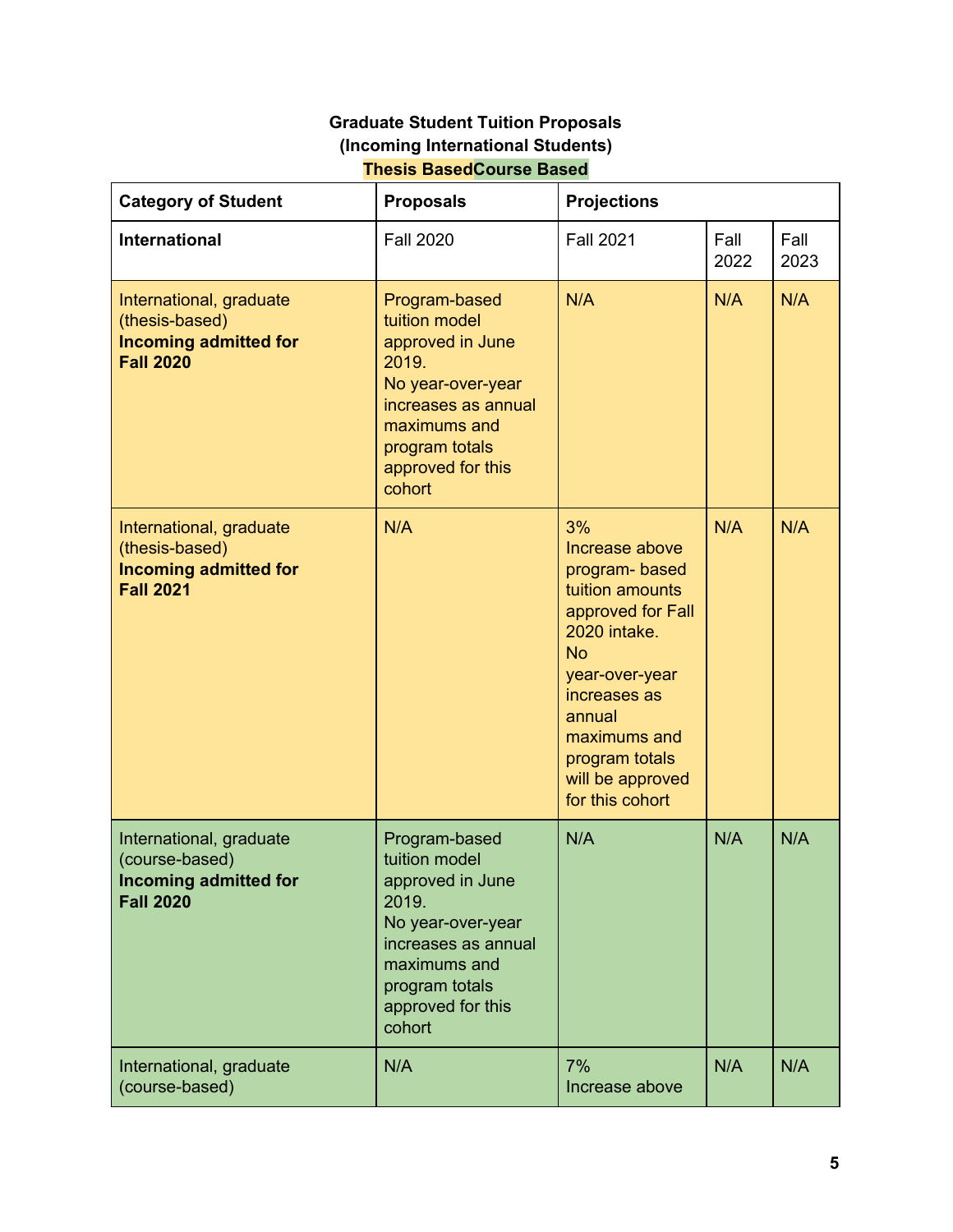**Graduate Student Tuition Proposals**
**(Incoming International Students)**
**Thesis Based Course Based**

| Category of Student | Proposals | Projections | | |
|---|---|---|---|---|
| **International** | Fall 2020 | Fall 2021 | Fall 2022 | Fall 2023 |
| International, graduate (thesis-based) **Incoming admitted for Fall 2020** | Program-based tuition model approved in June 2019. No year-over-year increases as annual maximums and program totals approved for this cohort | N/A | N/A | N/A |
| International, graduate (thesis-based) **Incoming admitted for Fall 2021** | N/A | 3% Increase above program- based tuition amounts approved for Fall 2020 intake. No year-over-year increases as annual maximums and program totals will be approved for this cohort | N/A | N/A |
| International, graduate (course-based) **Incoming admitted for Fall 2020** | Program-based tuition model approved in June 2019. No year-over-year increases as annual maximums and program totals approved for this cohort | N/A | N/A | N/A |
| International, graduate (course-based) | N/A | 7% Increase above | N/A | N/A |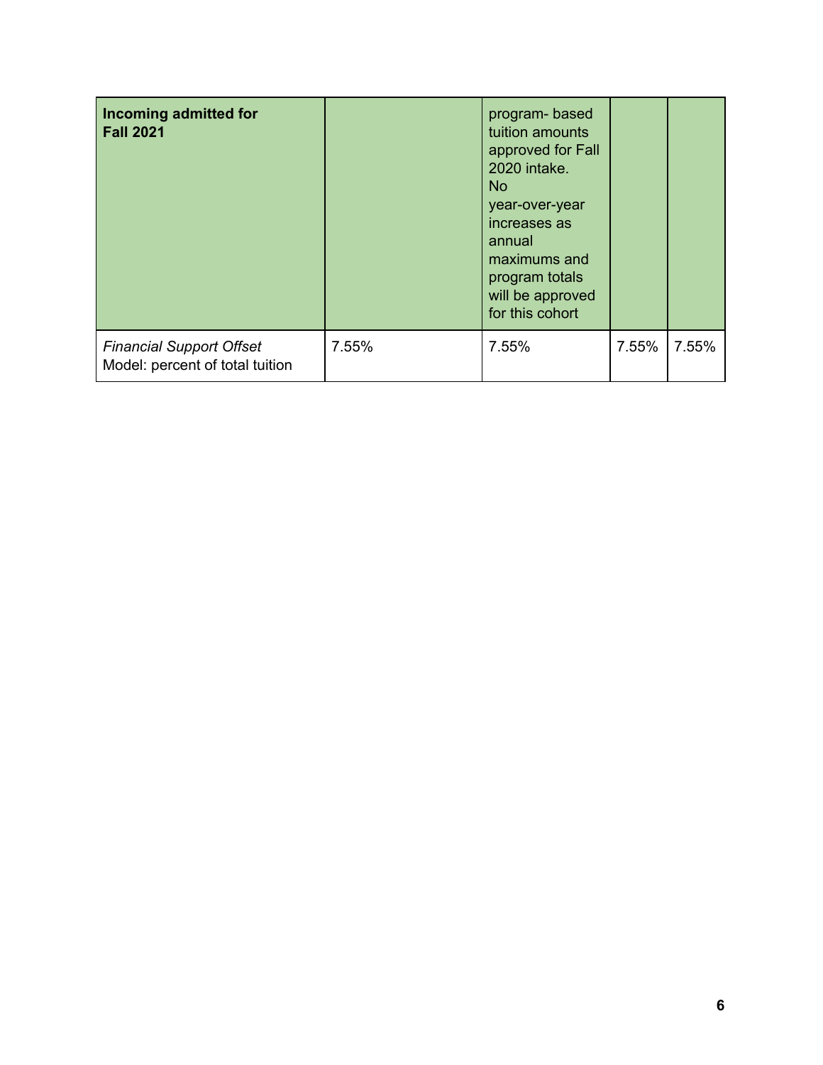| **Incoming admitted for Fall 2021** | | program- based tuition amounts approved for Fall 2020 intake. No year-over-year increases as annual maximums and program totals will be approved for this cohort | | |
|---|---|---|---|---|
| *Financial Support Offset* Model: percent of total tuition | 7.55% | 7.55% | 7.55% | 7.55% |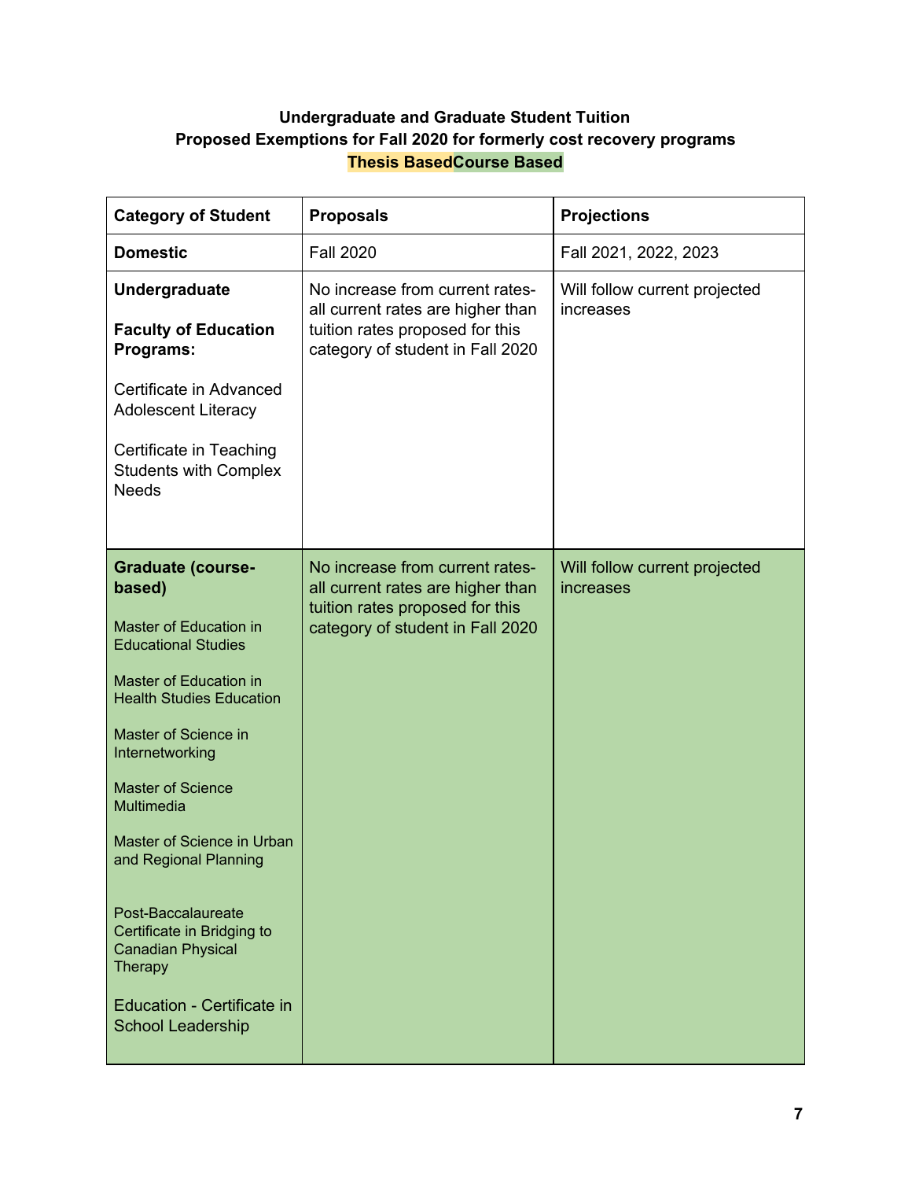**Undergraduate and Graduate Student Tuition**
**Proposed Exemptions for Fall 2020 for formerly cost recovery programs**
**Thesis Based Course Based**

| **Category of Student** | **Proposals** | **Projections** |
|---|---|---|
| **Domestic** | Fall 2020 | Fall 2021, 2022, 2023 |
| **Undergraduate**<br><br>**Faculty of Education Programs:**<br><br>Certificate in Advanced Adolescent Literacy<br><br>Certificate in Teaching Students with Complex Needs | No increase from current rates- all current rates are higher than tuition rates proposed for this category of student in Fall 2020 | Will follow current projected increases |
| **Graduate (course-based)**<br><br>Master of Education in Educational Studies<br><br>Master of Education in Health Studies Education<br><br>Master of Science in Internetworking<br><br>Master of Science Multimedia<br><br>Master of Science in Urban and Regional Planning<br><br>Post-Baccalaureate Certificate in Bridging to Canadian Physical Therapy<br><br>Education - Certificate in School Leadership | No increase from current rates- all current rates are higher than tuition rates proposed for this category of student in Fall 2020 | Will follow current projected increases |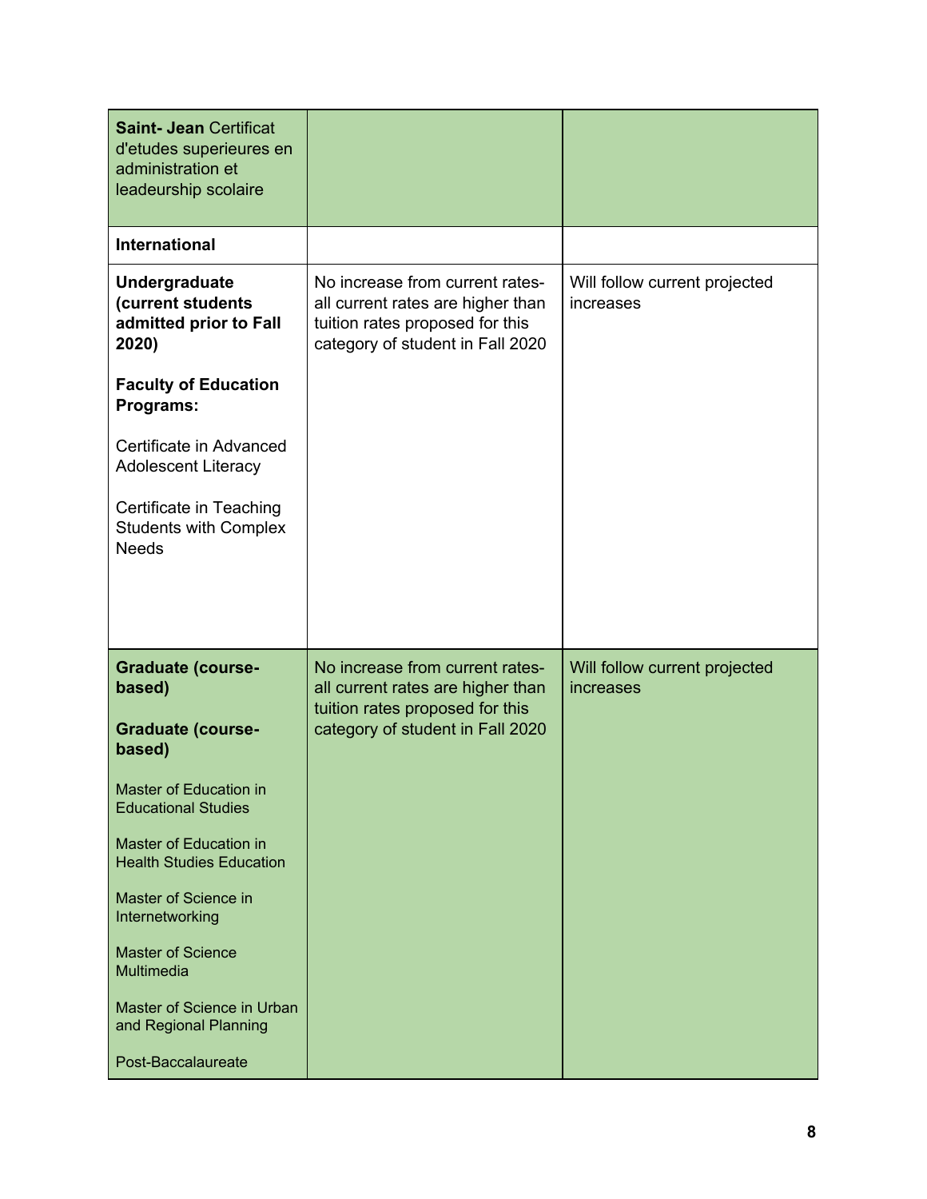| | | |
|---|---|---|
| **Saint- Jean** Certificat d'etudes superieures en administration et leadeurship scolaire | | |
| **International** | | |
| **Undergraduate (current students admitted prior to Fall 2020)**<br><br>**Faculty of Education Programs:**<br><br>Certificate in Advanced Adolescent Literacy<br><br>Certificate in Teaching Students with Complex Needs | No increase from current rates- all current rates are higher than tuition rates proposed for this category of student in Fall 2020 | Will follow current projected increases |
| **Graduate (course-based)**<br><br>**Graduate (course-based)**<br><br>Master of Education in Educational Studies<br><br>Master of Education in Health Studies Education<br><br>Master of Science in Internetworking<br><br>Master of Science Multimedia<br><br>Master of Science in Urban and Regional Planning<br><br>Post-Baccalaureate | No increase from current rates- all current rates are higher than tuition rates proposed for this category of student in Fall 2020 | Will follow current projected increases |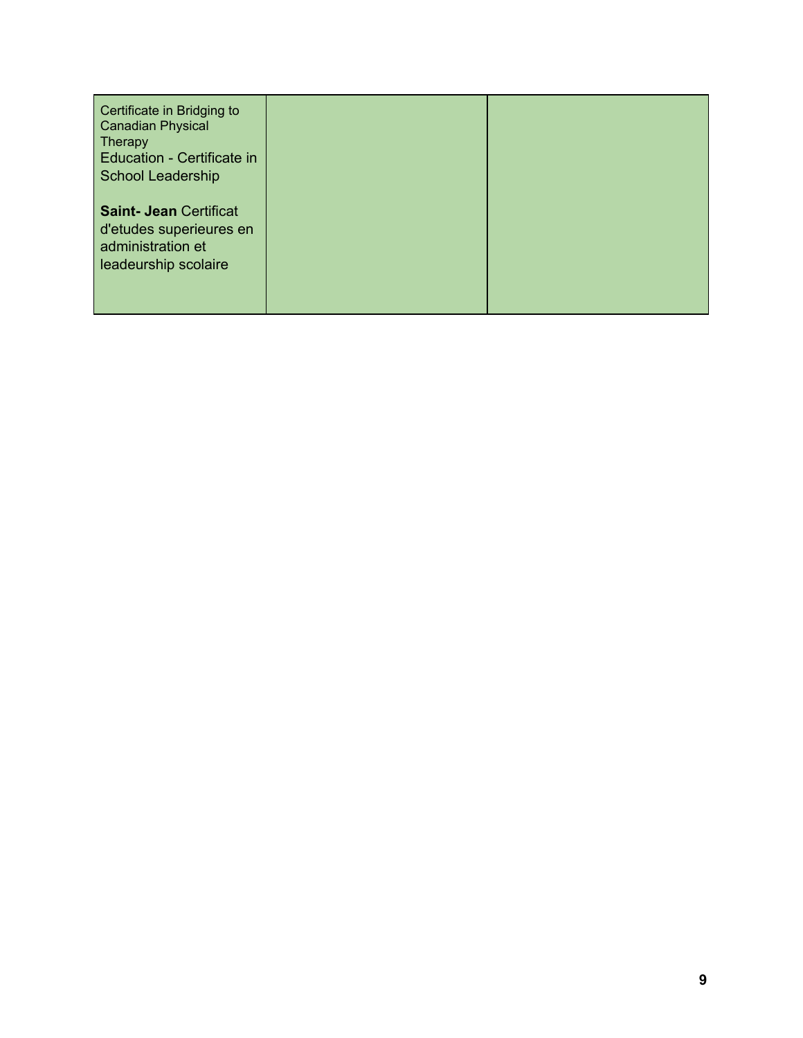| | | |
|---|---|---|
| Certificate in Bridging to Canadian Physical Therapy<br>Education - Certificate in School Leadership<br><br>**Saint- Jean** Certificat d'etudes superieures en administration et leadeurship scolaire | | |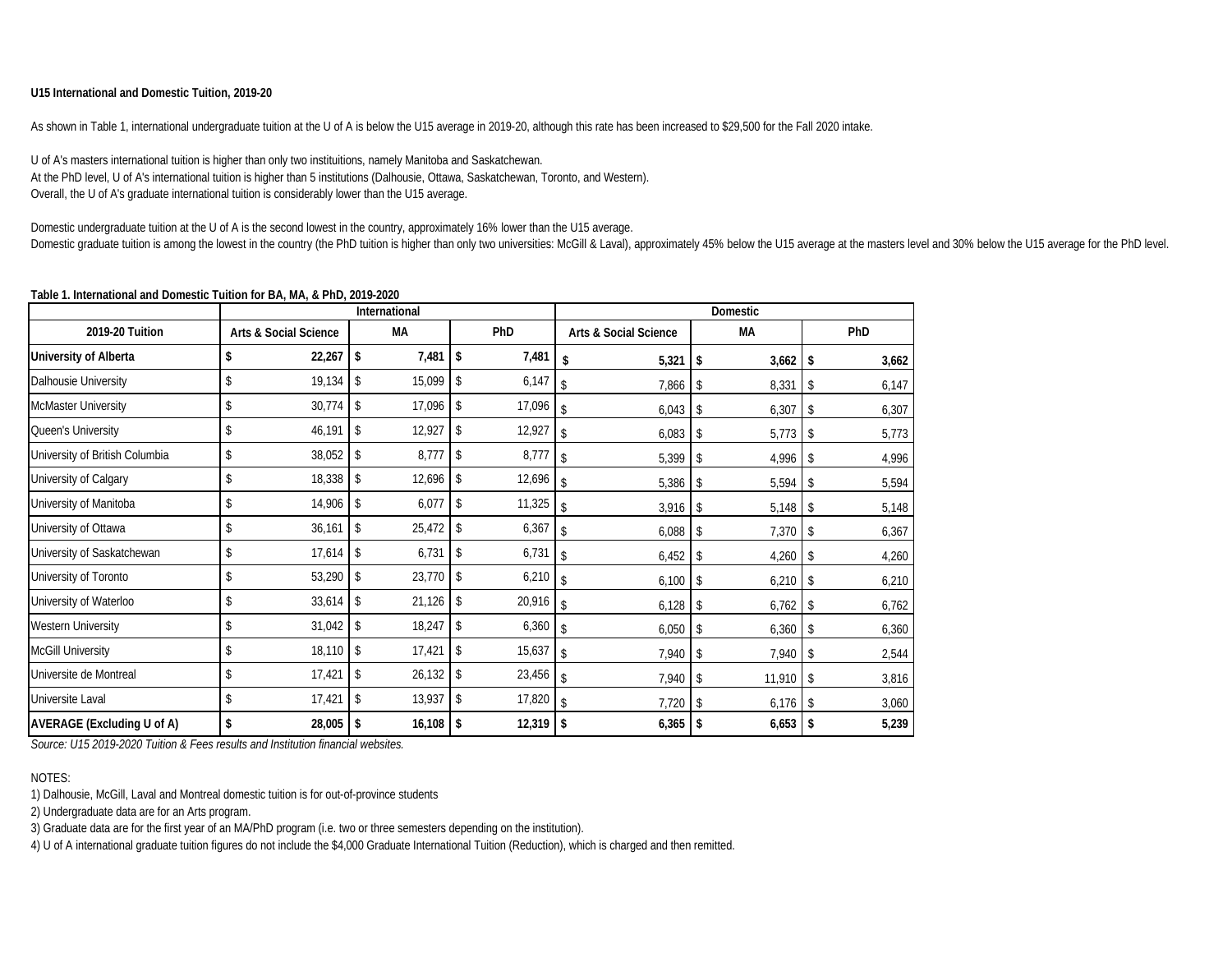**U15 International and Domestic Tuition, 2019-20**

As shown in Table 1, international undergraduate tuition at the U of A is below the U15 average in 2019-20, although this rate has been increased to $29,500 for the Fall 2020 intake.

U of A's masters international tuition is higher than only two instituitions, namely Manitoba and Saskatchewan.
At the PhD level, U of A's international tuition is higher than 5 institutions (Dalhousie, Ottawa, Saskatchewan, Toronto, and Western).
Overall, the U of A's graduate international tuition is considerably lower than the U15 average.

Domestic undergraduate tuition at the U of A is the second lowest in the country, approximately 16% lower than the U15 average.
Domestic graduate tuition is among the lowest in the country (the PhD tuition is higher than only two universities: McGill & Laval), approximately 45% below the U15 average at the masters level and 30% below the U15 average for the PhD level.

**Table 1. International and Domestic Tuition for BA, MA, & PhD, 2019-2020**

| | International | | | Domestic | | |
|---|---|---|---|---|---|---|
| **2019-20 Tuition** | **Arts & Social Science** | **MA** | **PhD** | **Arts & Social Science** | **MA** | **PhD** |
| **University of Alberta** | **$ 22,267** | **$ 7,481** | **$ 7,481** | **$ 5,321** | **$ 3,662** | **$ 3,662** |
| Dalhousie University | $ 19,134 | $ 15,099 | $ 6,147 | $ 7,866 | $ 8,331 | $ 6,147 |
| McMaster University | $ 30,774 | $ 17,096 | $ 17,096 | $ 6,043 | $ 6,307 | $ 6,307 |
| Queen's University | $ 46,191 | $ 12,927 | $ 12,927 | $ 6,083 | $ 5,773 | $ 5,773 |
| University of British Columbia | $ 38,052 | $ 8,777 | $ 8,777 | $ 5,399 | $ 4,996 | $ 4,996 |
| University of Calgary | $ 18,338 | $ 12,696 | $ 12,696 | $ 5,386 | $ 5,594 | $ 5,594 |
| University of Manitoba | $ 14,906 | $ 6,077 | $ 11,325 | $ 3,916 | $ 5,148 | $ 5,148 |
| University of Ottawa | $ 36,161 | $ 25,472 | $ 6,367 | $ 6,088 | $ 7,370 | $ 6,367 |
| University of Saskatchewan | $ 17,614 | $ 6,731 | $ 6,731 | $ 6,452 | $ 4,260 | $ 4,260 |
| University of Toronto | $ 53,290 | $ 23,770 | $ 6,210 | $ 6,100 | $ 6,210 | $ 6,210 |
| University of Waterloo | $ 33,614 | $ 21,126 | $ 20,916 | $ 6,128 | $ 6,762 | $ 6,762 |
| Western University | $ 31,042 | $ 18,247 | $ 6,360 | $ 6,050 | $ 6,360 | $ 6,360 |
| McGill University | $ 18,110 | $ 17,421 | $ 15,637 | $ 7,940 | $ 7,940 | $ 2,544 |
| Universite de Montreal | $ 17,421 | $ 26,132 | $ 23,456 | $ 7,940 | $ 11,910 | $ 3,816 |
| Universite Laval | $ 17,421 | $ 13,937 | $ 17,820 | $ 7,720 | $ 6,176 | $ 3,060 |
| **AVERAGE (Excluding U of A)** | **$ 28,005** | **$ 16,108** | **$ 12,319** | **$ 6,365** | **$ 6,653** | **$ 5,239** |

*Source: U15 2019-2020 Tuition & Fees results and Institution financial websites.*

NOTES:

1) Dalhousie, McGill, Laval and Montreal domestic tuition is for out-of-province students
2) Undergraduate data are for an Arts program.
3) Graduate data are for the first year of an MA/PhD program (i.e. two or three semesters depending on the institution).
4) U of A international graduate tuition figures do not include the $4,000 Graduate International Tuition (Reduction), which is charged and then remitted.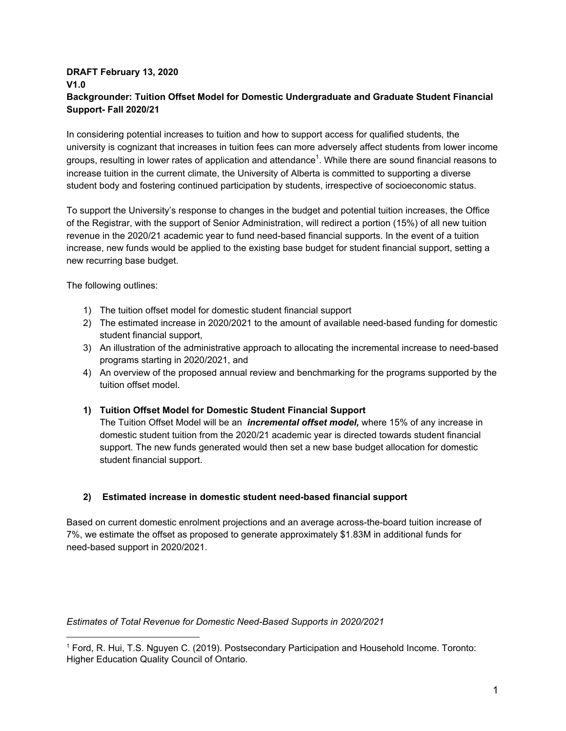**DRAFT February 13, 2020**
**V1.0**
**Backgrounder: Tuition Offset Model for Domestic Undergraduate and Graduate Student Financial Support- Fall 2020/21**

In considering potential increases to tuition and how to support access for qualified students, the university is cognizant that increases in tuition fees can more adversely affect students from lower income groups, resulting in lower rates of application and attendance[1]. While there are sound financial reasons to increase tuition in the current climate, the University of Alberta is committed to supporting a diverse student body and fostering continued participation by students, irrespective of socioeconomic status.

To support the University's response to changes in the budget and potential tuition increases, the Office of the Registrar, with the support of Senior Administration, will redirect a portion (15%) of all new tuition revenue in the 2020/21 academic year to fund need-based financial supports. In the event of a tuition increase, new funds would be applied to the existing base budget for student financial support, setting a new recurring base budget.

The following outlines:

1) The tuition offset model for domestic student financial support
2) The estimated increase in 2020/2021 to the amount of available need-based funding for domestic student financial support,
3) An illustration of the administrative approach to allocating the incremental increase to need-based programs starting in 2020/2021, and
4) An overview of the proposed annual review and benchmarking for the programs supported by the tuition offset model.

**1) Tuition Offset Model for Domestic Student Financial Support**

The Tuition Offset Model will be an ***incremental offset model,*** where 15% of any increase in domestic student tuition from the 2020/21 academic year is directed towards student financial support. The new funds generated would then set a new base budget allocation for domestic student financial support.

**2) Estimated increase in domestic student need-based financial support**

Based on current domestic enrolment projections and an average across-the-board tuition increase of 7%, we estimate the offset as proposed to generate approximately $1.83M in additional funds for need-based support in 2020/2021.

*Estimates of Total Revenue for Domestic Need-Based Supports in 2020/2021*

[1] Ford, R. Hui, T.S. Nguyen C. (2019). Postsecondary Participation and Household Income. Toronto: Higher Education Quality Council of Ontario.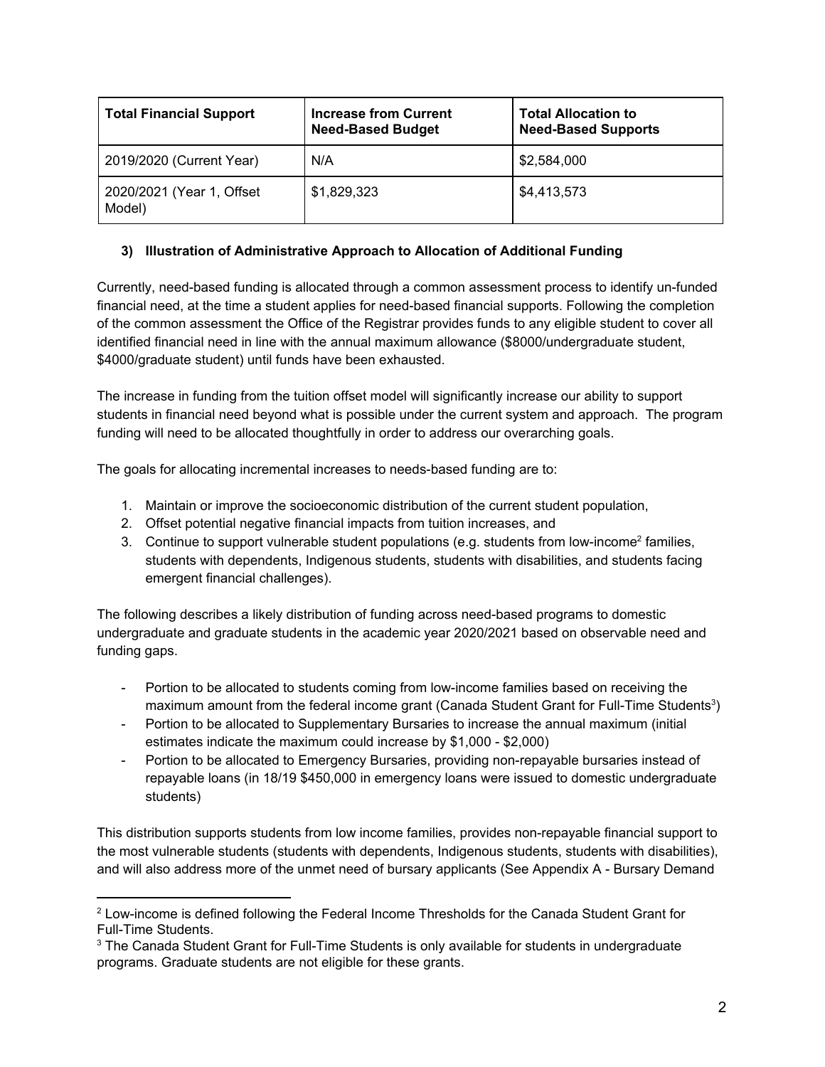| Total Financial Support | Increase from Current Need-Based Budget | Total Allocation to Need-Based Supports |
| --- | --- | --- |
| 2019/2020 (Current Year) | N/A | $2,584,000 |
| 2020/2021 (Year 1, Offset Model) | $1,829,323 | $4,413,573 |

### 3) Illustration of Administrative Approach to Allocation of Additional Funding

Currently, need-based funding is allocated through a common assessment process to identify un-funded financial need, at the time a student applies for need-based financial supports. Following the completion of the common assessment the Office of the Registrar provides funds to any eligible student to cover all identified financial need in line with the annual maximum allowance ($8000/undergraduate student, $4000/graduate student) until funds have been exhausted.

The increase in funding from the tuition offset model will significantly increase our ability to support students in financial need beyond what is possible under the current system and approach. The program funding will need to be allocated thoughtfully in order to address our overarching goals.

The goals for allocating incremental increases to needs-based funding are to:

1. Maintain or improve the socioeconomic distribution of the current student population,
2. Offset potential negative financial impacts from tuition increases, and
3. Continue to support vulnerable student populations (e.g. students from low-income[2] families, students with dependents, Indigenous students, students with disabilities, and students facing emergent financial challenges).

The following describes a likely distribution of funding across need-based programs to domestic undergraduate and graduate students in the academic year 2020/2021 based on observable need and funding gaps.

- Portion to be allocated to students coming from low-income families based on receiving the maximum amount from the federal income grant (Canada Student Grant for Full-Time Students[3])
- Portion to be allocated to Supplementary Bursaries to increase the annual maximum (initial estimates indicate the maximum could increase by $1,000 - $2,000)
- Portion to be allocated to Emergency Bursaries, providing non-repayable bursaries instead of repayable loans (in 18/19 $450,000 in emergency loans were issued to domestic undergraduate students)

This distribution supports students from low income families, provides non-repayable financial support to the most vulnerable students (students with dependents, Indigenous students, students with disabilities), and will also address more of the unmet need of bursary applicants (See Appendix A - Bursary Demand

[2] Low-income is defined following the Federal Income Thresholds for the Canada Student Grant for Full-Time Students.

[3] The Canada Student Grant for Full-Time Students is only available for students in undergraduate programs. Graduate students are not eligible for these grants.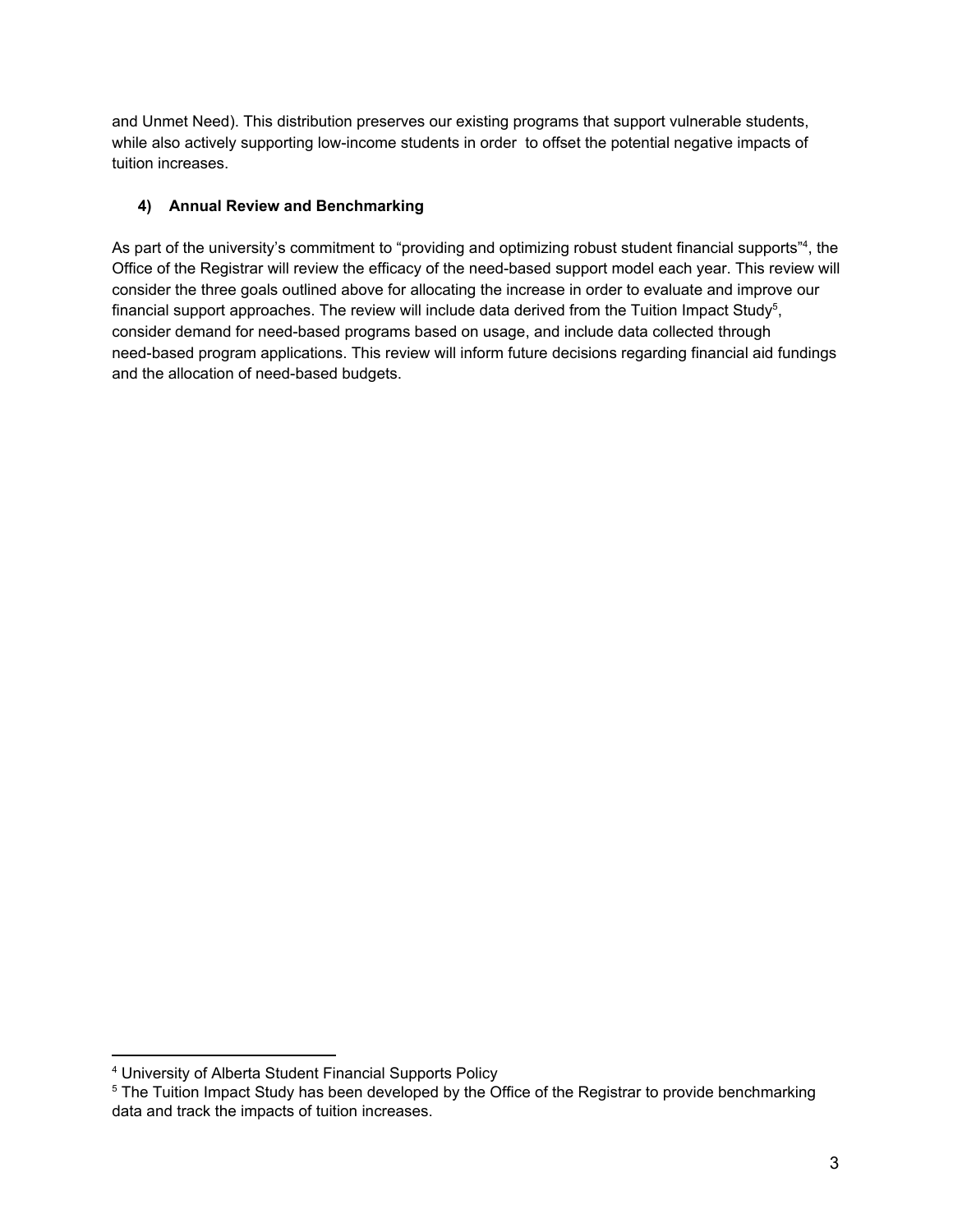and Unmet Need). This distribution preserves our existing programs that support vulnerable students, while also actively supporting low-income students in order to offset the potential negative impacts of tuition increases.

#### 4) Annual Review and Benchmarking

As part of the university's commitment to "providing and optimizing robust student financial supports"[4], the Office of the Registrar will review the efficacy of the need-based support model each year. This review will consider the three goals outlined above for allocating the increase in order to evaluate and improve our financial support approaches. The review will include data derived from the Tuition Impact Study[5], consider demand for need-based programs based on usage, and include data collected through need-based program applications. This review will inform future decisions regarding financial aid fundings and the allocation of need-based budgets.

---

[4] University of Alberta Student Financial Supports Policy

[5] The Tuition Impact Study has been developed by the Office of the Registrar to provide benchmarking data and track the impacts of tuition increases.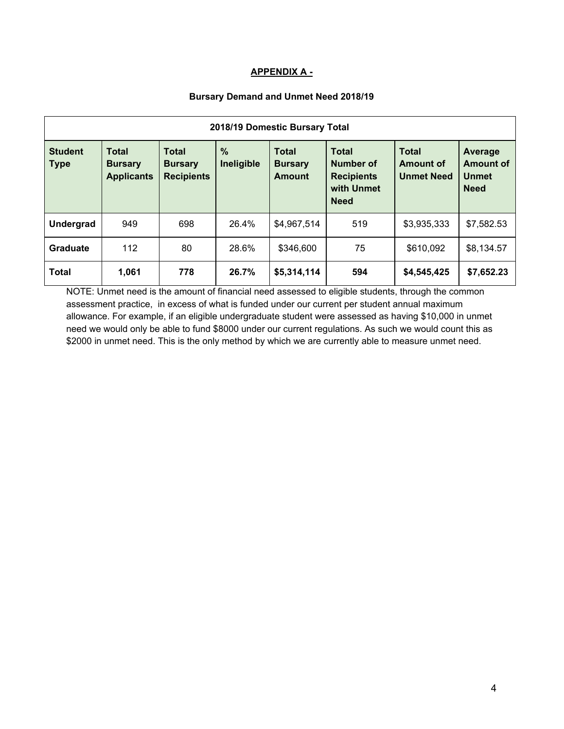## APPENDIX A -

### Bursary Demand and Unmet Need 2018/19

| 2018/19 Domestic Bursary Total | | | | | | | |
|---|---|---|---|---|---|---|---|
| **Student Type** | **Total Bursary Applicants** | **Total Bursary Recipients** | **% Ineligible** | **Total Bursary Amount** | **Total Number of Recipients with Unmet Need** | **Total Amount of Unmet Need** | **Average Amount of Unmet Need** |
| **Undergrad** | 949 | 698 | 26.4% | $4,967,514 | 519 | $3,935,333 | $7,582.53 |
| **Graduate** | 112 | 80 | 28.6% | $346,600 | 75 | $610,092 | $8,134.57 |
| **Total** | **1,061** | **778** | **26.7%** | **$5,314,114** | **594** | **$4,545,425** | **$7,652.23** |

NOTE: Unmet need is the amount of financial need assessed to eligible students, through the common assessment practice, in excess of what is funded under our current per student annual maximum allowance. For example, if an eligible undergraduate student were assessed as having $10,000 in unmet need we would only be able to fund $8000 under our current regulations. As such we would count this as $2000 in unmet need. This is the only method by which we are currently able to measure unmet need.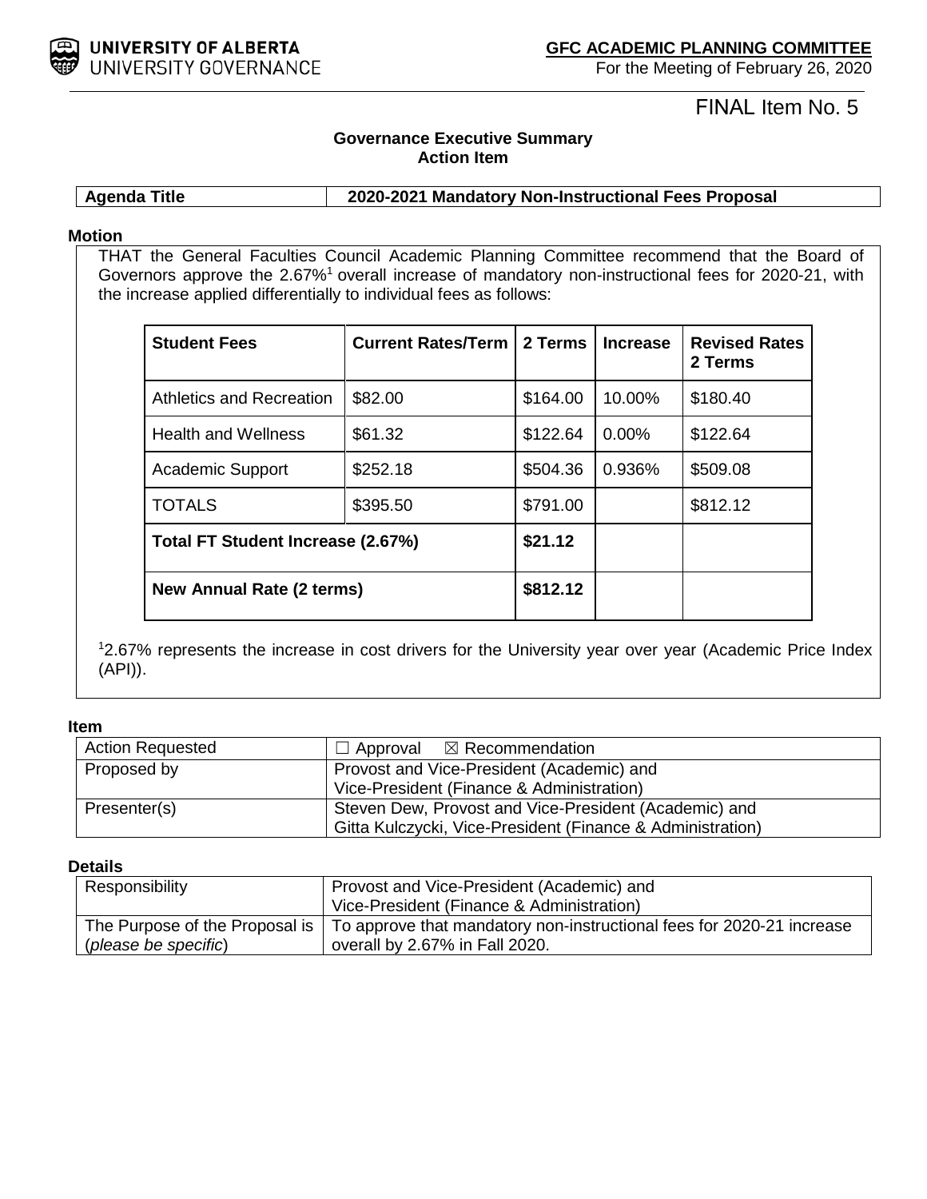**UNIVERSITY OF ALBERTA**
UNIVERSITY GOVERNANCE

**GFC ACADEMIC PLANNING COMMITTEE**
For the Meeting of February 26, 2020

FINAL Item No. 5

**Governance Executive Summary**
**Action Item**

| **Agenda Title** | **2020-2021 Mandatory Non-Instructional Fees Proposal** |
|---|---|

**Motion**

THAT the General Faculties Council Academic Planning Committee recommend that the Board of Governors approve the 2.67%[1] overall increase of mandatory non-instructional fees for 2020-21, with the increase applied differentially to individual fees as follows:

| **Student Fees** | **Current Rates/Term** | **2 Terms** | **Increase** | **Revised Rates 2 Terms** |
|---|---|---|---|---|
| Athletics and Recreation | $82.00 | $164.00 | 10.00% | $180.40 |
| Health and Wellness | $61.32 | $122.64 | 0.00% | $122.64 |
| Academic Support | $252.18 | $504.36 | 0.936% | $509.08 |
| TOTALS | $395.50 | $791.00 | | $812.12 |
| **Total FT Student Increase (2.67%)** | | **$21.12** | | |
| **New Annual Rate (2 terms)** | | **$812.12** | | |

[1]2.67% represents the increase in cost drivers for the University year over year (Academic Price Index (API)).

**Item**

| Action Requested | ☐ Approval ☒ Recommendation |
|---|---|
| Proposed by | Provost and Vice-President (Academic) and Vice-President (Finance & Administration) |
| Presenter(s) | Steven Dew, Provost and Vice-President (Academic) and Gitta Kulczycki, Vice-President (Finance & Administration) |

**Details**

| Responsibility | Provost and Vice-President (Academic) and Vice-President (Finance & Administration) |
|---|---|
| The Purpose of the Proposal is (*please be specific*) | To approve that mandatory non-instructional fees for 2020-21 increase overall by 2.67% in Fall 2020. |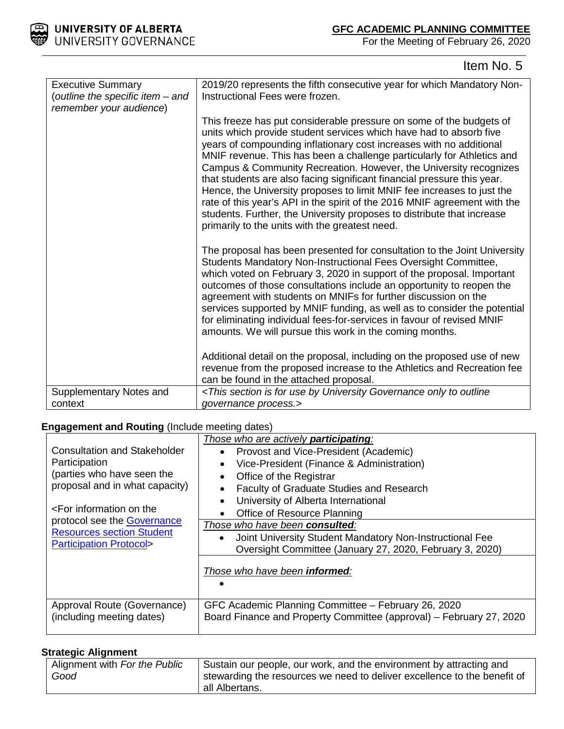Item No. 5

| Executive Summary (*outline the specific item – and remember your audience*) | 2019/20 represents the fifth consecutive year for which Mandatory Non-Instructional Fees were frozen.<br><br>This freeze has put considerable pressure on some of the budgets of units which provide student services which have had to absorb five years of compounding inflationary cost increases with no additional MNIF revenue. This has been a challenge particularly for Athletics and Campus & Community Recreation. However, the University recognizes that students are also facing significant financial pressure this year. Hence, the University proposes to limit MNIF fee increases to just the rate of this year's API in the spirit of the 2016 MNIF agreement with the students. Further, the University proposes to distribute that increase primarily to the units with the greatest need.<br><br>The proposal has been presented for consultation to the Joint University Students Mandatory Non-Instructional Fees Oversight Committee, which voted on February 3, 2020 in support of the proposal. Important outcomes of those consultations include an opportunity to reopen the agreement with students on MNIFs for further discussion on the services supported by MNIF funding, as well as to consider the potential for eliminating individual fees-for-services in favour of revised MNIF amounts. We will pursue this work in the coming months.<br><br>Additional detail on the proposal, including on the proposed use of new revenue from the proposed increase to the Athletics and Recreation fee can be found in the attached proposal. |
|---|---|
| Supplementary Notes and context | *<This section is for use by University Governance only to outline governance process.>* |

**Engagement and Routing** (Include meeting dates)

| Consultation and Stakeholder Participation (parties who have seen the proposal and in what capacity)<br><br><For information on the protocol see the Governance Resources section Student Participation Protocol> | *Those who are actively **participating**:*<br>• Provost and Vice-President (Academic)<br>• Vice-President (Finance & Administration)<br>• Office of the Registrar<br>• Faculty of Graduate Studies and Research<br>• University of Alberta International<br>• Office of Resource Planning<br><br>*Those who have been **consulted**:*<br>• Joint University Student Mandatory Non-Instructional Fee Oversight Committee (January 27, 2020, February 3, 2020)<br><br>*Those who have been **informed**:*<br>• |
|---|---|
| Approval Route (Governance) (including meeting dates) | GFC Academic Planning Committee – February 26, 2020<br>Board Finance and Property Committee (approval) – February 27, 2020 |

**Strategic Alignment**

| Alignment with *For the Public Good* | Sustain our people, our work, and the environment by attracting and stewarding the resources we need to deliver excellence to the benefit of all Albertans. |
|---|---|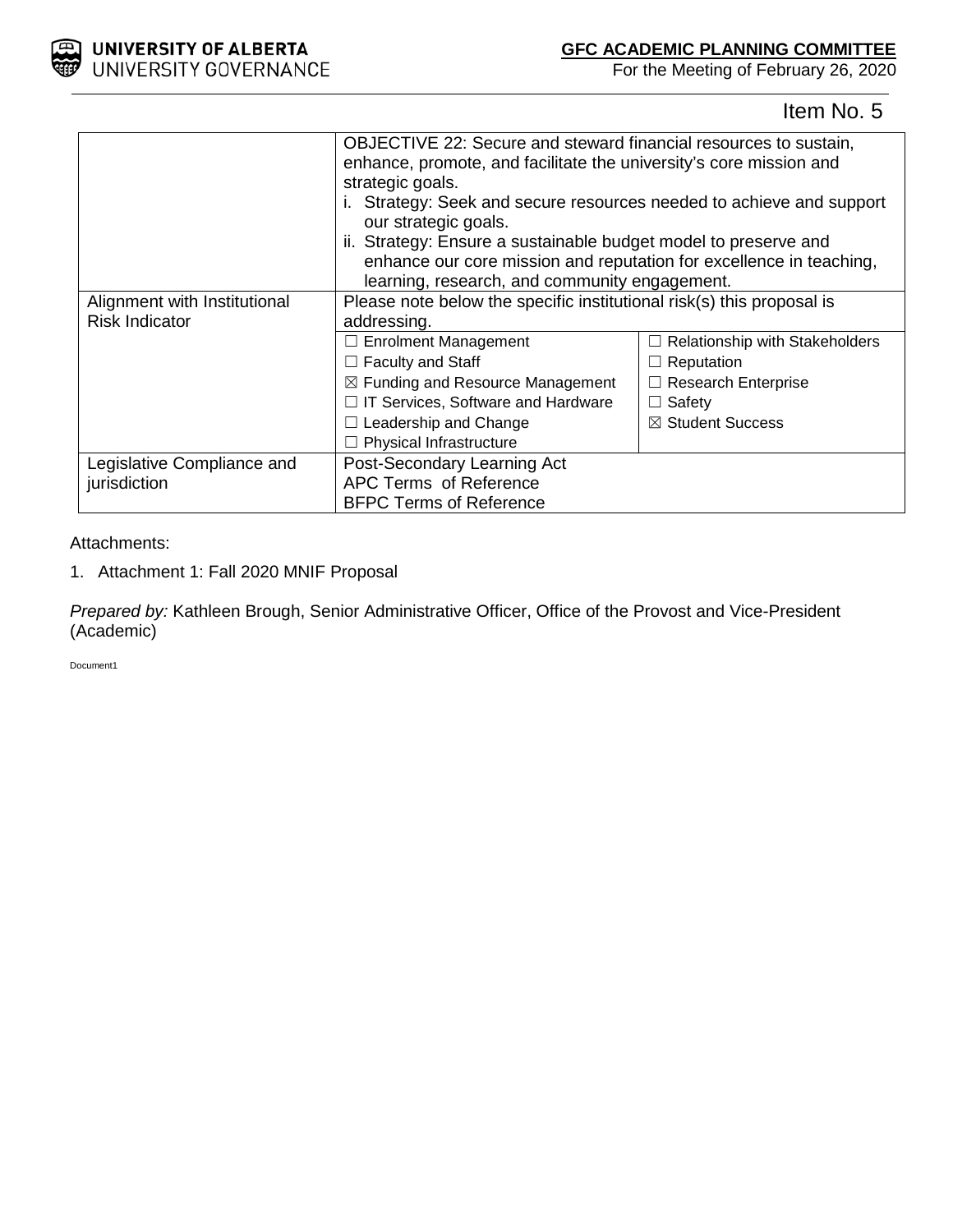Item No. 5

| | | |
|---|---|---|
| | OBJECTIVE 22: Secure and steward financial resources to sustain, enhance, promote, and facilitate the university's core mission and strategic goals.<br>i. Strategy: Seek and secure resources needed to achieve and support our strategic goals.<br>ii. Strategy: Ensure a sustainable budget model to preserve and enhance our core mission and reputation for excellence in teaching, learning, research, and community engagement. | |
| Alignment with Institutional Risk Indicator | Please note below the specific institutional risk(s) this proposal is addressing. | |
| | ☐ Enrolment Management<br>☐ Faculty and Staff<br>☒ Funding and Resource Management<br>☐ IT Services, Software and Hardware<br>☐ Leadership and Change<br>☐ Physical Infrastructure | ☐ Relationship with Stakeholders<br>☐ Reputation<br>☐ Research Enterprise<br>☐ Safety<br>☒ Student Success |
| Legislative Compliance and jurisdiction | Post-Secondary Learning Act<br>APC Terms of Reference<br>BFPC Terms of Reference | |

Attachments:

1. Attachment 1: Fall 2020 MNIF Proposal

*Prepared by:* Kathleen Brough, Senior Administrative Officer, Office of the Provost and Vice-President (Academic)

Document1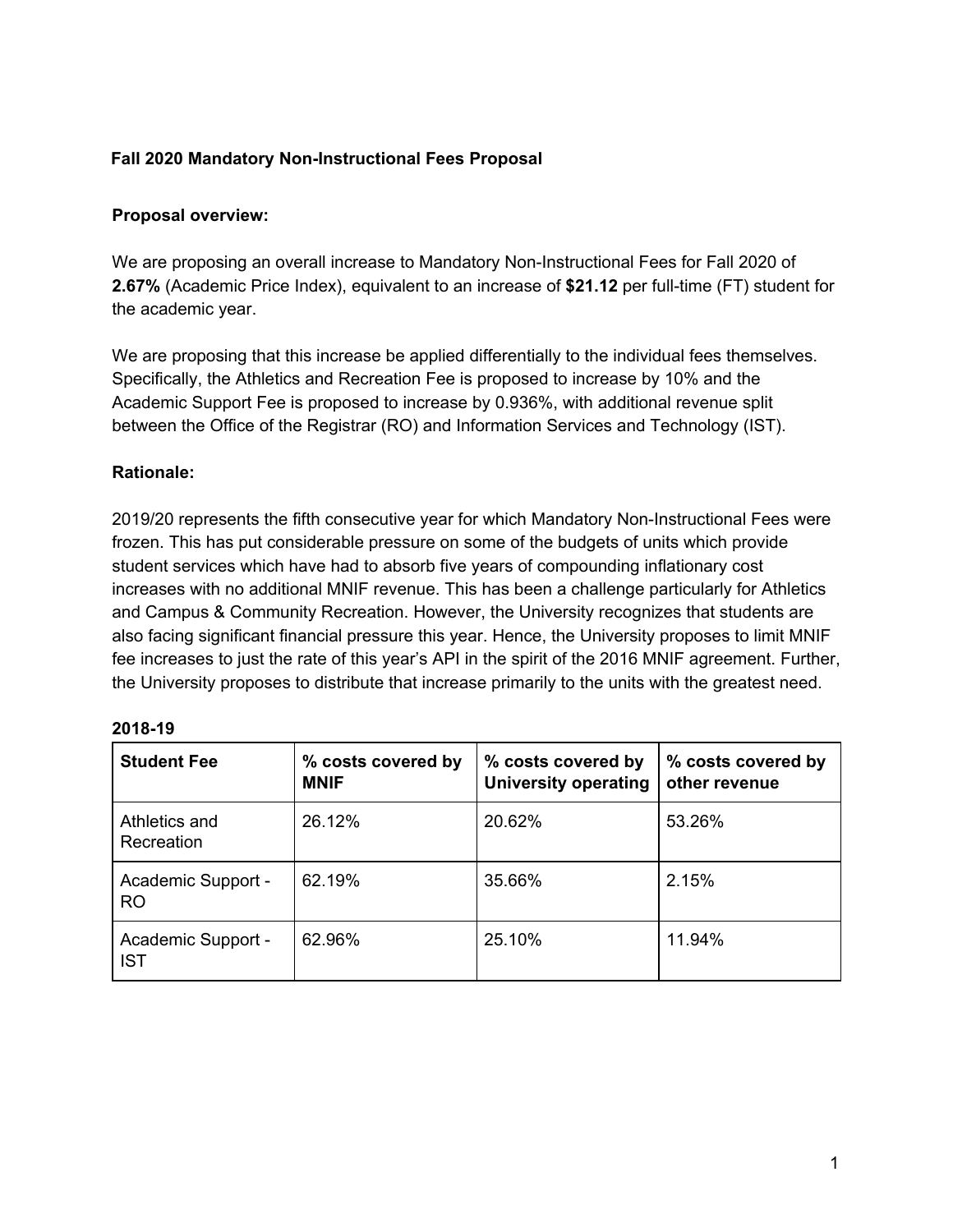**Fall 2020 Mandatory Non-Instructional Fees Proposal**

**Proposal overview:**

We are proposing an overall increase to Mandatory Non-Instructional Fees for Fall 2020 of **2.67%** (Academic Price Index), equivalent to an increase of **$21.12** per full-time (FT) student for the academic year.

We are proposing that this increase be applied differentially to the individual fees themselves. Specifically, the Athletics and Recreation Fee is proposed to increase by 10% and the Academic Support Fee is proposed to increase by 0.936%, with additional revenue split between the Office of the Registrar (RO) and Information Services and Technology (IST).

**Rationale:**

2019/20 represents the fifth consecutive year for which Mandatory Non-Instructional Fees were frozen. This has put considerable pressure on some of the budgets of units which provide student services which have had to absorb five years of compounding inflationary cost increases with no additional MNIF revenue. This has been a challenge particularly for Athletics and Campus & Community Recreation. However, the University recognizes that students are also facing significant financial pressure this year. Hence, the University proposes to limit MNIF fee increases to just the rate of this year's API in the spirit of the 2016 MNIF agreement. Further, the University proposes to distribute that increase primarily to the units with the greatest need.

**2018-19**

| Student Fee | % costs covered by MNIF | % costs covered by University operating | % costs covered by other revenue |
|---|---|---|---|
| Athletics and Recreation | 26.12% | 20.62% | 53.26% |
| Academic Support - RO | 62.19% | 35.66% | 2.15% |
| Academic Support - IST | 62.96% | 25.10% | 11.94% |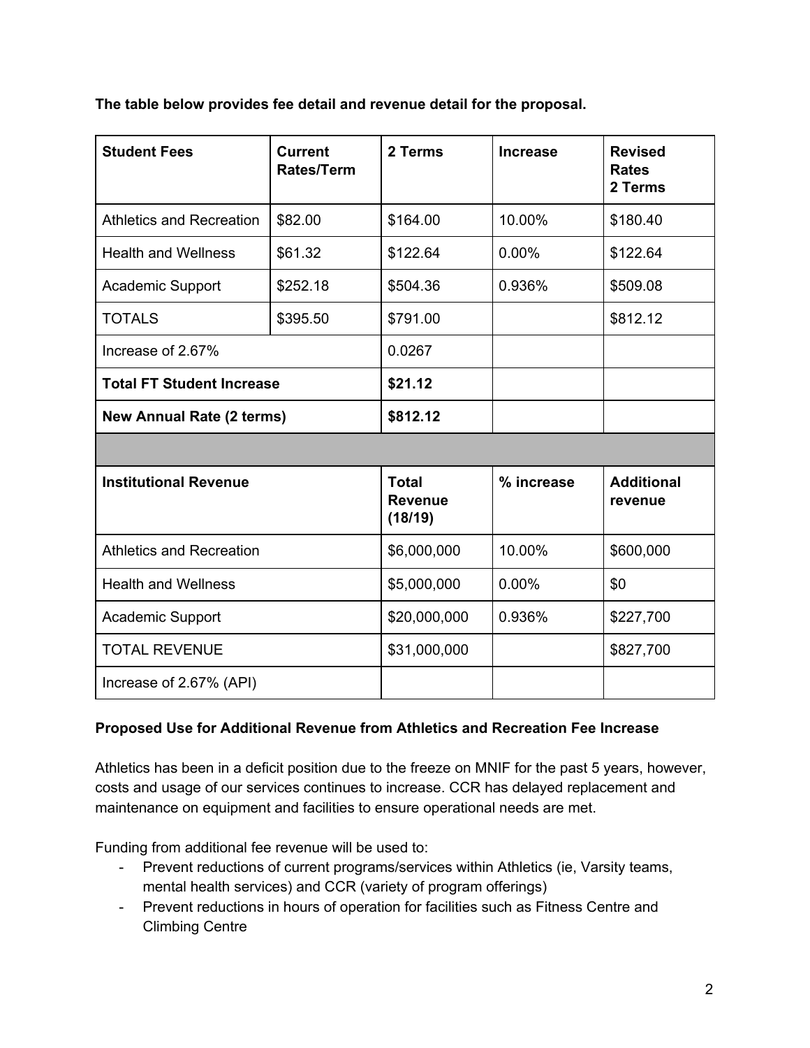**The table below provides fee detail and revenue detail for the proposal.**

| **Student Fees** | **Current Rates/Term** | **2 Terms** | **Increase** | **Revised Rates 2 Terms** |
|---|---|---|---|---|
| Athletics and Recreation | $82.00 | $164.00 | 10.00% | $180.40 |
| Health and Wellness | $61.32 | $122.64 | 0.00% | $122.64 |
| Academic Support | $252.18 | $504.36 | 0.936% | $509.08 |
| TOTALS | $395.50 | $791.00 | | $812.12 |
| Increase of 2.67% | | 0.0267 | | |
| **Total FT Student Increase** | | **$21.12** | | |
| **New Annual Rate (2 terms)** | | **$812.12** | | |
| | | | | |
| **Institutional Revenue** | | **Total Revenue (18/19)** | **% increase** | **Additional revenue** |
| Athletics and Recreation | | $6,000,000 | 10.00% | $600,000 |
| Health and Wellness | | $5,000,000 | 0.00% | $0 |
| Academic Support | | $20,000,000 | 0.936% | $227,700 |
| TOTAL REVENUE | | $31,000,000 | | $827,700 |
| Increase of 2.67% (API) | | | | |

**Proposed Use for Additional Revenue from Athletics and Recreation Fee Increase**

Athletics has been in a deficit position due to the freeze on MNIF for the past 5 years, however, costs and usage of our services continues to increase. CCR has delayed replacement and maintenance on equipment and facilities to ensure operational needs are met.

Funding from additional fee revenue will be used to:

- Prevent reductions of current programs/services within Athletics (ie, Varsity teams, mental health services) and CCR (variety of program offerings)
- Prevent reductions in hours of operation for facilities such as Fitness Centre and Climbing Centre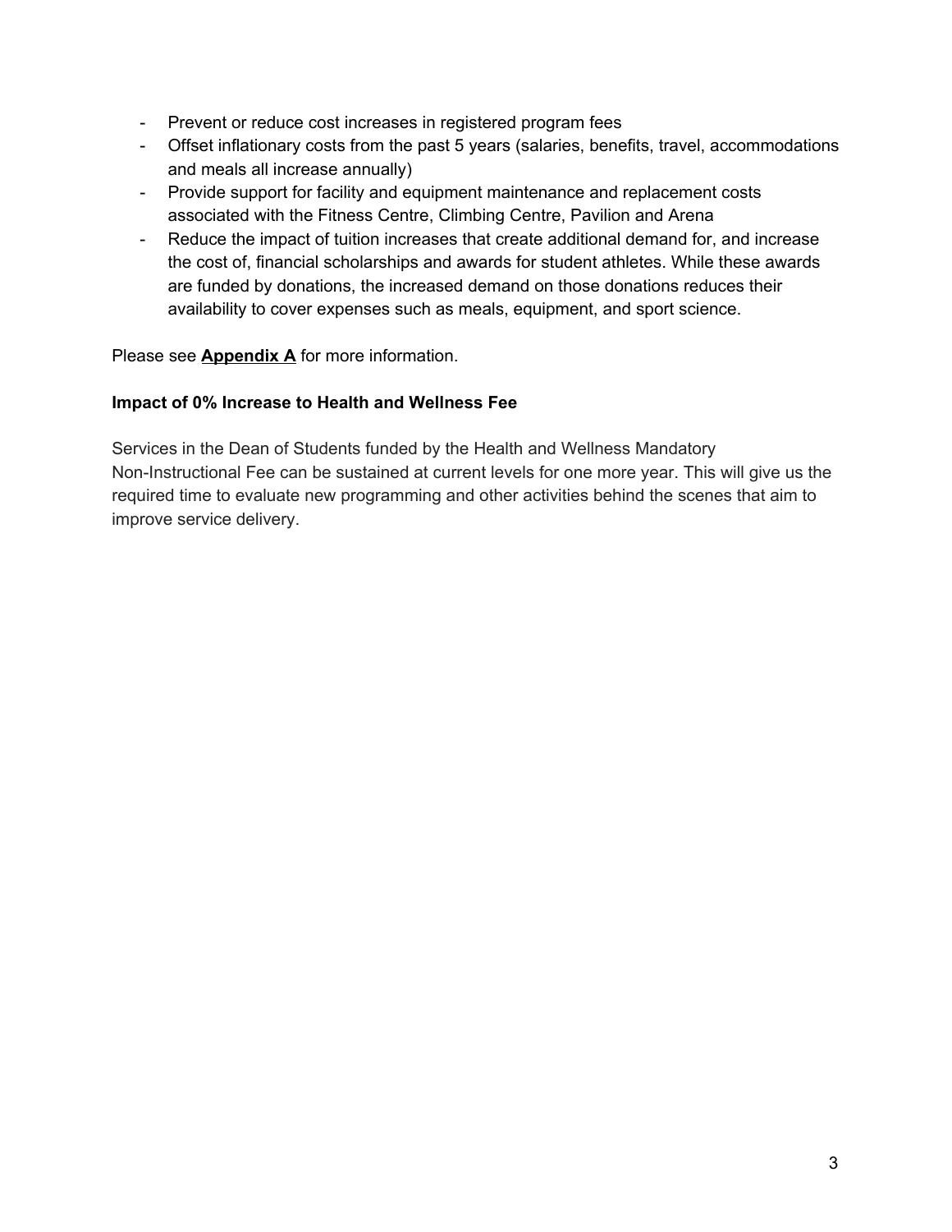- Prevent or reduce cost increases in registered program fees
- Offset inflationary costs from the past 5 years (salaries, benefits, travel, accommodations and meals all increase annually)
- Provide support for facility and equipment maintenance and replacement costs associated with the Fitness Centre, Climbing Centre, Pavilion and Arena
- Reduce the impact of tuition increases that create additional demand for, and increase the cost of, financial scholarships and awards for student athletes. While these awards are funded by donations, the increased demand on those donations reduces their availability to cover expenses such as meals, equipment, and sport science.

Please see **Appendix A** for more information.

**Impact of 0% Increase to Health and Wellness Fee**

Services in the Dean of Students funded by the Health and Wellness Mandatory Non-Instructional Fee can be sustained at current levels for one more year. This will give us the required time to evaluate new programming and other activities behind the scenes that aim to improve service delivery.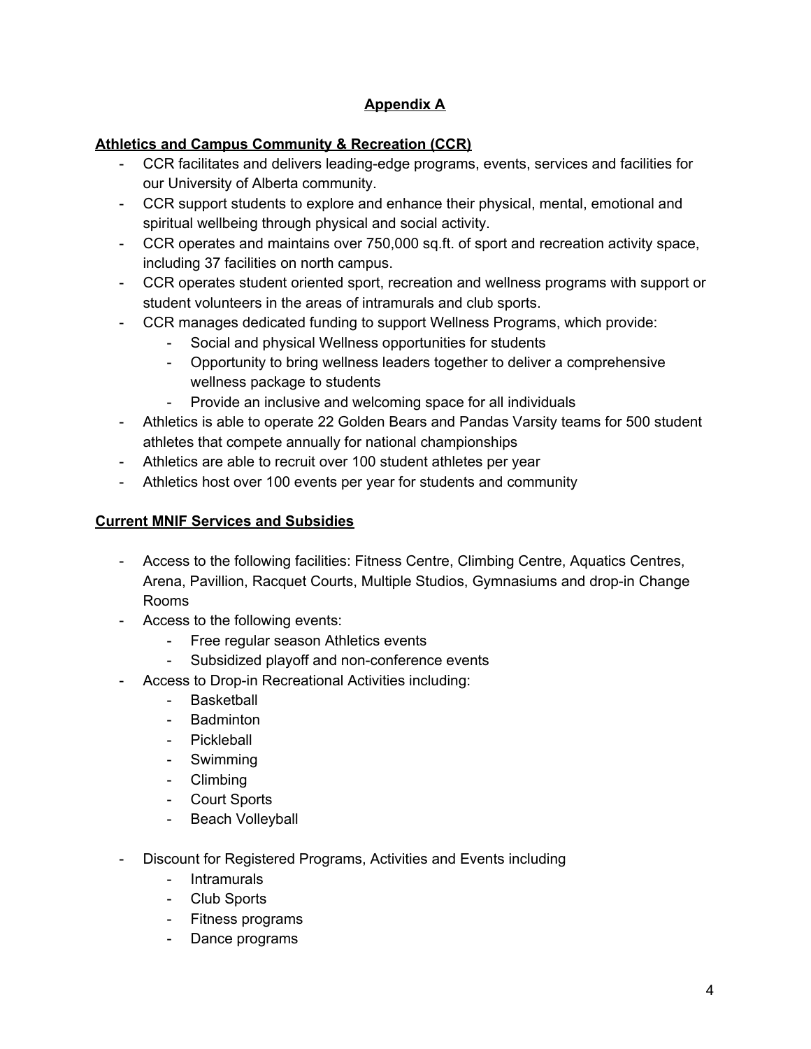## Appendix A

### Athletics and Campus Community & Recreation (CCR)

- CCR facilitates and delivers leading-edge programs, events, services and facilities for our University of Alberta community.
- CCR support students to explore and enhance their physical, mental, emotional and spiritual wellbeing through physical and social activity.
- CCR operates and maintains over 750,000 sq.ft. of sport and recreation activity space, including 37 facilities on north campus.
- CCR operates student oriented sport, recreation and wellness programs with support or student volunteers in the areas of intramurals and club sports.
- CCR manages dedicated funding to support Wellness Programs, which provide:
  - Social and physical Wellness opportunities for students
  - Opportunity to bring wellness leaders together to deliver a comprehensive wellness package to students
  - Provide an inclusive and welcoming space for all individuals
- Athletics is able to operate 22 Golden Bears and Pandas Varsity teams for 500 student athletes that compete annually for national championships
- Athletics are able to recruit over 100 student athletes per year
- Athletics host over 100 events per year for students and community

### Current MNIF Services and Subsidies

- Access to the following facilities: Fitness Centre, Climbing Centre, Aquatics Centres, Arena, Pavillion, Racquet Courts, Multiple Studios, Gymnasiums and drop-in Change Rooms
- Access to the following events:
  - Free regular season Athletics events
  - Subsidized playoff and non-conference events
- Access to Drop-in Recreational Activities including:
  - Basketball
  - Badminton
  - Pickleball
  - Swimming
  - Climbing
  - Court Sports
  - Beach Volleyball
- Discount for Registered Programs, Activities and Events including
  - Intramurals
  - Club Sports
  - Fitness programs
  - Dance programs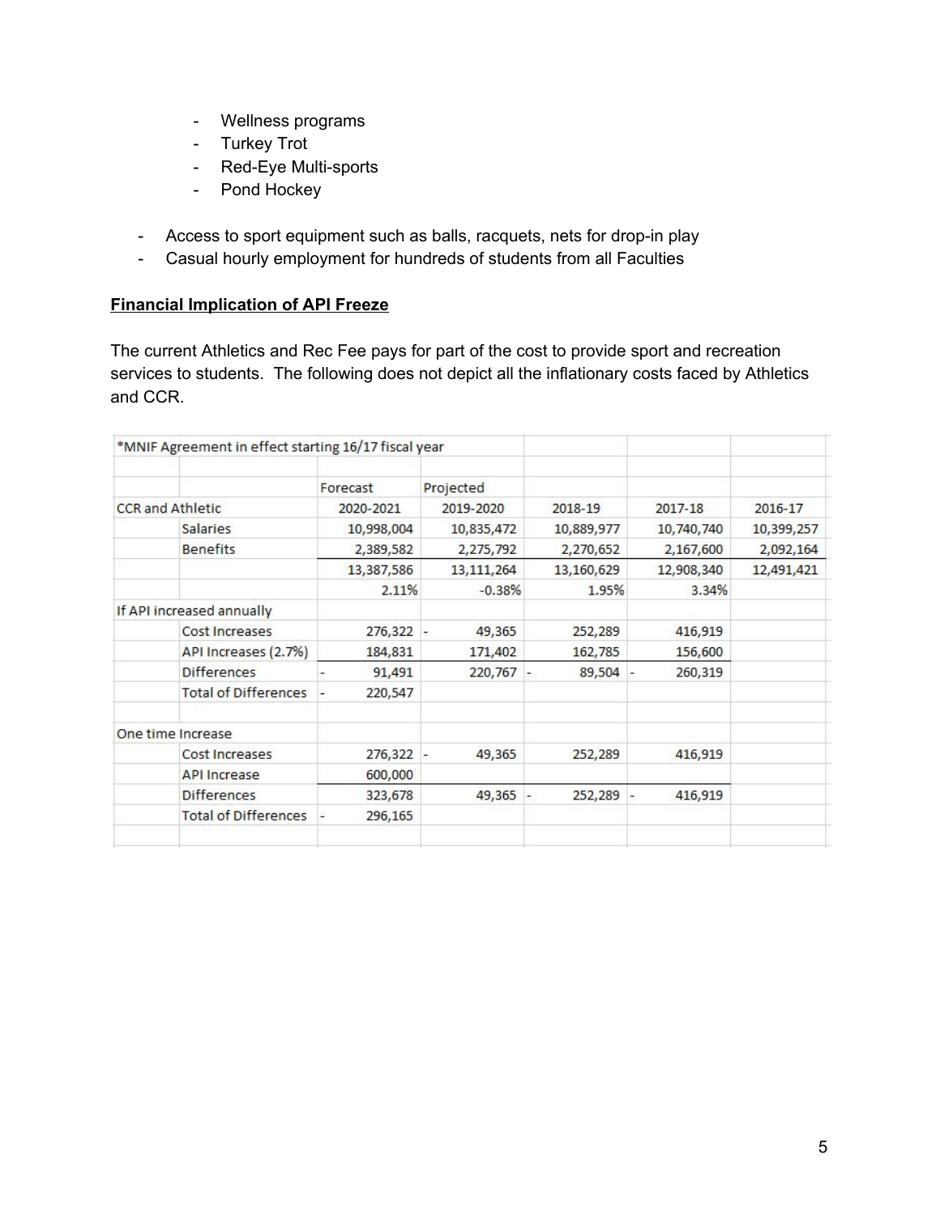- Wellness programs
- Turkey Trot
- Red-Eye Multi-sports
- Pond Hockey

- Access to sport equipment such as balls, racquets, nets for drop-in play
- Casual hourly employment for hundreds of students from all Faculties

**Financial Implication of API Freeze**

The current Athletics and Rec Fee pays for part of the cost to provide sport and recreation services to students. The following does not depict all the inflationary costs faced by Athletics and CCR.

| *MNIF Agreement in effect starting 16/17 fiscal year | | | | | | |
|---|---|---|---|---|---|---|
| | | Forecast | Projected | | | |
| CCR and Athletic | | 2020-2021 | 2019-2020 | 2018-19 | 2017-18 | 2016-17 |
| | Salaries | 10,998,004 | 10,835,472 | 10,889,977 | 10,740,740 | 10,399,257 |
| | Benefits | 2,389,582 | 2,275,792 | 2,270,652 | 2,167,600 | 2,092,164 |
| | | 13,387,586 | 13,111,264 | 13,160,629 | 12,908,340 | 12,491,421 |
| | | 2.11% | -0.38% | 1.95% | 3.34% | |
| If API increased annually | | | | | | |
| | Cost Increases | 276,322 | -49,365 | 252,289 | 416,919 | |
| | API Increases (2.7%) | 184,831 | 171,402 | 162,785 | 156,600 | |
| | Differences | -91,491 | 220,767 | -89,504 | -260,319 | |
| | Total of Differences | -220,547 | | | | |
| One time Increase | | | | | | |
| | Cost Increases | 276,322 | -49,365 | 252,289 | 416,919 | |
| | API Increase | 600,000 | | | | |
| | Differences | 323,678 | 49,365 | -252,289 | -416,919 | |
| | Total of Differences | -296,165 | | | | |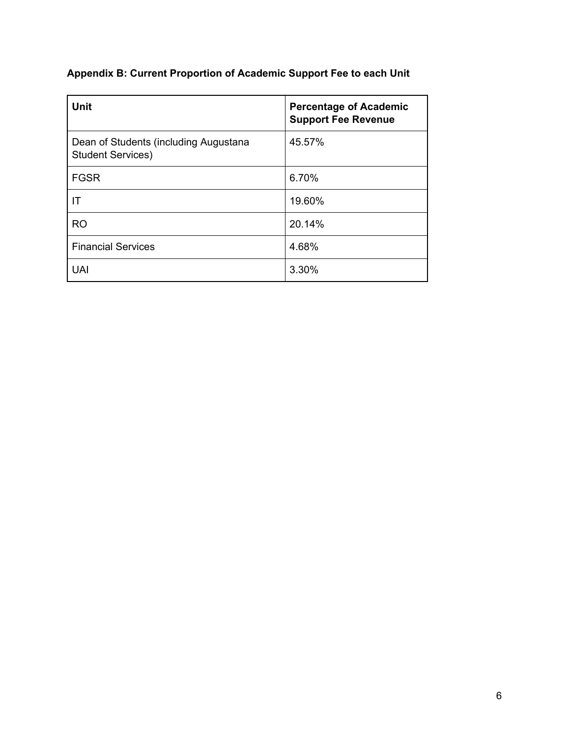**Appendix B: Current Proportion of Academic Support Fee to each Unit**

| Unit | Percentage of Academic Support Fee Revenue |
| --- | --- |
| Dean of Students (including Augustana Student Services) | 45.57% |
| FGSR | 6.70% |
| IT | 19.60% |
| RO | 20.14% |
| Financial Services | 4.68% |
| UAI | 3.30% |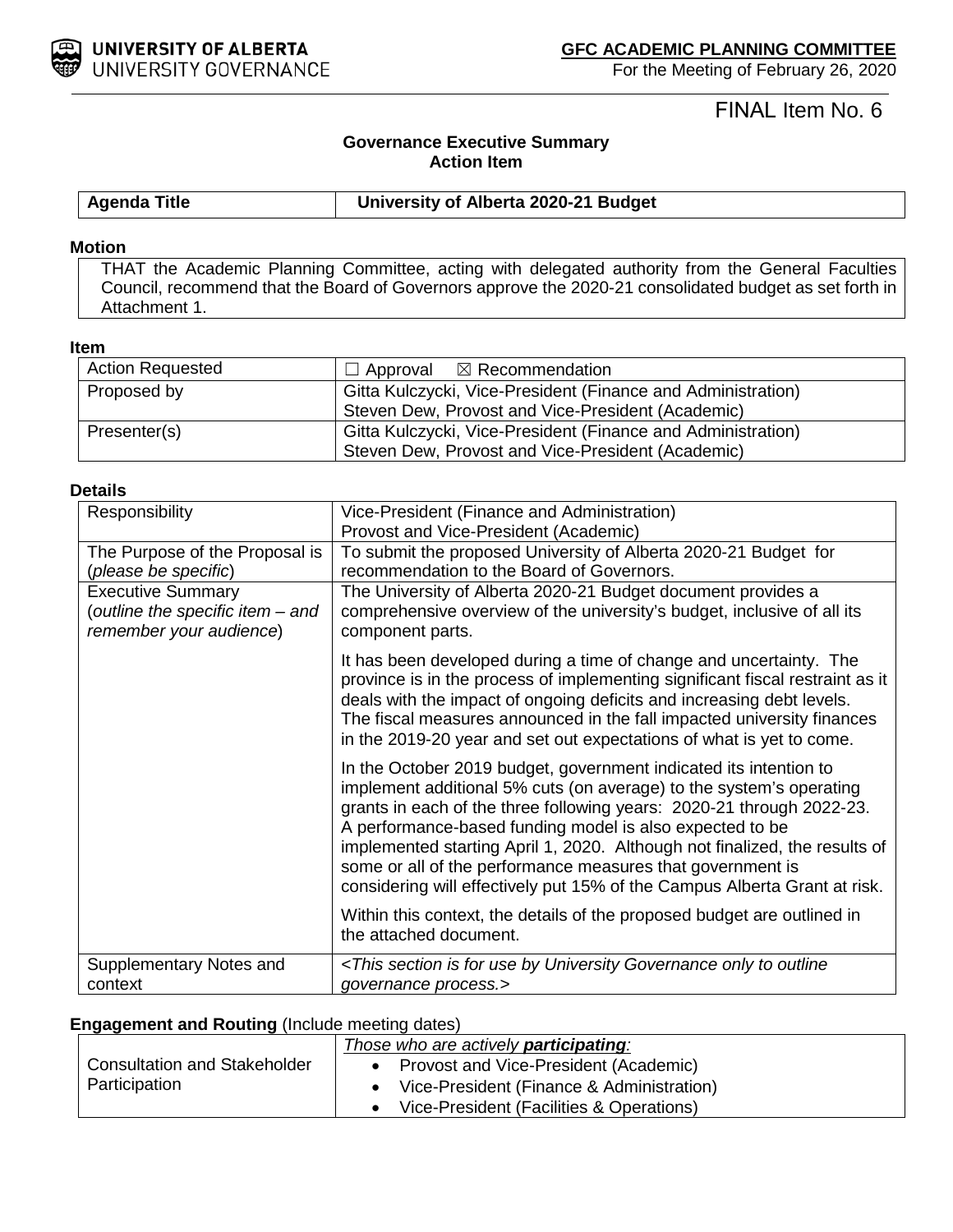UNIVERSITY OF ALBERTA
UNIVERSITY GOVERNANCE

**GFC ACADEMIC PLANNING COMMITTEE**
For the Meeting of February 26, 2020

FINAL Item No. 6

**Governance Executive Summary**
**Action Item**

| **Agenda Title** | **University of Alberta 2020-21 Budget** |
|---|---|

**Motion**

THAT the Academic Planning Committee, acting with delegated authority from the General Faculties Council, recommend that the Board of Governors approve the 2020-21 consolidated budget as set forth in Attachment 1.

**Item**

| | |
|---|---|
| Action Requested | ☐ Approval ☒ Recommendation |
| Proposed by | Gitta Kulczycki, Vice-President (Finance and Administration)<br>Steven Dew, Provost and Vice-President (Academic) |
| Presenter(s) | Gitta Kulczycki, Vice-President (Finance and Administration)<br>Steven Dew, Provost and Vice-President (Academic) |

**Details**

| | |
|---|---|
| Responsibility | Vice-President (Finance and Administration)<br>Provost and Vice-President (Academic) |
| The Purpose of the Proposal is (*please be specific*) | To submit the proposed University of Alberta 2020-21 Budget for recommendation to the Board of Governors. |
| Executive Summary (*outline the specific item – and remember your audience*) | The University of Alberta 2020-21 Budget document provides a comprehensive overview of the university's budget, inclusive of all its component parts.<br><br>It has been developed during a time of change and uncertainty. The province is in the process of implementing significant fiscal restraint as it deals with the impact of ongoing deficits and increasing debt levels. The fiscal measures announced in the fall impacted university finances in the 2019-20 year and set out expectations of what is yet to come.<br><br>In the October 2019 budget, government indicated its intention to implement additional 5% cuts (on average) to the system's operating grants in each of the three following years: 2020-21 through 2022-23. A performance-based funding model is also expected to be implemented starting April 1, 2020. Although not finalized, the results of some or all of the performance measures that government is considering will effectively put 15% of the Campus Alberta Grant at risk.<br><br>Within this context, the details of the proposed budget are outlined in the attached document. |
| Supplementary Notes and context | <*This section is for use by University Governance only to outline governance process.*> |

**Engagement and Routing** (Include meeting dates)

| | |
|---|---|
| Consultation and Stakeholder Participation | *Those who are actively **participating**:*<br>• Provost and Vice-President (Academic)<br>• Vice-President (Finance & Administration)<br>• Vice-President (Facilities & Operations) |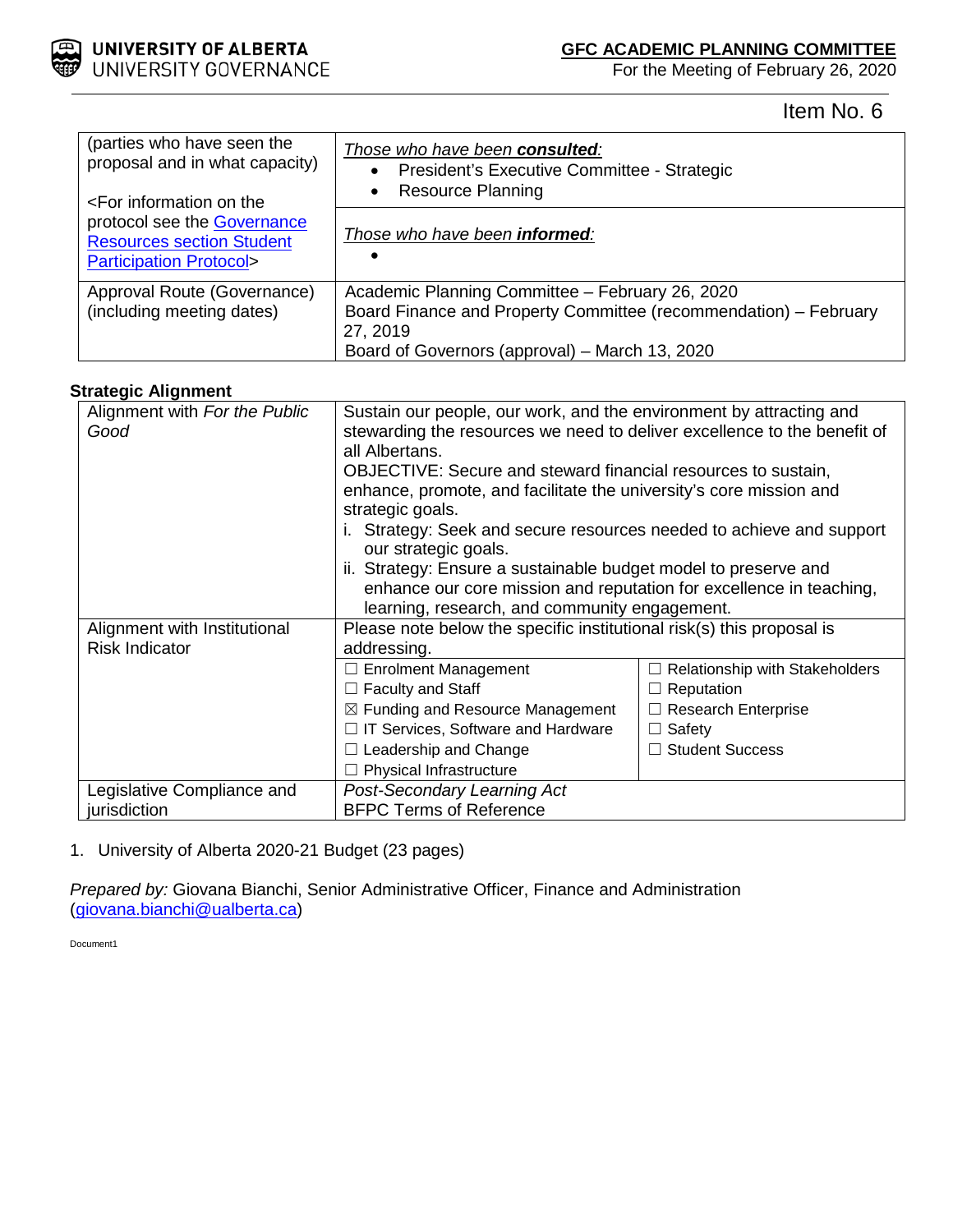Item No. 6

| | |
|---|---|
| (parties who have seen the proposal and in what capacity)<br><br><For information on the protocol see the Governance Resources section Student Participation Protocol> | *Those who have been **consulted**:*<br>• President's Executive Committee - Strategic<br>• Resource Planning<br><br>*Those who have been **informed**:*<br>• |
| Approval Route (Governance) (including meeting dates) | Academic Planning Committee – February 26, 2020<br>Board Finance and Property Committee (recommendation) – February 27, 2019<br>Board of Governors (approval) – March 13, 2020 |

**Strategic Alignment**

| | | |
|---|---|---|
| Alignment with *For the Public Good* | Sustain our people, our work, and the environment by attracting and stewarding the resources we need to deliver excellence to the benefit of all Albertans.<br>OBJECTIVE: Secure and steward financial resources to sustain, enhance, promote, and facilitate the university's core mission and strategic goals.<br>i. Strategy: Seek and secure resources needed to achieve and support our strategic goals.<br>ii. Strategy: Ensure a sustainable budget model to preserve and enhance our core mission and reputation for excellence in teaching, learning, research, and community engagement. | |
| Alignment with Institutional Risk Indicator | Please note below the specific institutional risk(s) this proposal is addressing. | |
| | ☐ Enrolment Management<br>☐ Faculty and Staff<br>☒ Funding and Resource Management<br>☐ IT Services, Software and Hardware<br>☐ Leadership and Change<br>☐ Physical Infrastructure | ☐ Relationship with Stakeholders<br>☐ Reputation<br>☐ Research Enterprise<br>☐ Safety<br>☐ Student Success |
| Legislative Compliance and jurisdiction | *Post-Secondary Learning Act*<br>BFPC Terms of Reference | |

1. University of Alberta 2020-21 Budget (23 pages)

*Prepared by:* Giovana Bianchi, Senior Administrative Officer, Finance and Administration (giovana.bianchi@ualberta.ca)

Document1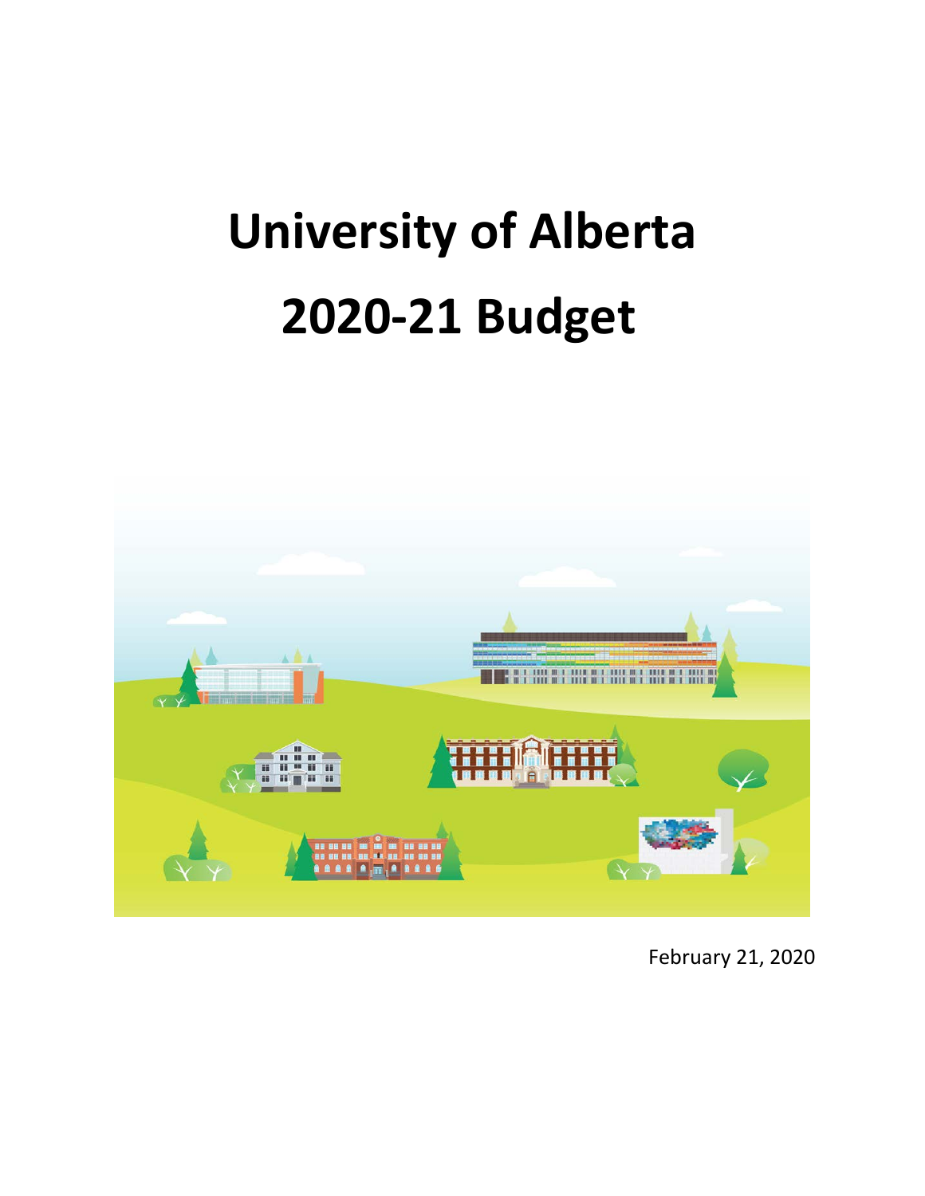# University of Alberta
# 2020-21 Budget

February 21, 2020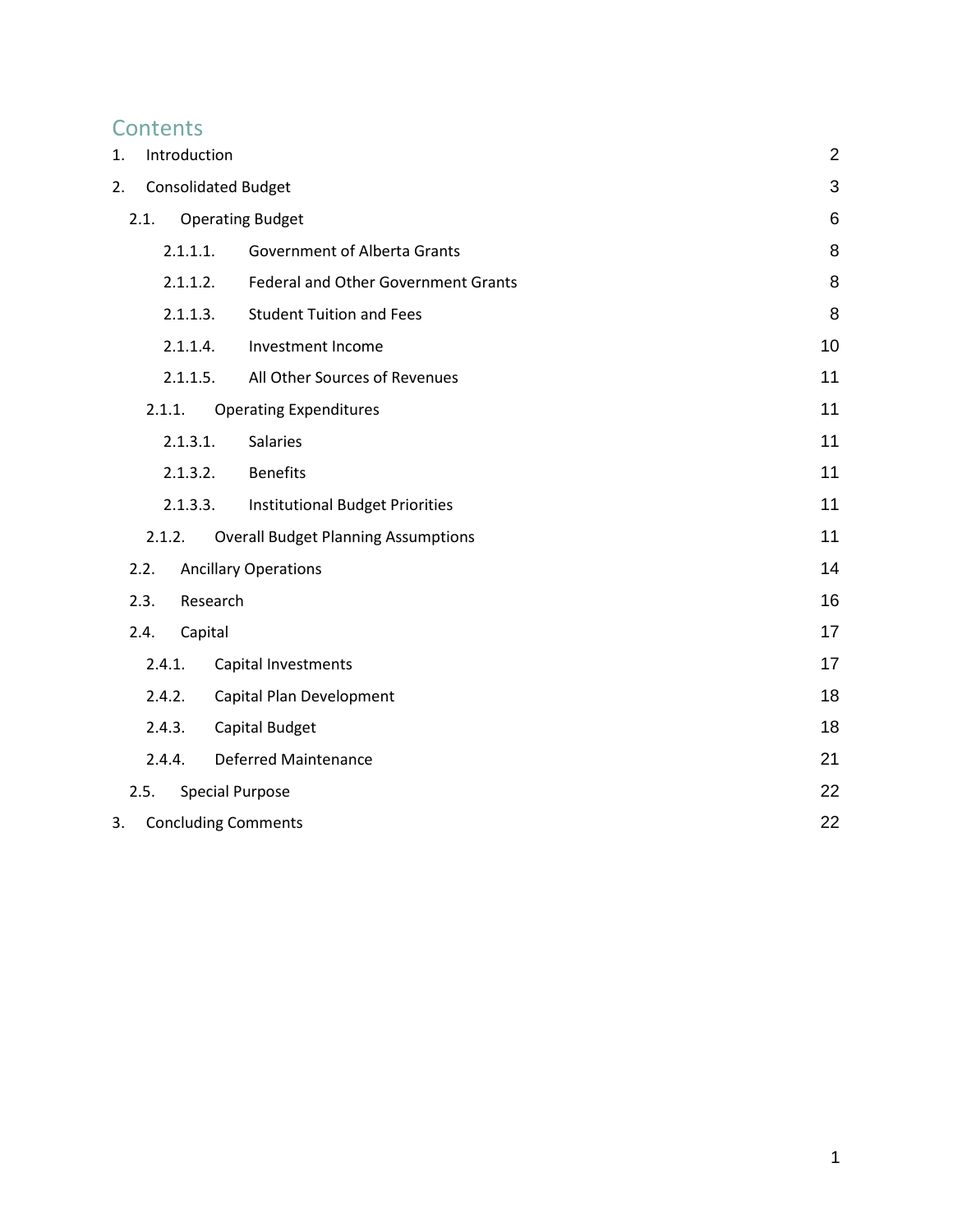## Contents

| | | |
|---|---|---|
| 1. | Introduction | 2 |
| 2. | Consolidated Budget | 3 |
| 2.1. | Operating Budget | 6 |
| 2.1.1.1. | Government of Alberta Grants | 8 |
| 2.1.1.2. | Federal and Other Government Grants | 8 |
| 2.1.1.3. | Student Tuition and Fees | 8 |
| 2.1.1.4. | Investment Income | 10 |
| 2.1.1.5. | All Other Sources of Revenues | 11 |
| 2.1.1. | Operating Expenditures | 11 |
| 2.1.3.1. | Salaries | 11 |
| 2.1.3.2. | Benefits | 11 |
| 2.1.3.3. | Institutional Budget Priorities | 11 |
| 2.1.2. | Overall Budget Planning Assumptions | 11 |
| 2.2. | Ancillary Operations | 14 |
| 2.3. | Research | 16 |
| 2.4. | Capital | 17 |
| 2.4.1. | Capital Investments | 17 |
| 2.4.2. | Capital Plan Development | 18 |
| 2.4.3. | Capital Budget | 18 |
| 2.4.4. | Deferred Maintenance | 21 |
| 2.5. | Special Purpose | 22 |
| 3. | Concluding Comments | 22 |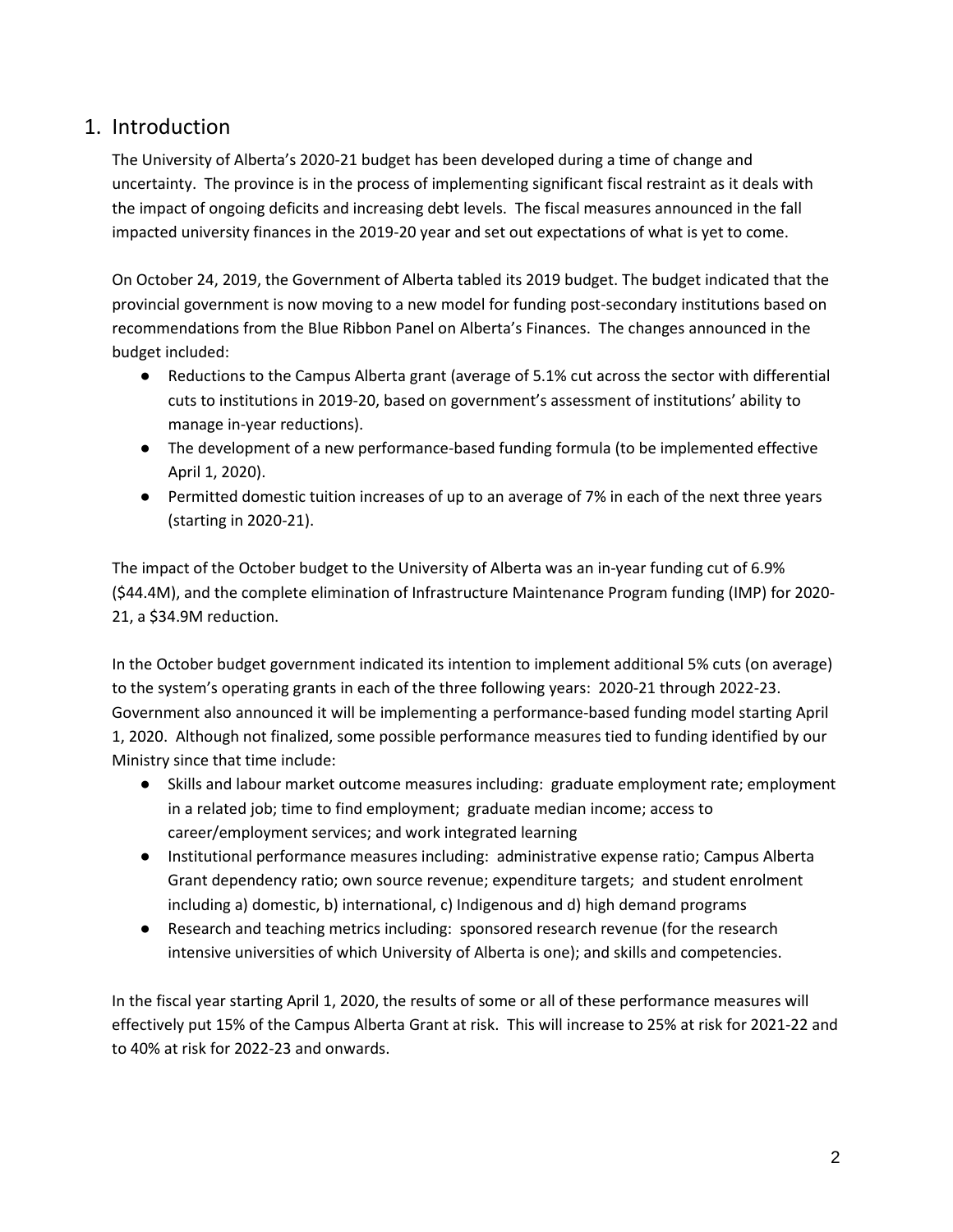## 1. Introduction

The University of Alberta's 2020-21 budget has been developed during a time of change and uncertainty. The province is in the process of implementing significant fiscal restraint as it deals with the impact of ongoing deficits and increasing debt levels. The fiscal measures announced in the fall impacted university finances in the 2019-20 year and set out expectations of what is yet to come.

On October 24, 2019, the Government of Alberta tabled its 2019 budget. The budget indicated that the provincial government is now moving to a new model for funding post-secondary institutions based on recommendations from the Blue Ribbon Panel on Alberta's Finances. The changes announced in the budget included:

- Reductions to the Campus Alberta grant (average of 5.1% cut across the sector with differential cuts to institutions in 2019-20, based on government's assessment of institutions' ability to manage in-year reductions).
- The development of a new performance-based funding formula (to be implemented effective April 1, 2020).
- Permitted domestic tuition increases of up to an average of 7% in each of the next three years (starting in 2020-21).

The impact of the October budget to the University of Alberta was an in-year funding cut of 6.9% ($44.4M), and the complete elimination of Infrastructure Maintenance Program funding (IMP) for 2020-21, a $34.9M reduction.

In the October budget government indicated its intention to implement additional 5% cuts (on average) to the system's operating grants in each of the three following years: 2020-21 through 2022-23. Government also announced it will be implementing a performance-based funding model starting April 1, 2020. Although not finalized, some possible performance measures tied to funding identified by our Ministry since that time include:

- Skills and labour market outcome measures including: graduate employment rate; employment in a related job; time to find employment; graduate median income; access to career/employment services; and work integrated learning
- Institutional performance measures including: administrative expense ratio; Campus Alberta Grant dependency ratio; own source revenue; expenditure targets; and student enrolment including a) domestic, b) international, c) Indigenous and d) high demand programs
- Research and teaching metrics including: sponsored research revenue (for the research intensive universities of which University of Alberta is one); and skills and competencies.

In the fiscal year starting April 1, 2020, the results of some or all of these performance measures will effectively put 15% of the Campus Alberta Grant at risk. This will increase to 25% at risk for 2021-22 and to 40% at risk for 2022-23 and onwards.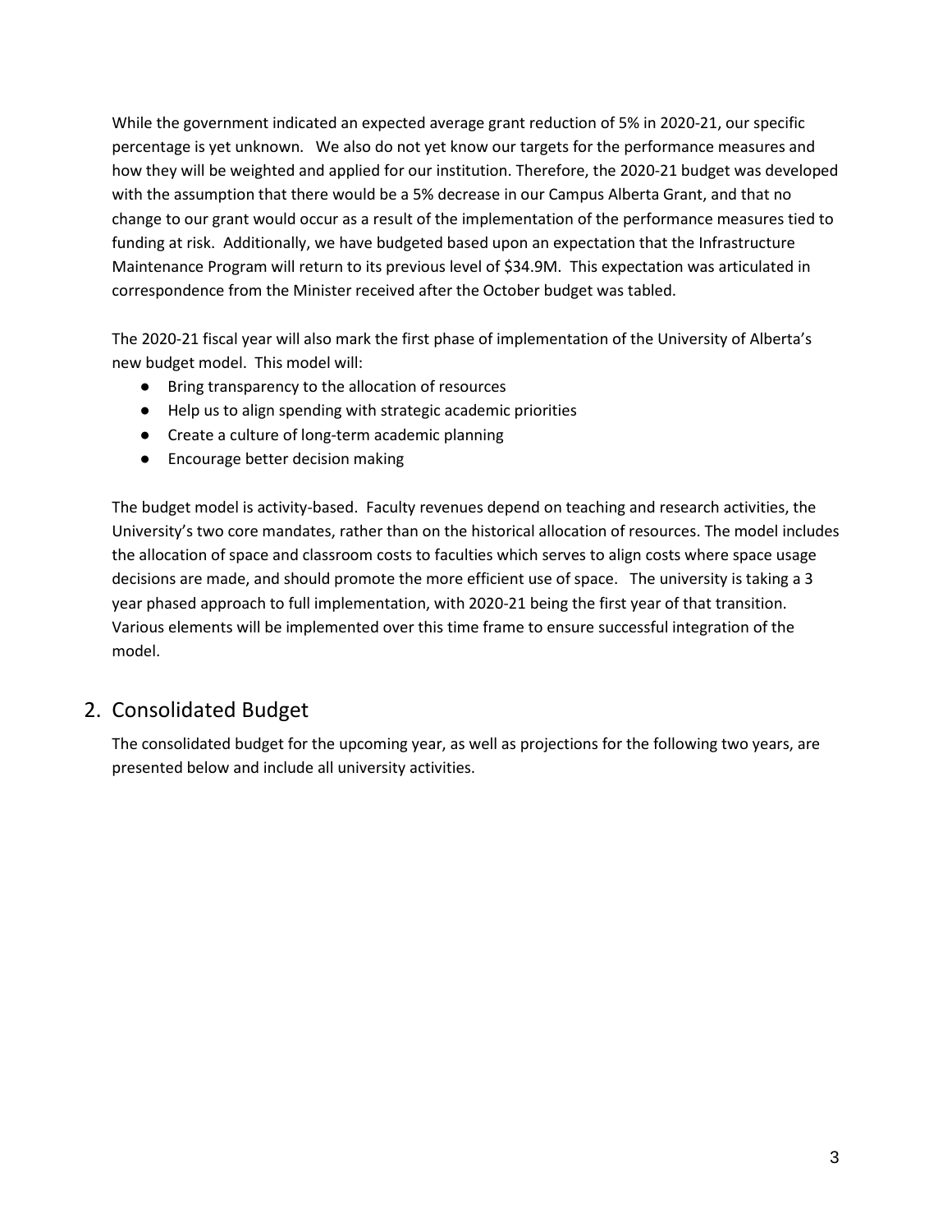While the government indicated an expected average grant reduction of 5% in 2020-21, our specific percentage is yet unknown. We also do not yet know our targets for the performance measures and how they will be weighted and applied for our institution. Therefore, the 2020-21 budget was developed with the assumption that there would be a 5% decrease in our Campus Alberta Grant, and that no change to our grant would occur as a result of the implementation of the performance measures tied to funding at risk. Additionally, we have budgeted based upon an expectation that the Infrastructure Maintenance Program will return to its previous level of $34.9M. This expectation was articulated in correspondence from the Minister received after the October budget was tabled.

The 2020-21 fiscal year will also mark the first phase of implementation of the University of Alberta's new budget model. This model will:

- Bring transparency to the allocation of resources
- Help us to align spending with strategic academic priorities
- Create a culture of long-term academic planning
- Encourage better decision making

The budget model is activity-based. Faculty revenues depend on teaching and research activities, the University's two core mandates, rather than on the historical allocation of resources. The model includes the allocation of space and classroom costs to faculties which serves to align costs where space usage decisions are made, and should promote the more efficient use of space. The university is taking a 3 year phased approach to full implementation, with 2020-21 being the first year of that transition. Various elements will be implemented over this time frame to ensure successful integration of the model.

## 2. Consolidated Budget

The consolidated budget for the upcoming year, as well as projections for the following two years, are presented below and include all university activities.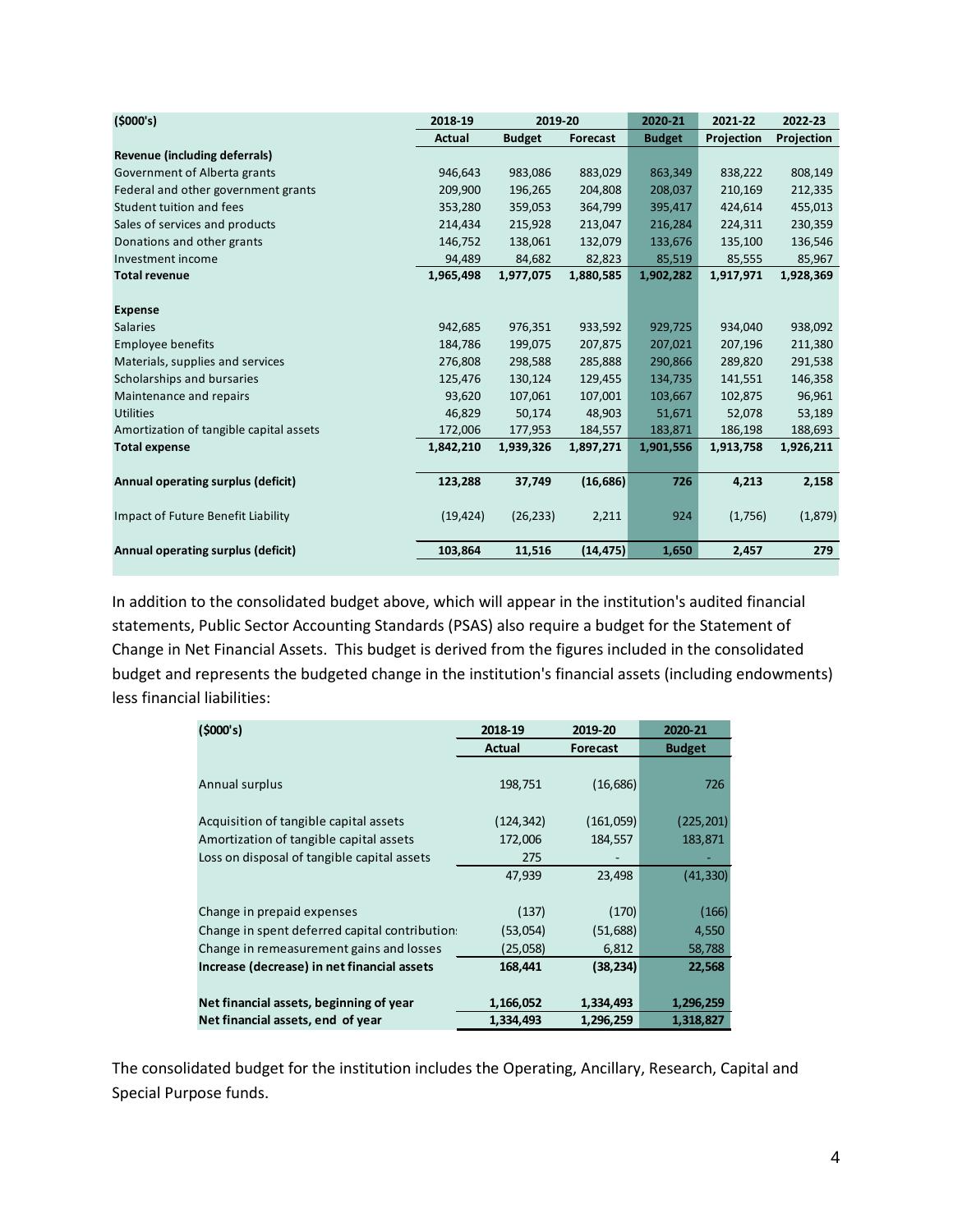| ($000's) | 2018-19 | 2019-20 | | 2020-21 | 2021-22 | 2022-23 |
|---|---|---|---|---|---|---|
| | Actual | Budget | Forecast | Budget | Projection | Projection |
| **Revenue (including deferrals)** | | | | | | |
| Government of Alberta grants | 946,643 | 983,086 | 883,029 | 863,349 | 838,222 | 808,149 |
| Federal and other government grants | 209,900 | 196,265 | 204,808 | 208,037 | 210,169 | 212,335 |
| Student tuition and fees | 353,280 | 359,053 | 364,799 | 395,417 | 424,614 | 455,013 |
| Sales of services and products | 214,434 | 215,928 | 213,047 | 216,284 | 224,311 | 230,359 |
| Donations and other grants | 146,752 | 138,061 | 132,079 | 133,676 | 135,100 | 136,546 |
| Investment income | 94,489 | 84,682 | 82,823 | 85,519 | 85,555 | 85,967 |
| **Total revenue** | **1,965,498** | **1,977,075** | **1,880,585** | **1,902,282** | **1,917,971** | **1,928,369** |
| | | | | | | |
| **Expense** | | | | | | |
| Salaries | 942,685 | 976,351 | 933,592 | 929,725 | 934,040 | 938,092 |
| Employee benefits | 184,786 | 199,075 | 207,875 | 207,021 | 207,196 | 211,380 |
| Materials, supplies and services | 276,808 | 298,588 | 285,888 | 290,866 | 289,820 | 291,538 |
| Scholarships and bursaries | 125,476 | 130,124 | 129,455 | 134,735 | 141,551 | 146,358 |
| Maintenance and repairs | 93,620 | 107,061 | 107,001 | 103,667 | 102,875 | 96,961 |
| Utilities | 46,829 | 50,174 | 48,903 | 51,671 | 52,078 | 53,189 |
| Amortization of tangible capital assets | 172,006 | 177,953 | 184,557 | 183,871 | 186,198 | 188,693 |
| **Total expense** | **1,842,210** | **1,939,326** | **1,897,271** | **1,901,556** | **1,913,758** | **1,926,211** |
| | | | | | | |
| **Annual operating surplus (deficit)** | **123,288** | **37,749** | **(16,686)** | **726** | **4,213** | **2,158** |
| | | | | | | |
| Impact of Future Benefit Liability | (19,424) | (26,233) | 2,211 | 924 | (1,756) | (1,879) |
| | | | | | | |
| **Annual operating surplus (deficit)** | **103,864** | **11,516** | **(14,475)** | **1,650** | **2,457** | **279** |

In addition to the consolidated budget above, which will appear in the institution's audited financial statements, Public Sector Accounting Standards (PSAS) also require a budget for the Statement of Change in Net Financial Assets. This budget is derived from the figures included in the consolidated budget and represents the budgeted change in the institution's financial assets (including endowments) less financial liabilities:

| ($000's) | 2018-19 | 2019-20 | 2020-21 |
|---|---|---|---|
| | Actual | Forecast | Budget |
| Annual surplus | 198,751 | (16,686) | 726 |
| | | | |
| Acquisition of tangible capital assets | (124,342) | (161,059) | (225,201) |
| Amortization of tangible capital assets | 172,006 | 184,557 | 183,871 |
| Loss on disposal of tangible capital assets | 275 | - | - |
| | 47,939 | 23,498 | (41,330) |
| | | | |
| Change in prepaid expenses | (137) | (170) | (166) |
| Change in spent deferred capital contributions | (53,054) | (51,688) | 4,550 |
| Change in remeasurement gains and losses | (25,058) | 6,812 | 58,788 |
| **Increase (decrease) in net financial assets** | **168,441** | **(38,234)** | **22,568** |
| | | | |
| **Net financial assets, beginning of year** | **1,166,052** | **1,334,493** | **1,296,259** |
| **Net financial assets, end of year** | **1,334,493** | **1,296,259** | **1,318,827** |

The consolidated budget for the institution includes the Operating, Ancillary, Research, Capital and Special Purpose funds.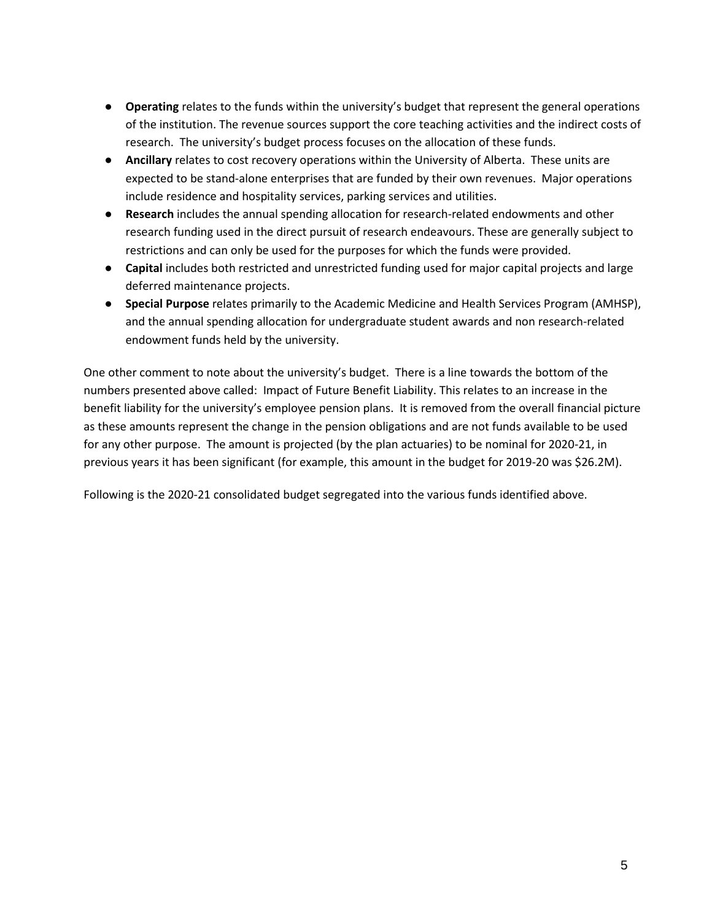- **Operating** relates to the funds within the university's budget that represent the general operations of the institution. The revenue sources support the core teaching activities and the indirect costs of research. The university's budget process focuses on the allocation of these funds.
- **Ancillary** relates to cost recovery operations within the University of Alberta. These units are expected to be stand-alone enterprises that are funded by their own revenues. Major operations include residence and hospitality services, parking services and utilities.
- **Research** includes the annual spending allocation for research-related endowments and other research funding used in the direct pursuit of research endeavours. These are generally subject to restrictions and can only be used for the purposes for which the funds were provided.
- **Capital** includes both restricted and unrestricted funding used for major capital projects and large deferred maintenance projects.
- **Special Purpose** relates primarily to the Academic Medicine and Health Services Program (AMHSP), and the annual spending allocation for undergraduate student awards and non research-related endowment funds held by the university.

One other comment to note about the university's budget. There is a line towards the bottom of the numbers presented above called: Impact of Future Benefit Liability. This relates to an increase in the benefit liability for the university's employee pension plans. It is removed from the overall financial picture as these amounts represent the change in the pension obligations and are not funds available to be used for any other purpose. The amount is projected (by the plan actuaries) to be nominal for 2020-21, in previous years it has been significant (for example, this amount in the budget for 2019-20 was $26.2M).

Following is the 2020-21 consolidated budget segregated into the various funds identified above.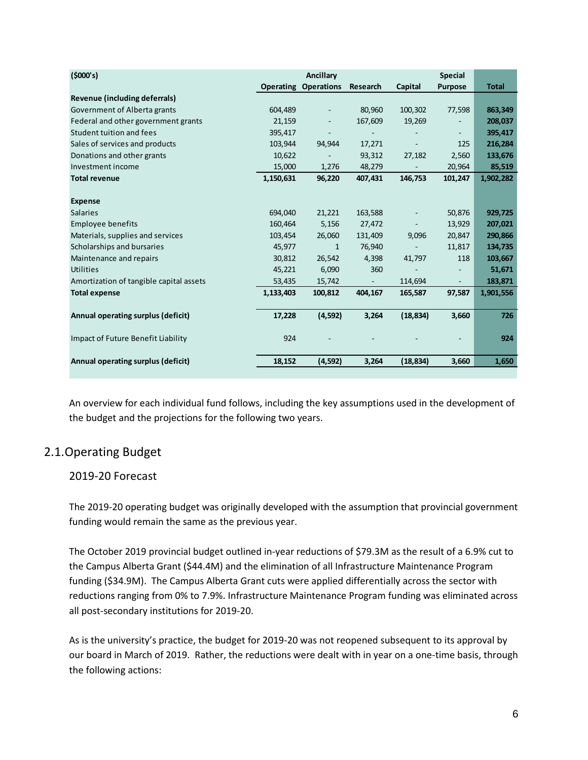| ($000's) | Operating | Ancillary Operations | Research | Capital | Special Purpose | Total |
|---|---|---|---|---|---|---|
| **Revenue (including deferrals)** | | | | | | |
| Government of Alberta grants | 604,489 | - | 80,960 | 100,302 | 77,598 | **863,349** |
| Federal and other government grants | 21,159 | - | 167,609 | 19,269 | - | **208,037** |
| Student tuition and fees | 395,417 | - | - | - | - | **395,417** |
| Sales of services and products | 103,944 | 94,944 | 17,271 | - | 125 | **216,284** |
| Donations and other grants | 10,622 | - | 93,312 | 27,182 | 2,560 | **133,676** |
| Investment income | 15,000 | 1,276 | 48,279 | - | 20,964 | **85,519** |
| **Total revenue** | **1,150,631** | **96,220** | **407,431** | **146,753** | **101,247** | **1,902,282** |
| | | | | | | |
| **Expense** | | | | | | |
| Salaries | 694,040 | 21,221 | 163,588 | - | 50,876 | **929,725** |
| Employee benefits | 160,464 | 5,156 | 27,472 | - | 13,929 | **207,021** |
| Materials, supplies and services | 103,454 | 26,060 | 131,409 | 9,096 | 20,847 | **290,866** |
| Scholarships and bursaries | 45,977 | 1 | 76,940 | - | 11,817 | **134,735** |
| Maintenance and repairs | 30,812 | 26,542 | 4,398 | 41,797 | 118 | **103,667** |
| Utilities | 45,221 | 6,090 | 360 | - | - | **51,671** |
| Amortization of tangible capital assets | 53,435 | 15,742 | - | 114,694 | - | **183,871** |
| **Total expense** | **1,133,403** | **100,812** | **404,167** | **165,587** | **97,587** | **1,901,556** |
| | | | | | | |
| **Annual operating surplus (deficit)** | **17,228** | **(4,592)** | **3,264** | **(18,834)** | **3,660** | **726** |
| | | | | | | |
| Impact of Future Benefit Liability | 924 | - | - | - | - | **924** |
| | | | | | | |
| **Annual operating surplus (deficit)** | **18,152** | **(4,592)** | **3,264** | **(18,834)** | **3,660** | **1,650** |

An overview for each individual fund follows, including the key assumptions used in the development of the budget and the projections for the following two years.

## 2.1. Operating Budget

### 2019-20 Forecast

The 2019-20 operating budget was originally developed with the assumption that provincial government funding would remain the same as the previous year.

The October 2019 provincial budget outlined in-year reductions of $79.3M as the result of a 6.9% cut to the Campus Alberta Grant ($44.4M) and the elimination of all Infrastructure Maintenance Program funding ($34.9M). The Campus Alberta Grant cuts were applied differentially across the sector with reductions ranging from 0% to 7.9%. Infrastructure Maintenance Program funding was eliminated across all post-secondary institutions for 2019-20.

As is the university's practice, the budget for 2019-20 was not reopened subsequent to its approval by our board in March of 2019. Rather, the reductions were dealt with in year on a one-time basis, through the following actions: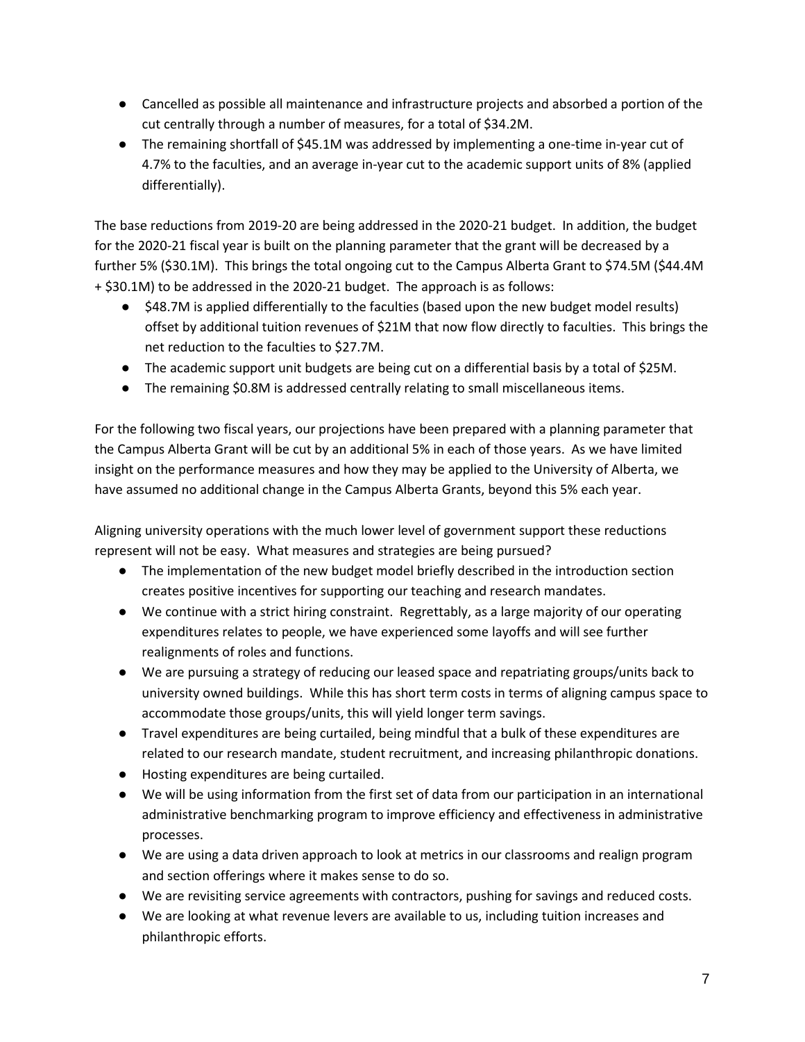- Cancelled as possible all maintenance and infrastructure projects and absorbed a portion of the cut centrally through a number of measures, for a total of $34.2M.
- The remaining shortfall of $45.1M was addressed by implementing a one-time in-year cut of 4.7% to the faculties, and an average in-year cut to the academic support units of 8% (applied differentially).

The base reductions from 2019-20 are being addressed in the 2020-21 budget. In addition, the budget for the 2020-21 fiscal year is built on the planning parameter that the grant will be decreased by a further 5% ($30.1M). This brings the total ongoing cut to the Campus Alberta Grant to $74.5M ($44.4M + $30.1M) to be addressed in the 2020-21 budget. The approach is as follows:

- $48.7M is applied differentially to the faculties (based upon the new budget model results) offset by additional tuition revenues of $21M that now flow directly to faculties. This brings the net reduction to the faculties to $27.7M.
- The academic support unit budgets are being cut on a differential basis by a total of $25M.
- The remaining $0.8M is addressed centrally relating to small miscellaneous items.

For the following two fiscal years, our projections have been prepared with a planning parameter that the Campus Alberta Grant will be cut by an additional 5% in each of those years. As we have limited insight on the performance measures and how they may be applied to the University of Alberta, we have assumed no additional change in the Campus Alberta Grants, beyond this 5% each year.

Aligning university operations with the much lower level of government support these reductions represent will not be easy. What measures and strategies are being pursued?

- The implementation of the new budget model briefly described in the introduction section creates positive incentives for supporting our teaching and research mandates.
- We continue with a strict hiring constraint. Regrettably, as a large majority of our operating expenditures relates to people, we have experienced some layoffs and will see further realignments of roles and functions.
- We are pursuing a strategy of reducing our leased space and repatriating groups/units back to university owned buildings. While this has short term costs in terms of aligning campus space to accommodate those groups/units, this will yield longer term savings.
- Travel expenditures are being curtailed, being mindful that a bulk of these expenditures are related to our research mandate, student recruitment, and increasing philanthropic donations.
- Hosting expenditures are being curtailed.
- We will be using information from the first set of data from our participation in an international administrative benchmarking program to improve efficiency and effectiveness in administrative processes.
- We are using a data driven approach to look at metrics in our classrooms and realign program and section offerings where it makes sense to do so.
- We are revisiting service agreements with contractors, pushing for savings and reduced costs.
- We are looking at what revenue levers are available to us, including tuition increases and philanthropic efforts.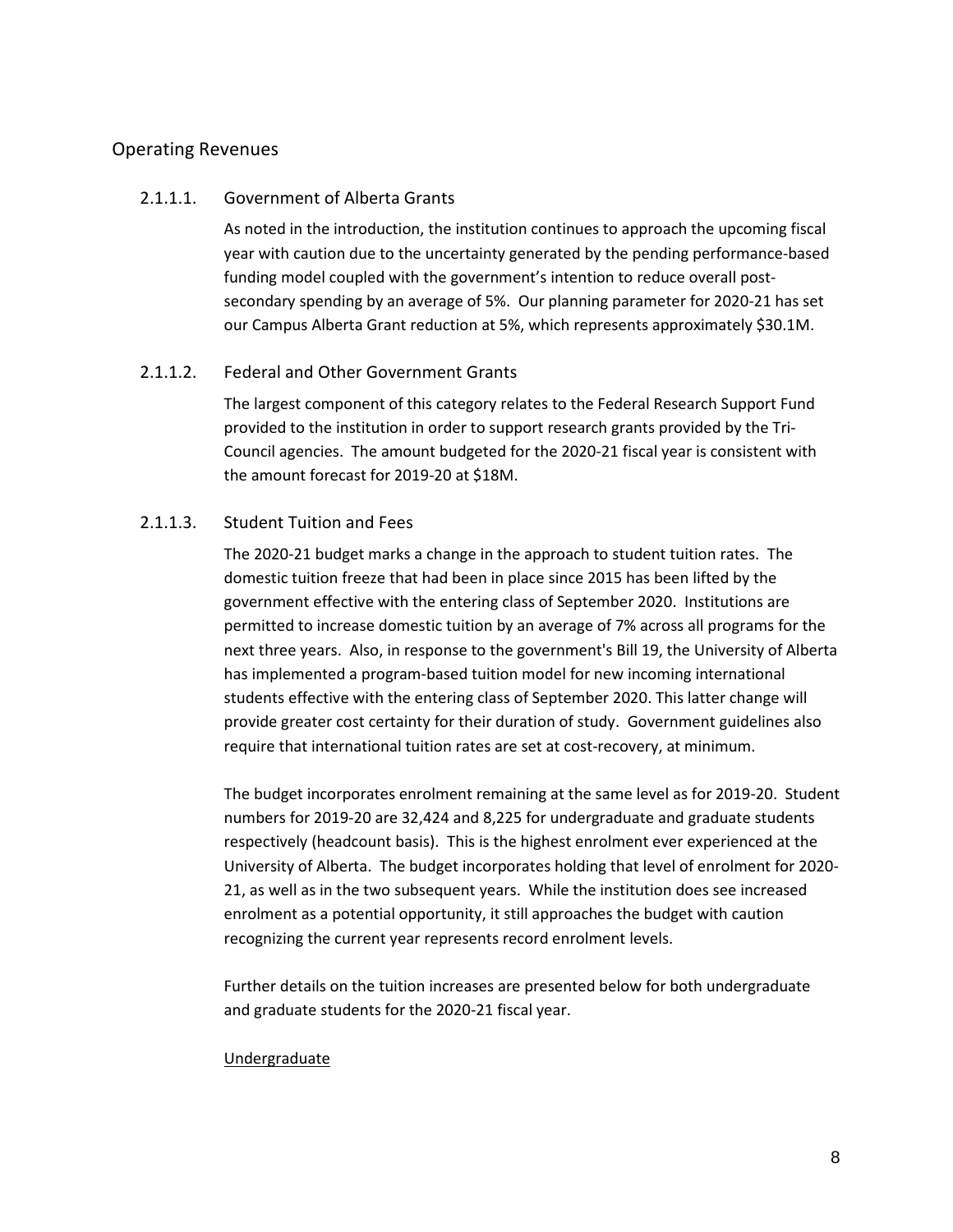## Operating Revenues

### 2.1.1.1. Government of Alberta Grants

As noted in the introduction, the institution continues to approach the upcoming fiscal year with caution due to the uncertainty generated by the pending performance-based funding model coupled with the government's intention to reduce overall post-secondary spending by an average of 5%. Our planning parameter for 2020-21 has set our Campus Alberta Grant reduction at 5%, which represents approximately $30.1M.

### 2.1.1.2. Federal and Other Government Grants

The largest component of this category relates to the Federal Research Support Fund provided to the institution in order to support research grants provided by the Tri-Council agencies. The amount budgeted for the 2020-21 fiscal year is consistent with the amount forecast for 2019-20 at $18M.

### 2.1.1.3. Student Tuition and Fees

The 2020-21 budget marks a change in the approach to student tuition rates. The domestic tuition freeze that had been in place since 2015 has been lifted by the government effective with the entering class of September 2020. Institutions are permitted to increase domestic tuition by an average of 7% across all programs for the next three years. Also, in response to the government's Bill 19, the University of Alberta has implemented a program-based tuition model for new incoming international students effective with the entering class of September 2020. This latter change will provide greater cost certainty for their duration of study. Government guidelines also require that international tuition rates are set at cost-recovery, at minimum.

The budget incorporates enrolment remaining at the same level as for 2019-20. Student numbers for 2019-20 are 32,424 and 8,225 for undergraduate and graduate students respectively (headcount basis). This is the highest enrolment ever experienced at the University of Alberta. The budget incorporates holding that level of enrolment for 2020-21, as well as in the two subsequent years. While the institution does see increased enrolment as a potential opportunity, it still approaches the budget with caution recognizing the current year represents record enrolment levels.

Further details on the tuition increases are presented below for both undergraduate and graduate students for the 2020-21 fiscal year.

<u>Undergraduate</u>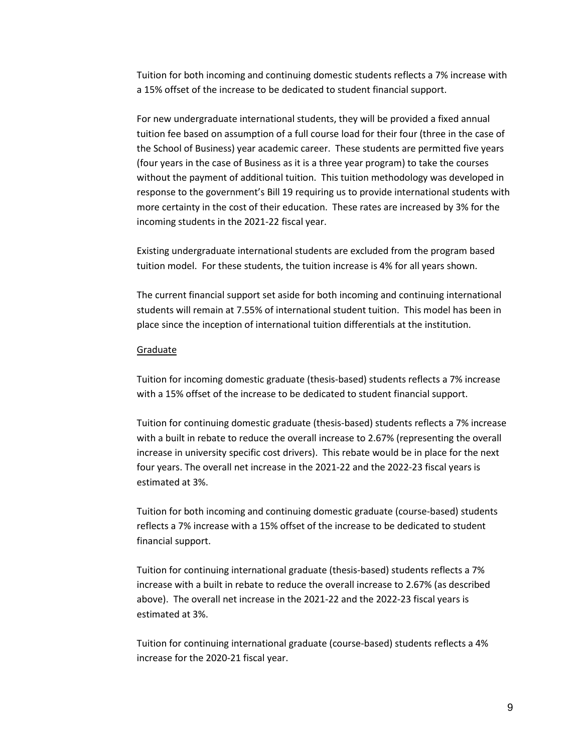Tuition for both incoming and continuing domestic students reflects a 7% increase with a 15% offset of the increase to be dedicated to student financial support.

For new undergraduate international students, they will be provided a fixed annual tuition fee based on assumption of a full course load for their four (three in the case of the School of Business) year academic career. These students are permitted five years (four years in the case of Business as it is a three year program) to take the courses without the payment of additional tuition. This tuition methodology was developed in response to the government's Bill 19 requiring us to provide international students with more certainty in the cost of their education. These rates are increased by 3% for the incoming students in the 2021-22 fiscal year.

Existing undergraduate international students are excluded from the program based tuition model. For these students, the tuition increase is 4% for all years shown.

The current financial support set aside for both incoming and continuing international students will remain at 7.55% of international student tuition. This model has been in place since the inception of international tuition differentials at the institution.

<u>Graduate</u>

Tuition for incoming domestic graduate (thesis-based) students reflects a 7% increase with a 15% offset of the increase to be dedicated to student financial support.

Tuition for continuing domestic graduate (thesis-based) students reflects a 7% increase with a built in rebate to reduce the overall increase to 2.67% (representing the overall increase in university specific cost drivers). This rebate would be in place for the next four years. The overall net increase in the 2021-22 and the 2022-23 fiscal years is estimated at 3%.

Tuition for both incoming and continuing domestic graduate (course-based) students reflects a 7% increase with a 15% offset of the increase to be dedicated to student financial support.

Tuition for continuing international graduate (thesis-based) students reflects a 7% increase with a built in rebate to reduce the overall increase to 2.67% (as described above). The overall net increase in the 2021-22 and the 2022-23 fiscal years is estimated at 3%.

Tuition for continuing international graduate (course-based) students reflects a 4% increase for the 2020-21 fiscal year.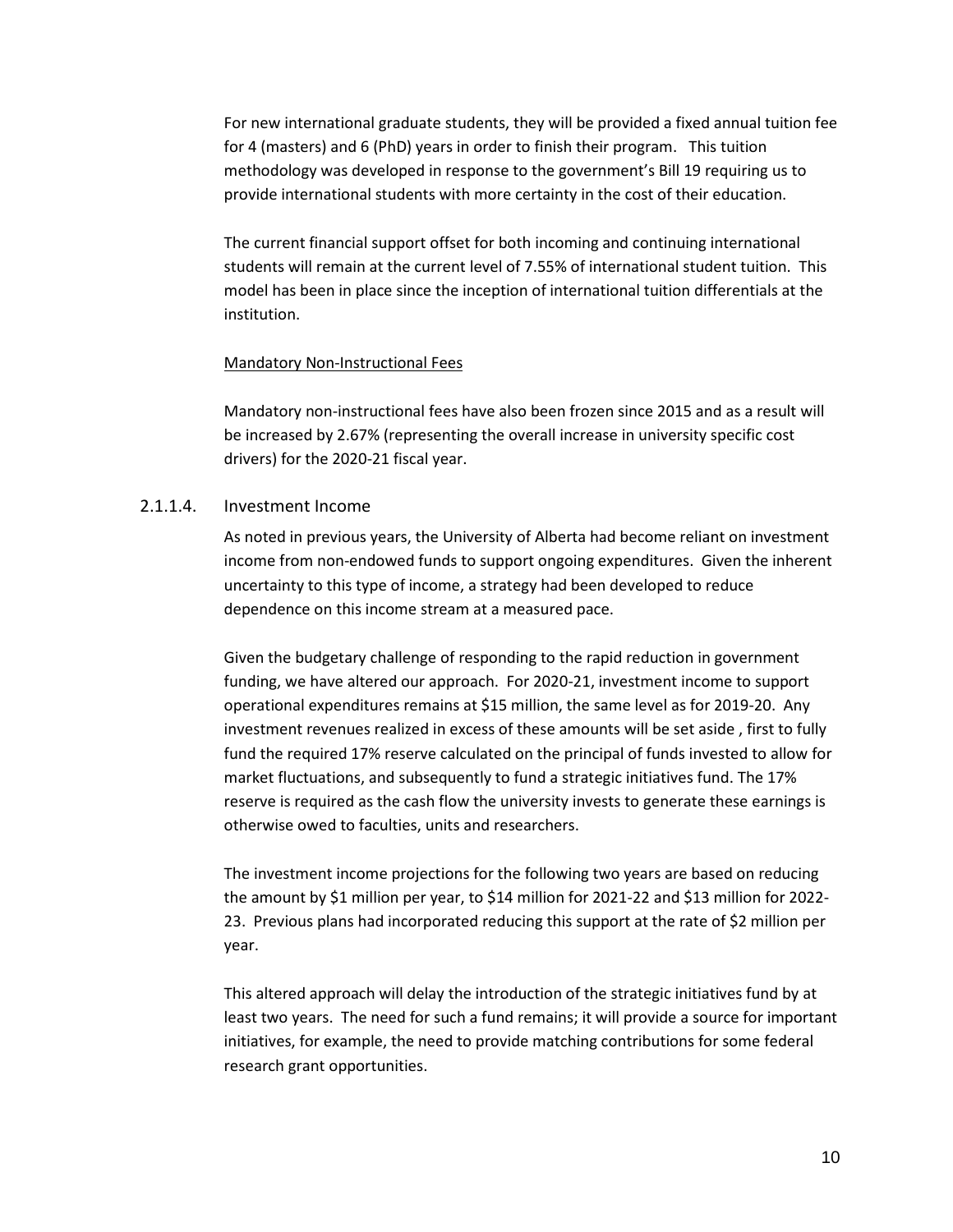For new international graduate students, they will be provided a fixed annual tuition fee for 4 (masters) and 6 (PhD) years in order to finish their program. This tuition methodology was developed in response to the government's Bill 19 requiring us to provide international students with more certainty in the cost of their education.

The current financial support offset for both incoming and continuing international students will remain at the current level of 7.55% of international student tuition. This model has been in place since the inception of international tuition differentials at the institution.

<u>Mandatory Non-Instructional Fees</u>

Mandatory non-instructional fees have also been frozen since 2015 and as a result will be increased by 2.67% (representing the overall increase in university specific cost drivers) for the 2020-21 fiscal year.

#### 2.1.1.4. Investment Income

As noted in previous years, the University of Alberta had become reliant on investment income from non-endowed funds to support ongoing expenditures. Given the inherent uncertainty to this type of income, a strategy had been developed to reduce dependence on this income stream at a measured pace.

Given the budgetary challenge of responding to the rapid reduction in government funding, we have altered our approach. For 2020-21, investment income to support operational expenditures remains at $15 million, the same level as for 2019-20. Any investment revenues realized in excess of these amounts will be set aside , first to fully fund the required 17% reserve calculated on the principal of funds invested to allow for market fluctuations, and subsequently to fund a strategic initiatives fund. The 17% reserve is required as the cash flow the university invests to generate these earnings is otherwise owed to faculties, units and researchers.

The investment income projections for the following two years are based on reducing the amount by $1 million per year, to $14 million for 2021-22 and $13 million for 2022-23. Previous plans had incorporated reducing this support at the rate of $2 million per year.

This altered approach will delay the introduction of the strategic initiatives fund by at least two years. The need for such a fund remains; it will provide a source for important initiatives, for example, the need to provide matching contributions for some federal research grant opportunities.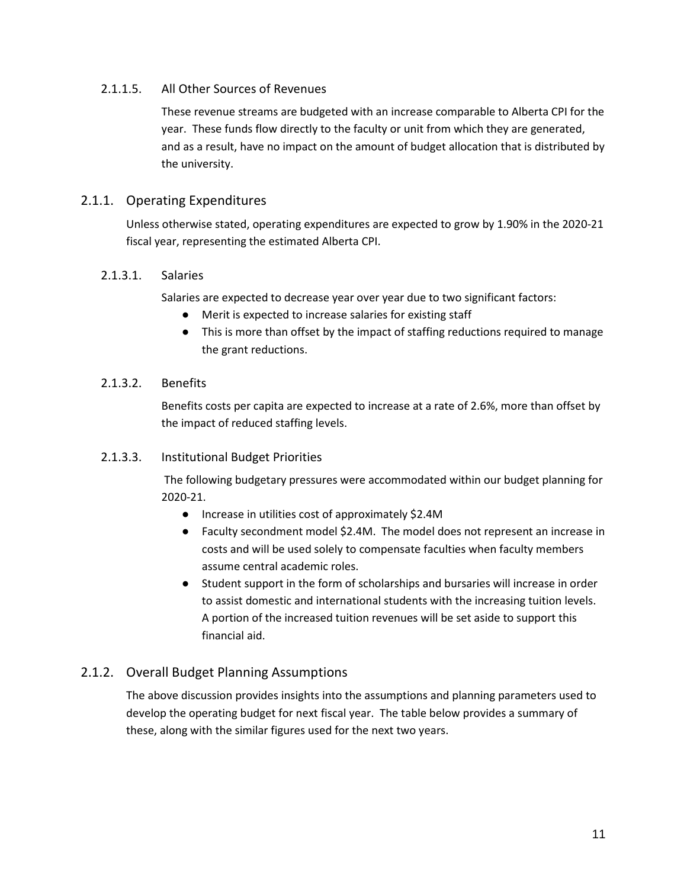#### 2.1.1.5. All Other Sources of Revenues

These revenue streams are budgeted with an increase comparable to Alberta CPI for the year. These funds flow directly to the faculty or unit from which they are generated, and as a result, have no impact on the amount of budget allocation that is distributed by the university.

### 2.1.1. Operating Expenditures

Unless otherwise stated, operating expenditures are expected to grow by 1.90% in the 2020-21 fiscal year, representing the estimated Alberta CPI.

#### 2.1.3.1. Salaries

Salaries are expected to decrease year over year due to two significant factors:

- Merit is expected to increase salaries for existing staff
- This is more than offset by the impact of staffing reductions required to manage the grant reductions.

#### 2.1.3.2. Benefits

Benefits costs per capita are expected to increase at a rate of 2.6%, more than offset by the impact of reduced staffing levels.

#### 2.1.3.3. Institutional Budget Priorities

The following budgetary pressures were accommodated within our budget planning for 2020-21.

- Increase in utilities cost of approximately $2.4M
- Faculty secondment model $2.4M. The model does not represent an increase in costs and will be used solely to compensate faculties when faculty members assume central academic roles.
- Student support in the form of scholarships and bursaries will increase in order to assist domestic and international students with the increasing tuition levels. A portion of the increased tuition revenues will be set aside to support this financial aid.

### 2.1.2. Overall Budget Planning Assumptions

The above discussion provides insights into the assumptions and planning parameters used to develop the operating budget for next fiscal year. The table below provides a summary of these, along with the similar figures used for the next two years.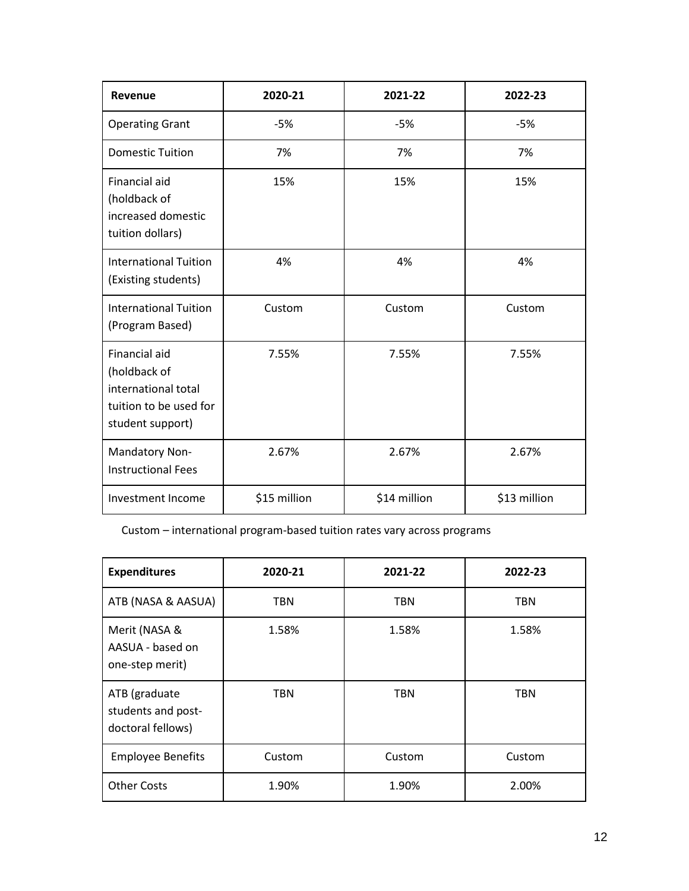| Revenue | 2020-21 | 2021-22 | 2022-23 |
| --- | --- | --- | --- |
| Operating Grant | -5% | -5% | -5% |
| Domestic Tuition | 7% | 7% | 7% |
| Financial aid (holdback of increased domestic tuition dollars) | 15% | 15% | 15% |
| International Tuition (Existing students) | 4% | 4% | 4% |
| International Tuition (Program Based) | Custom | Custom | Custom |
| Financial aid (holdback of international total tuition to be used for student support) | 7.55% | 7.55% | 7.55% |
| Mandatory Non-Instructional Fees | 2.67% | 2.67% | 2.67% |
| Investment Income | $15 million | $14 million | $13 million |

Custom – international program-based tuition rates vary across programs

| Expenditures | 2020-21 | 2021-22 | 2022-23 |
| --- | --- | --- | --- |
| ATB (NASA & AASUA) | TBN | TBN | TBN |
| Merit (NASA & AASUA - based on one-step merit) | 1.58% | 1.58% | 1.58% |
| ATB (graduate students and post-doctoral fellows) | TBN | TBN | TBN |
| Employee Benefits | Custom | Custom | Custom |
| Other Costs | 1.90% | 1.90% | 2.00% |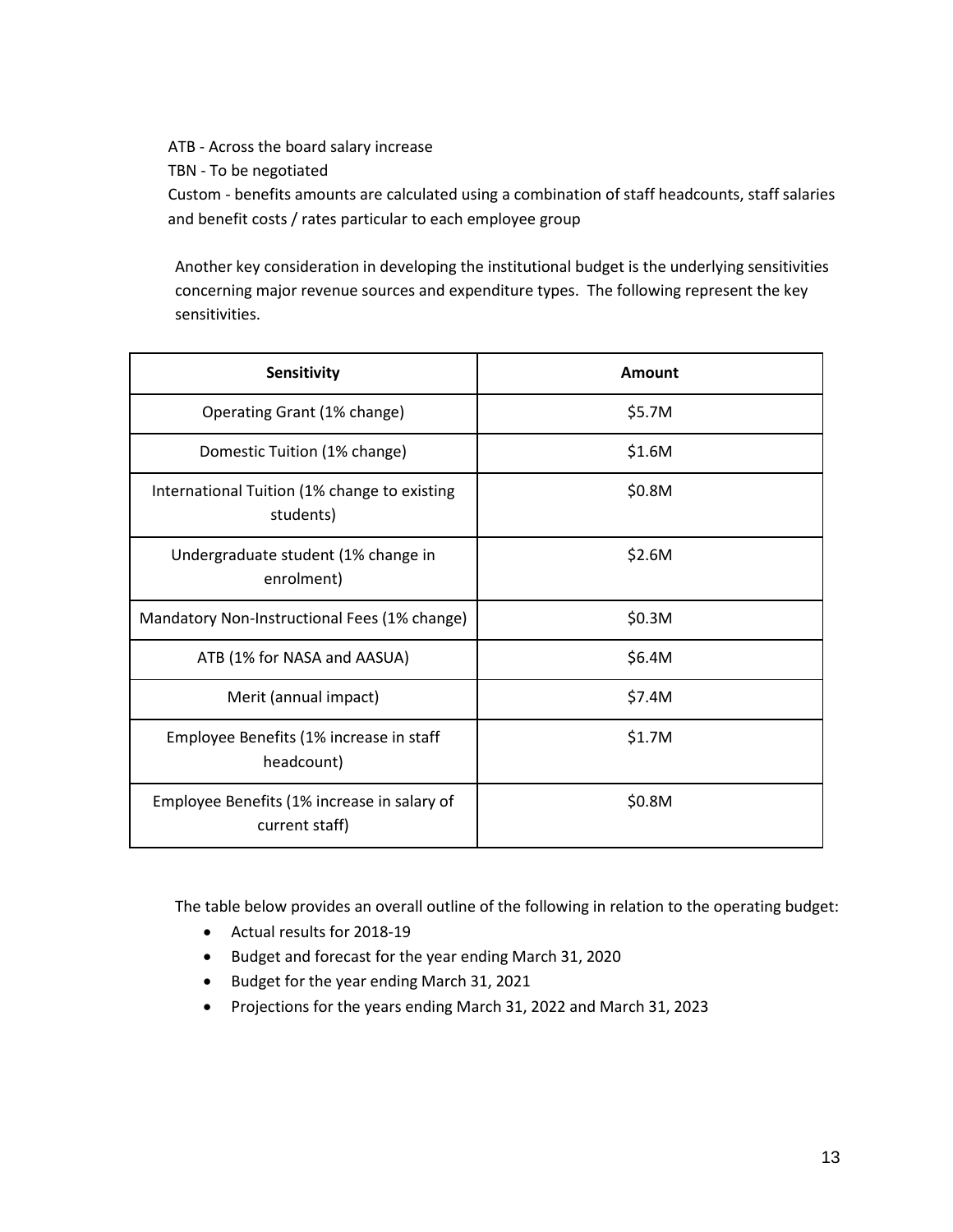ATB - Across the board salary increase

TBN - To be negotiated

Custom - benefits amounts are calculated using a combination of staff headcounts, staff salaries and benefit costs / rates particular to each employee group

Another key consideration in developing the institutional budget is the underlying sensitivities concerning major revenue sources and expenditure types. The following represent the key sensitivities.

| Sensitivity | Amount |
|---|---|
| Operating Grant (1% change) | $5.7M |
| Domestic Tuition (1% change) | $1.6M |
| International Tuition (1% change to existing students) | $0.8M |
| Undergraduate student (1% change in enrolment) | $2.6M |
| Mandatory Non-Instructional Fees (1% change) | $0.3M |
| ATB (1% for NASA and AASUA) | $6.4M |
| Merit (annual impact) | $7.4M |
| Employee Benefits (1% increase in staff headcount) | $1.7M |
| Employee Benefits (1% increase in salary of current staff) | $0.8M |

The table below provides an overall outline of the following in relation to the operating budget:

- Actual results for 2018-19
- Budget and forecast for the year ending March 31, 2020
- Budget for the year ending March 31, 2021
- Projections for the years ending March 31, 2022 and March 31, 2023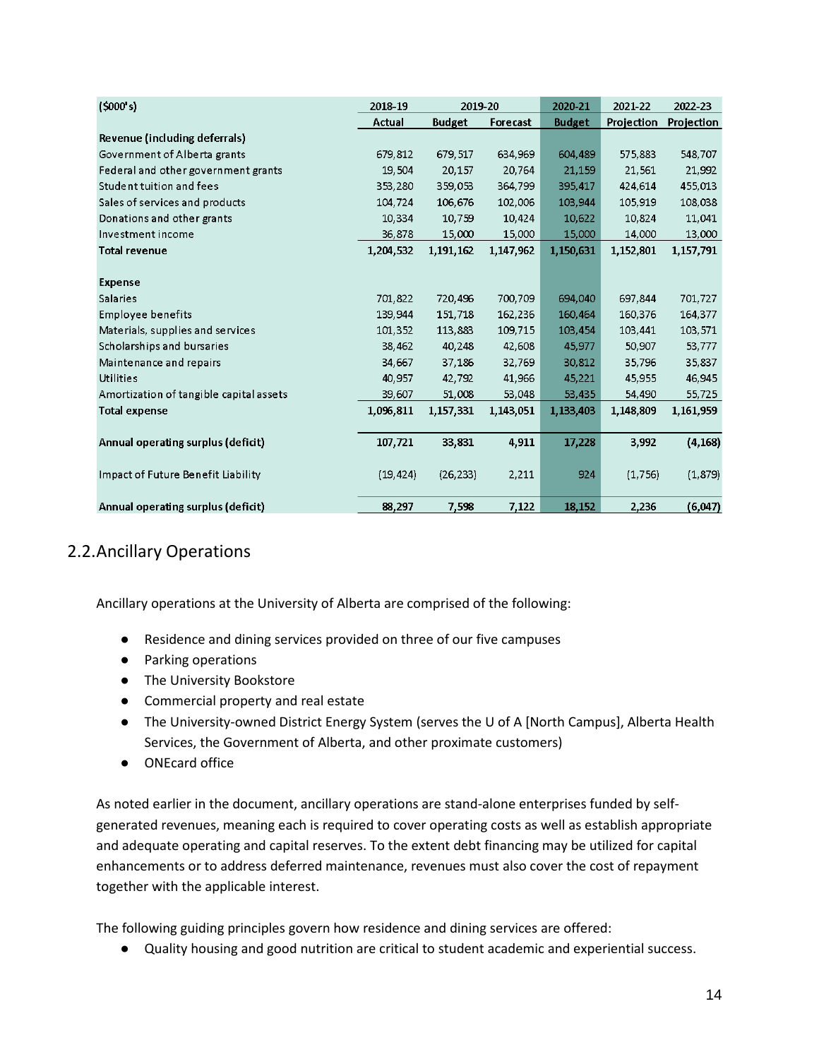| ($000's) | 2018-19 | 2019-20 | | 2020-21 | 2021-22 | 2022-23 |
|---|---|---|---|---|---|---|
| | Actual | Budget | Forecast | Budget | Projection | Projection |
| **Revenue (including deferrals)** | | | | | | |
| Government of Alberta grants | 679,812 | 679,517 | 634,969 | 604,489 | 575,883 | 548,707 |
| Federal and other government grants | 19,504 | 20,157 | 20,764 | 21,159 | 21,561 | 21,992 |
| Student tuition and fees | 353,280 | 359,053 | 364,799 | 395,417 | 424,614 | 455,013 |
| Sales of services and products | 104,724 | 106,676 | 102,006 | 103,944 | 105,919 | 108,038 |
| Donations and other grants | 10,334 | 10,759 | 10,424 | 10,622 | 10,824 | 11,041 |
| Investment income | 36,878 | 15,000 | 15,000 | 15,000 | 14,000 | 13,000 |
| **Total revenue** | **1,204,532** | **1,191,162** | **1,147,962** | **1,150,631** | **1,152,801** | **1,157,791** |
| | | | | | | |
| **Expense** | | | | | | |
| Salaries | 701,822 | 720,496 | 700,709 | 694,040 | 697,844 | 701,727 |
| Employee benefits | 139,944 | 151,718 | 162,236 | 160,464 | 160,376 | 164,377 |
| Materials, supplies and services | 101,352 | 113,883 | 109,715 | 103,454 | 103,441 | 103,571 |
| Scholarships and bursaries | 38,462 | 40,248 | 42,608 | 45,977 | 50,907 | 53,777 |
| Maintenance and repairs | 34,667 | 37,186 | 32,769 | 30,812 | 35,796 | 35,837 |
| Utilities | 40,957 | 42,792 | 41,966 | 45,221 | 45,955 | 46,945 |
| Amortization of tangible capital assets | 39,607 | 51,008 | 53,048 | 53,435 | 54,490 | 55,725 |
| **Total expense** | **1,096,811** | **1,157,331** | **1,143,051** | **1,133,403** | **1,148,809** | **1,161,959** |
| | | | | | | |
| **Annual operating surplus (deficit)** | **107,721** | **33,831** | **4,911** | **17,228** | **3,992** | **(4,168)** |
| | | | | | | |
| Impact of Future Benefit Liability | (19,424) | (26,233) | 2,211 | 924 | (1,756) | (1,879) |
| | | | | | | |
| **Annual operating surplus (deficit)** | **88,297** | **7,598** | **7,122** | **18,152** | **2,236** | **(6,047)** |

## 2.2. Ancillary Operations

Ancillary operations at the University of Alberta are comprised of the following:

- Residence and dining services provided on three of our five campuses
- Parking operations
- The University Bookstore
- Commercial property and real estate
- The University-owned District Energy System (serves the U of A [North Campus], Alberta Health Services, the Government of Alberta, and other proximate customers)
- ONEcard office

As noted earlier in the document, ancillary operations are stand-alone enterprises funded by self-generated revenues, meaning each is required to cover operating costs as well as establish appropriate and adequate operating and capital reserves. To the extent debt financing may be utilized for capital enhancements or to address deferred maintenance, revenues must also cover the cost of repayment together with the applicable interest.

The following guiding principles govern how residence and dining services are offered:

- Quality housing and good nutrition are critical to student academic and experiential success.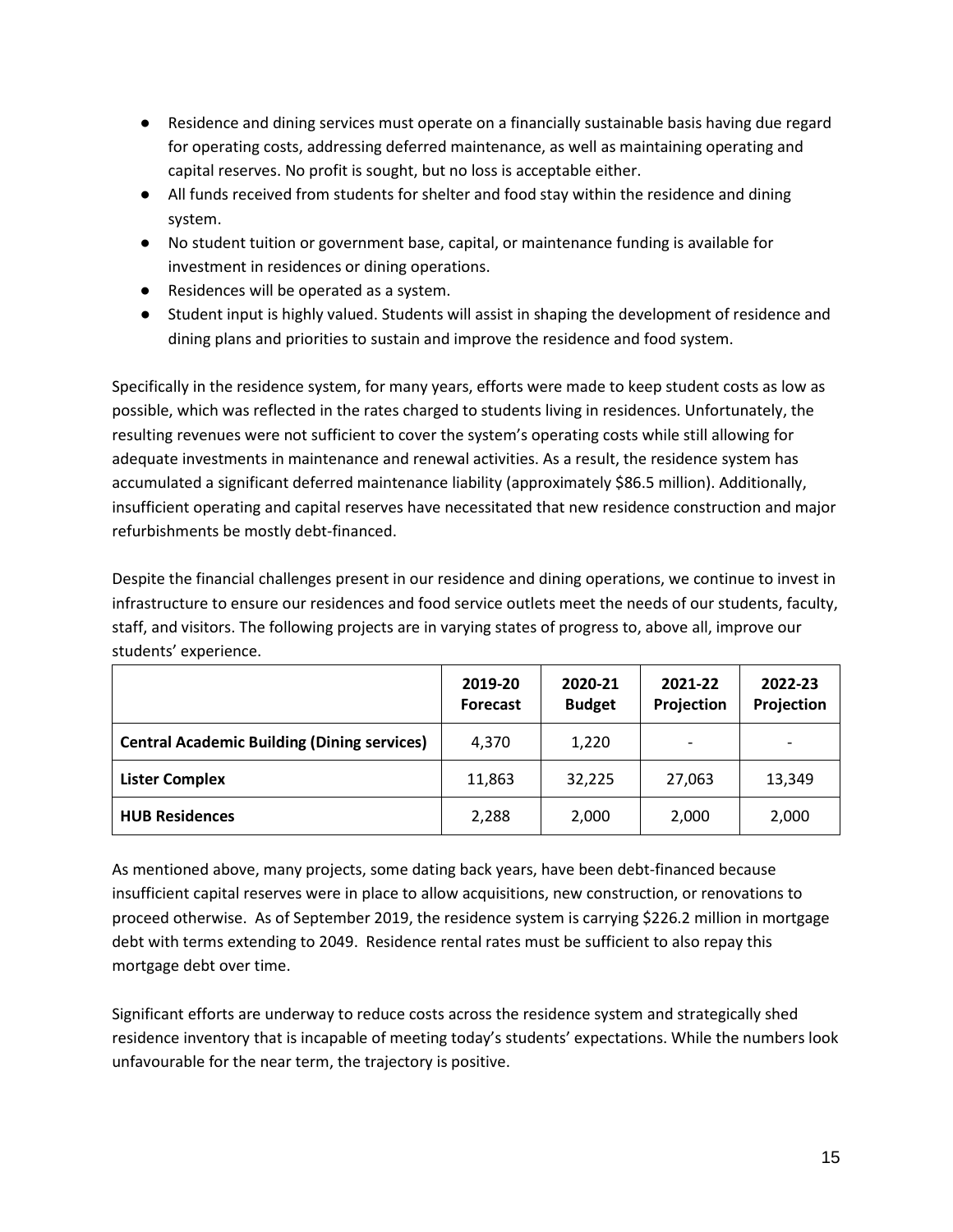- Residence and dining services must operate on a financially sustainable basis having due regard for operating costs, addressing deferred maintenance, as well as maintaining operating and capital reserves. No profit is sought, but no loss is acceptable either.
- All funds received from students for shelter and food stay within the residence and dining system.
- No student tuition or government base, capital, or maintenance funding is available for investment in residences or dining operations.
- Residences will be operated as a system.
- Student input is highly valued. Students will assist in shaping the development of residence and dining plans and priorities to sustain and improve the residence and food system.

Specifically in the residence system, for many years, efforts were made to keep student costs as low as possible, which was reflected in the rates charged to students living in residences. Unfortunately, the resulting revenues were not sufficient to cover the system's operating costs while still allowing for adequate investments in maintenance and renewal activities. As a result, the residence system has accumulated a significant deferred maintenance liability (approximately $86.5 million). Additionally, insufficient operating and capital reserves have necessitated that new residence construction and major refurbishments be mostly debt-financed.

Despite the financial challenges present in our residence and dining operations, we continue to invest in infrastructure to ensure our residences and food service outlets meet the needs of our students, faculty, staff, and visitors. The following projects are in varying states of progress to, above all, improve our students' experience.

| | 2019-20 Forecast | 2020-21 Budget | 2021-22 Projection | 2022-23 Projection |
|---|---|---|---|---|
| **Central Academic Building (Dining services)** | 4,370 | 1,220 | - | - |
| **Lister Complex** | 11,863 | 32,225 | 27,063 | 13,349 |
| **HUB Residences** | 2,288 | 2,000 | 2,000 | 2,000 |

As mentioned above, many projects, some dating back years, have been debt-financed because insufficient capital reserves were in place to allow acquisitions, new construction, or renovations to proceed otherwise. As of September 2019, the residence system is carrying $226.2 million in mortgage debt with terms extending to 2049. Residence rental rates must be sufficient to also repay this mortgage debt over time.

Significant efforts are underway to reduce costs across the residence system and strategically shed residence inventory that is incapable of meeting today's students' expectations. While the numbers look unfavourable for the near term, the trajectory is positive.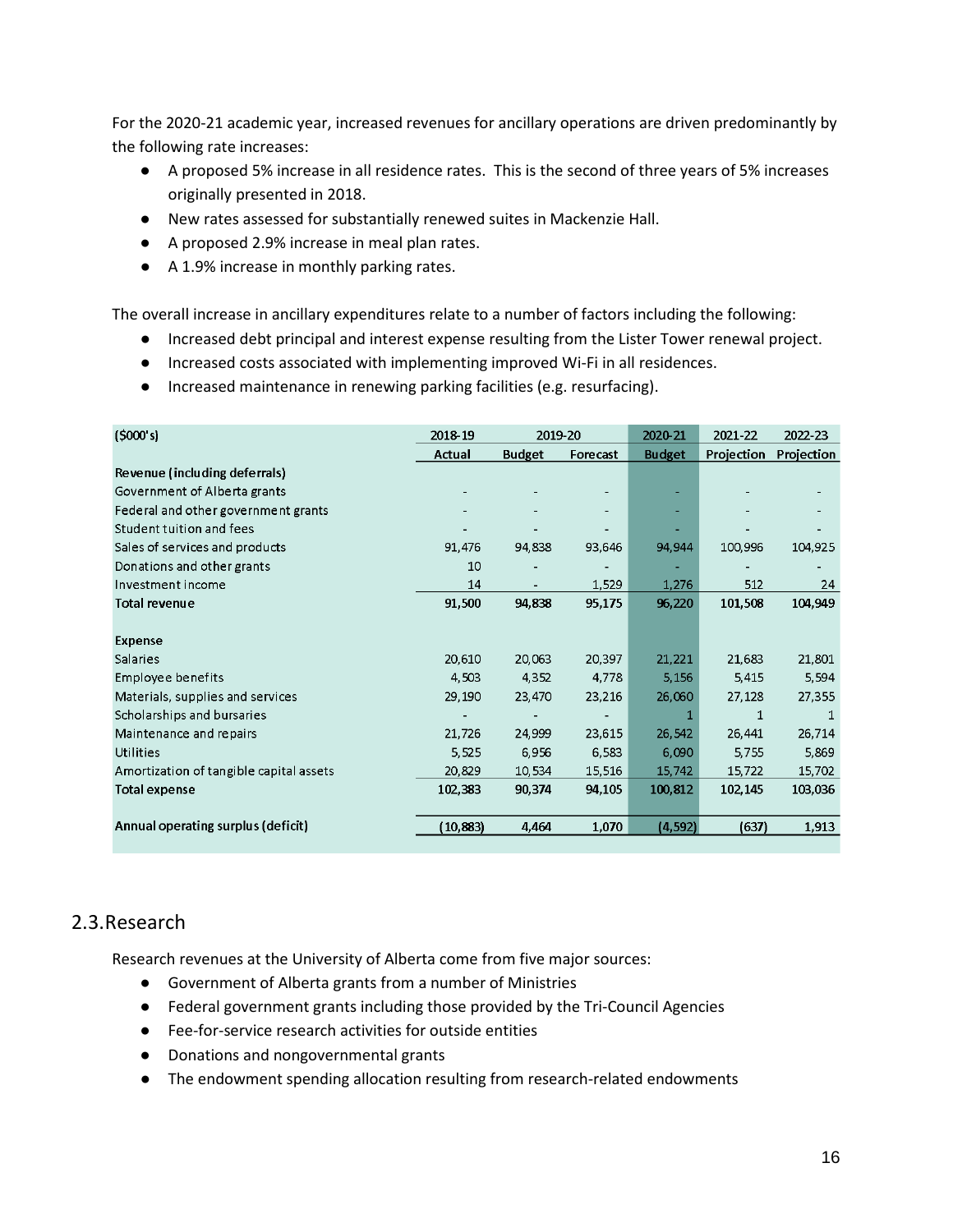For the 2020-21 academic year, increased revenues for ancillary operations are driven predominantly by the following rate increases:

- A proposed 5% increase in all residence rates. This is the second of three years of 5% increases originally presented in 2018.
- New rates assessed for substantially renewed suites in Mackenzie Hall.
- A proposed 2.9% increase in meal plan rates.
- A 1.9% increase in monthly parking rates.

The overall increase in ancillary expenditures relate to a number of factors including the following:

- Increased debt principal and interest expense resulting from the Lister Tower renewal project.
- Increased costs associated with implementing improved Wi-Fi in all residences.
- Increased maintenance in renewing parking facilities (e.g. resurfacing).

| ($000's) | 2018-19 | 2019-20 | | 2020-21 | 2021-22 | 2022-23 |
|---|---|---|---|---|---|---|
| | Actual | Budget | Forecast | Budget | Projection | Projection |
| **Revenue (including deferrals)** | | | | | | |
| Government of Alberta grants | - | - | - | - | - | - |
| Federal and other government grants | - | - | - | - | - | - |
| Student tuition and fees | - | - | - | - | - | - |
| Sales of services and products | 91,476 | 94,838 | 93,646 | 94,944 | 100,996 | 104,925 |
| Donations and other grants | 10 | - | - | - | - | - |
| Investment income | 14 | - | 1,529 | 1,276 | 512 | 24 |
| **Total revenue** | **91,500** | **94,838** | **95,175** | **96,220** | **101,508** | **104,949** |
| | | | | | | |
| **Expense** | | | | | | |
| Salaries | 20,610 | 20,063 | 20,397 | 21,221 | 21,683 | 21,801 |
| Employee benefits | 4,503 | 4,352 | 4,778 | 5,156 | 5,415 | 5,594 |
| Materials, supplies and services | 29,190 | 23,470 | 23,216 | 26,060 | 27,128 | 27,355 |
| Scholarships and bursaries | - | - | - | 1 | 1 | 1 |
| Maintenance and repairs | 21,726 | 24,999 | 23,615 | 26,542 | 26,441 | 26,714 |
| Utilities | 5,525 | 6,956 | 6,583 | 6,090 | 5,755 | 5,869 |
| Amortization of tangible capital assets | 20,829 | 10,534 | 15,516 | 15,742 | 15,722 | 15,702 |
| **Total expense** | **102,383** | **90,374** | **94,105** | **100,812** | **102,145** | **103,036** |
| | | | | | | |
| **Annual operating surplus (deficit)** | **(10,883)** | **4,464** | **1,070** | **(4,592)** | **(637)** | **1,913** |

## 2.3. Research

Research revenues at the University of Alberta come from five major sources:

- Government of Alberta grants from a number of Ministries
- Federal government grants including those provided by the Tri-Council Agencies
- Fee-for-service research activities for outside entities
- Donations and nongovernmental grants
- The endowment spending allocation resulting from research-related endowments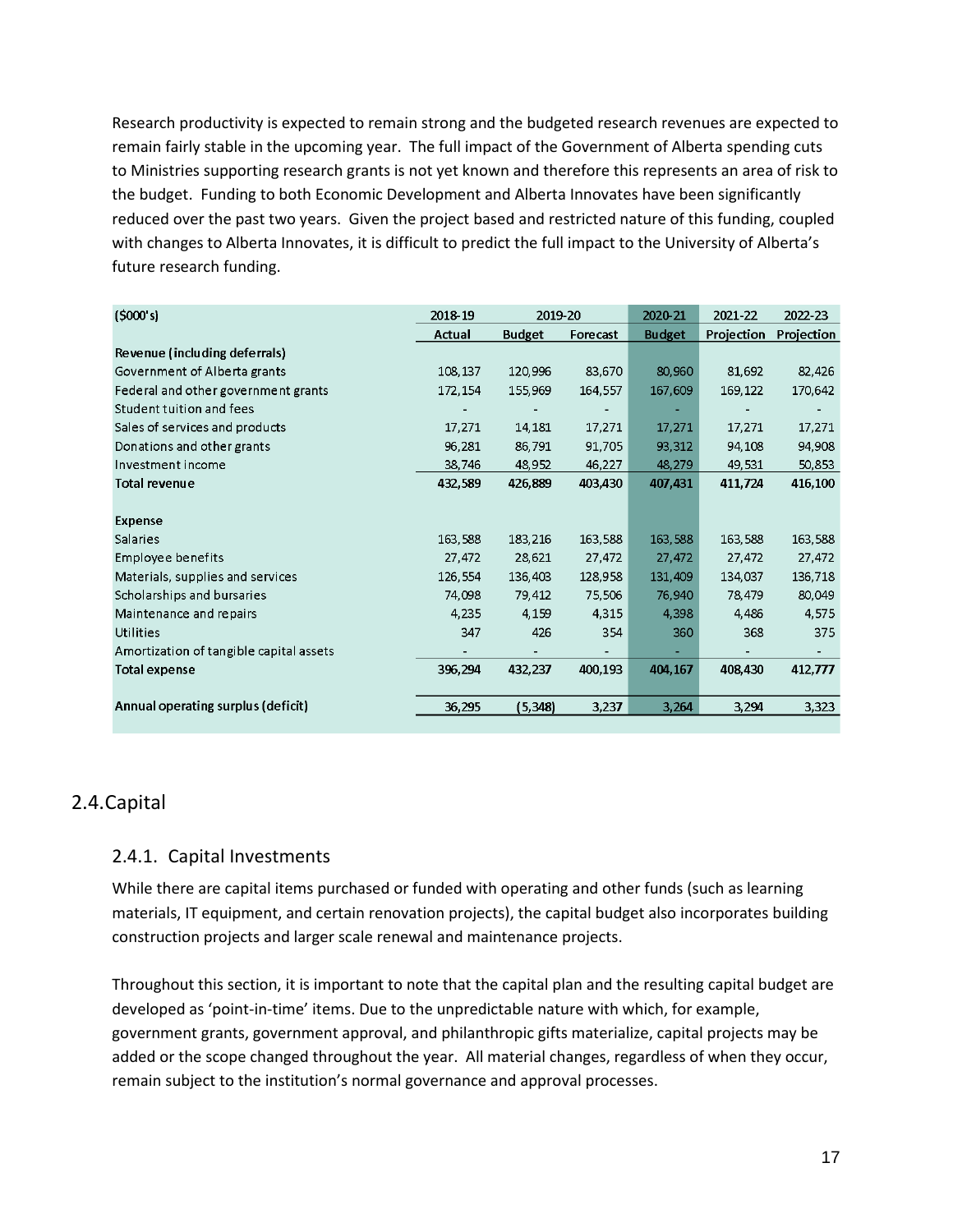Research productivity is expected to remain strong and the budgeted research revenues are expected to remain fairly stable in the upcoming year. The full impact of the Government of Alberta spending cuts to Ministries supporting research grants is not yet known and therefore this represents an area of risk to the budget. Funding to both Economic Development and Alberta Innovates have been significantly reduced over the past two years. Given the project based and restricted nature of this funding, coupled with changes to Alberta Innovates, it is difficult to predict the full impact to the University of Alberta's future research funding.

| ($000's) | 2018-19 | 2019-20 | | 2020-21 | 2021-22 | 2022-23 |
|---|---|---|---|---|---|---|
| | Actual | Budget | Forecast | Budget | Projection | Projection |
| **Revenue (including deferrals)** | | | | | | |
| Government of Alberta grants | 108,137 | 120,996 | 83,670 | 80,960 | 81,692 | 82,426 |
| Federal and other government grants | 172,154 | 155,969 | 164,557 | 167,609 | 169,122 | 170,642 |
| Student tuition and fees | - | - | - | - | - | - |
| Sales of services and products | 17,271 | 14,181 | 17,271 | 17,271 | 17,271 | 17,271 |
| Donations and other grants | 96,281 | 86,791 | 91,705 | 93,312 | 94,108 | 94,908 |
| Investment income | 38,746 | 48,952 | 46,227 | 48,279 | 49,531 | 50,853 |
| **Total revenue** | **432,589** | **426,889** | **403,430** | **407,431** | **411,724** | **416,100** |
| | | | | | | |
| **Expense** | | | | | | |
| Salaries | 163,588 | 183,216 | 163,588 | 163,588 | 163,588 | 163,588 |
| Employee benefits | 27,472 | 28,621 | 27,472 | 27,472 | 27,472 | 27,472 |
| Materials, supplies and services | 126,554 | 136,403 | 128,958 | 131,409 | 134,037 | 136,718 |
| Scholarships and bursaries | 74,098 | 79,412 | 75,506 | 76,940 | 78,479 | 80,049 |
| Maintenance and repairs | 4,235 | 4,159 | 4,315 | 4,398 | 4,486 | 4,575 |
| Utilities | 347 | 426 | 354 | 360 | 368 | 375 |
| Amortization of tangible capital assets | - | - | - | - | - | - |
| **Total expense** | **396,294** | **432,237** | **400,193** | **404,167** | **408,430** | **412,777** |
| | | | | | | |
| **Annual operating surplus (deficit)** | **36,295** | **(5,348)** | **3,237** | **3,264** | **3,294** | **3,323** |

## 2.4. Capital

### 2.4.1. Capital Investments

While there are capital items purchased or funded with operating and other funds (such as learning materials, IT equipment, and certain renovation projects), the capital budget also incorporates building construction projects and larger scale renewal and maintenance projects.

Throughout this section, it is important to note that the capital plan and the resulting capital budget are developed as 'point-in-time' items. Due to the unpredictable nature with which, for example, government grants, government approval, and philanthropic gifts materialize, capital projects may be added or the scope changed throughout the year. All material changes, regardless of when they occur, remain subject to the institution's normal governance and approval processes.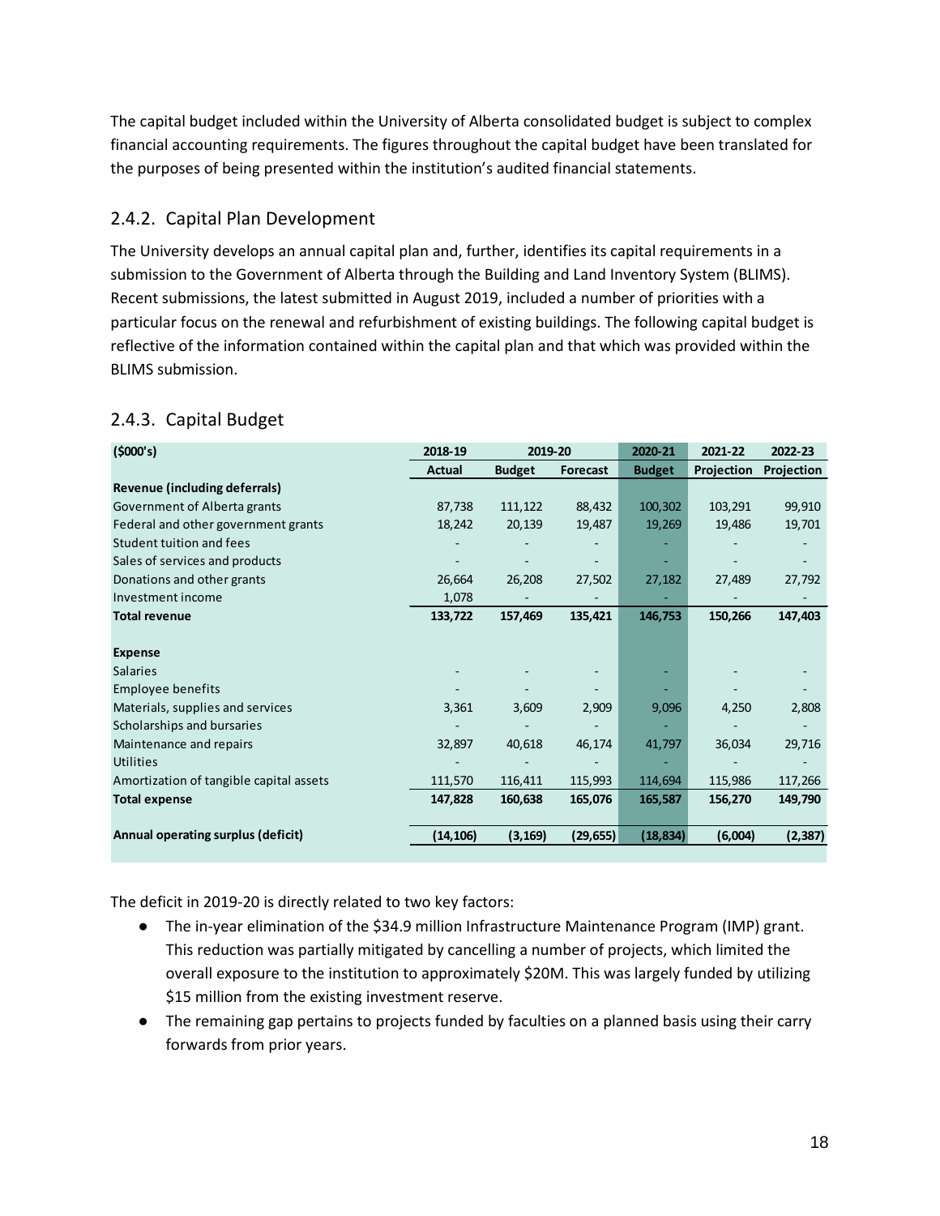The capital budget included within the University of Alberta consolidated budget is subject to complex financial accounting requirements. The figures throughout the capital budget have been translated for the purposes of being presented within the institution's audited financial statements.

### 2.4.2. Capital Plan Development

The University develops an annual capital plan and, further, identifies its capital requirements in a submission to the Government of Alberta through the Building and Land Inventory System (BLIMS). Recent submissions, the latest submitted in August 2019, included a number of priorities with a particular focus on the renewal and refurbishment of existing buildings. The following capital budget is reflective of the information contained within the capital plan and that which was provided within the BLIMS submission.

### 2.4.3. Capital Budget

| ($000's) | 2018-19 | 2019-20 | | 2020-21 | 2021-22 | 2022-23 |
|---|---|---|---|---|---|---|
| | Actual | Budget | Forecast | Budget | Projection | Projection |
| **Revenue (including deferrals)** | | | | | | |
| Government of Alberta grants | 87,738 | 111,122 | 88,432 | 100,302 | 103,291 | 99,910 |
| Federal and other government grants | 18,242 | 20,139 | 19,487 | 19,269 | 19,486 | 19,701 |
| Student tuition and fees | - | - | - | - | - | - |
| Sales of services and products | - | - | - | - | - | - |
| Donations and other grants | 26,664 | 26,208 | 27,502 | 27,182 | 27,489 | 27,792 |
| Investment income | 1,078 | - | - | - | - | - |
| **Total revenue** | **133,722** | **157,469** | **135,421** | **146,753** | **150,266** | **147,403** |
| | | | | | | |
| **Expense** | | | | | | |
| Salaries | - | - | - | - | - | - |
| Employee benefits | - | - | - | - | - | - |
| Materials, supplies and services | 3,361 | 3,609 | 2,909 | 9,096 | 4,250 | 2,808 |
| Scholarships and bursaries | - | - | - | - | - | - |
| Maintenance and repairs | 32,897 | 40,618 | 46,174 | 41,797 | 36,034 | 29,716 |
| Utilities | - | - | - | - | - | - |
| Amortization of tangible capital assets | 111,570 | 116,411 | 115,993 | 114,694 | 115,986 | 117,266 |
| **Total expense** | **147,828** | **160,638** | **165,076** | **165,587** | **156,270** | **149,790** |
| | | | | | | |
| **Annual operating surplus (deficit)** | **(14,106)** | **(3,169)** | **(29,655)** | **(18,834)** | **(6,004)** | **(2,387)** |

The deficit in 2019-20 is directly related to two key factors:

- The in-year elimination of the $34.9 million Infrastructure Maintenance Program (IMP) grant. This reduction was partially mitigated by cancelling a number of projects, which limited the overall exposure to the institution to approximately $20M. This was largely funded by utilizing $15 million from the existing investment reserve.
- The remaining gap pertains to projects funded by faculties on a planned basis using their carry forwards from prior years.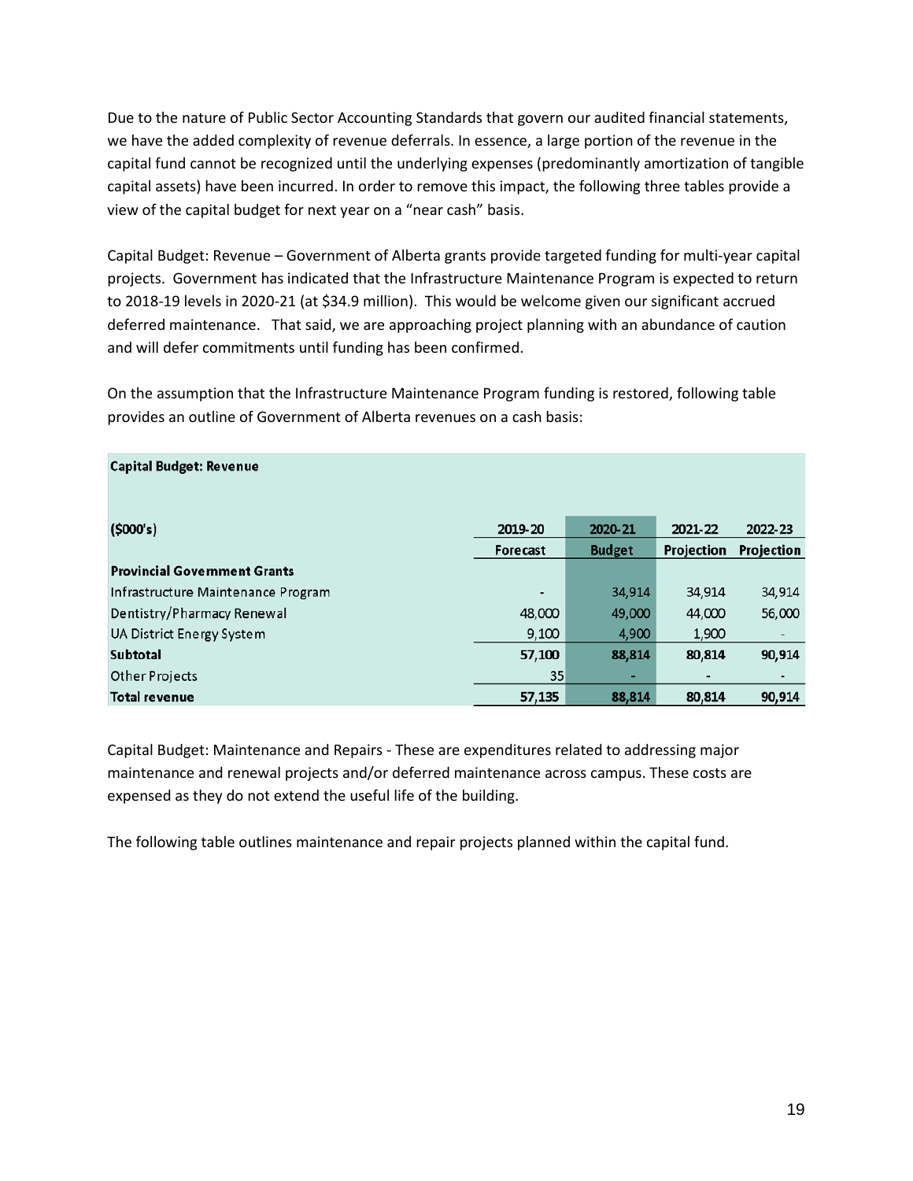Due to the nature of Public Sector Accounting Standards that govern our audited financial statements, we have the added complexity of revenue deferrals. In essence, a large portion of the revenue in the capital fund cannot be recognized until the underlying expenses (predominantly amortization of tangible capital assets) have been incurred. In order to remove this impact, the following three tables provide a view of the capital budget for next year on a "near cash" basis.

Capital Budget: Revenue – Government of Alberta grants provide targeted funding for multi-year capital projects. Government has indicated that the Infrastructure Maintenance Program is expected to return to 2018-19 levels in 2020-21 (at $34.9 million). This would be welcome given our significant accrued deferred maintenance. That said, we are approaching project planning with an abundance of caution and will defer commitments until funding has been confirmed.

On the assumption that the Infrastructure Maintenance Program funding is restored, following table provides an outline of Government of Alberta revenues on a cash basis:

**Capital Budget: Revenue**

| ($000's) | 2019-20 Forecast | 2020-21 Budget | 2021-22 Projection | 2022-23 Projection |
|---|---|---|---|---|
| **Provincial Government Grants** | | | | |
| Infrastructure Maintenance Program | - | 34,914 | 34,914 | 34,914 |
| Dentistry/Pharmacy Renewal | 48,000 | 49,000 | 44,000 | 56,000 |
| UA District Energy System | 9,100 | 4,900 | 1,900 | - |
| **Subtotal** | **57,100** | **88,814** | **80,814** | **90,914** |
| Other Projects | 35 | - | - | - |
| **Total revenue** | **57,135** | **88,814** | **80,814** | **90,914** |

Capital Budget: Maintenance and Repairs - These are expenditures related to addressing major maintenance and renewal projects and/or deferred maintenance across campus. These costs are expensed as they do not extend the useful life of the building.

The following table outlines maintenance and repair projects planned within the capital fund.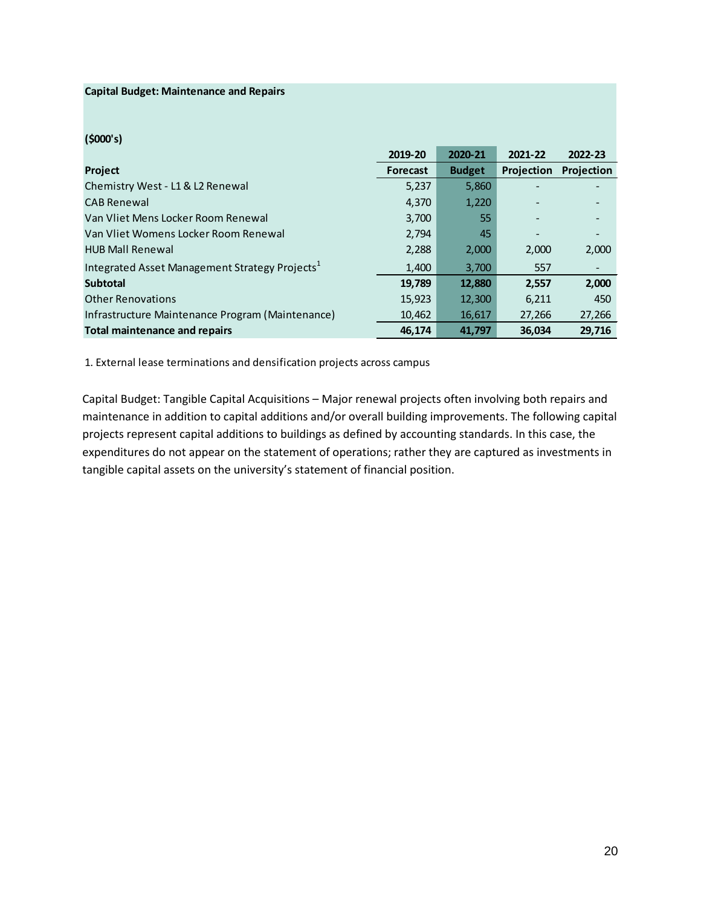**Capital Budget: Maintenance and Repairs**

**($000's)**

| Project | 2019-20 Forecast | 2020-21 Budget | 2021-22 Projection | 2022-23 Projection |
|---|---|---|---|---|
| Chemistry West - L1 & L2 Renewal | 5,237 | 5,860 | - | - |
| CAB Renewal | 4,370 | 1,220 | - | - |
| Van Vliet Mens Locker Room Renewal | 3,700 | 55 | - | - |
| Van Vliet Womens Locker Room Renewal | 2,794 | 45 | - | - |
| HUB Mall Renewal | 2,288 | 2,000 | 2,000 | 2,000 |
| Integrated Asset Management Strategy Projects[1] | 1,400 | 3,700 | 557 | - |
| **Subtotal** | **19,789** | **12,880** | **2,557** | **2,000** |
| Other Renovations | 15,923 | 12,300 | 6,211 | 450 |
| Infrastructure Maintenance Program (Maintenance) | 10,462 | 16,617 | 27,266 | 27,266 |
| **Total maintenance and repairs** | **46,174** | **41,797** | **36,034** | **29,716** |

1. External lease terminations and densification projects across campus

Capital Budget: Tangible Capital Acquisitions – Major renewal projects often involving both repairs and maintenance in addition to capital additions and/or overall building improvements. The following capital projects represent capital additions to buildings as defined by accounting standards. In this case, the expenditures do not appear on the statement of operations; rather they are captured as investments in tangible capital assets on the university's statement of financial position.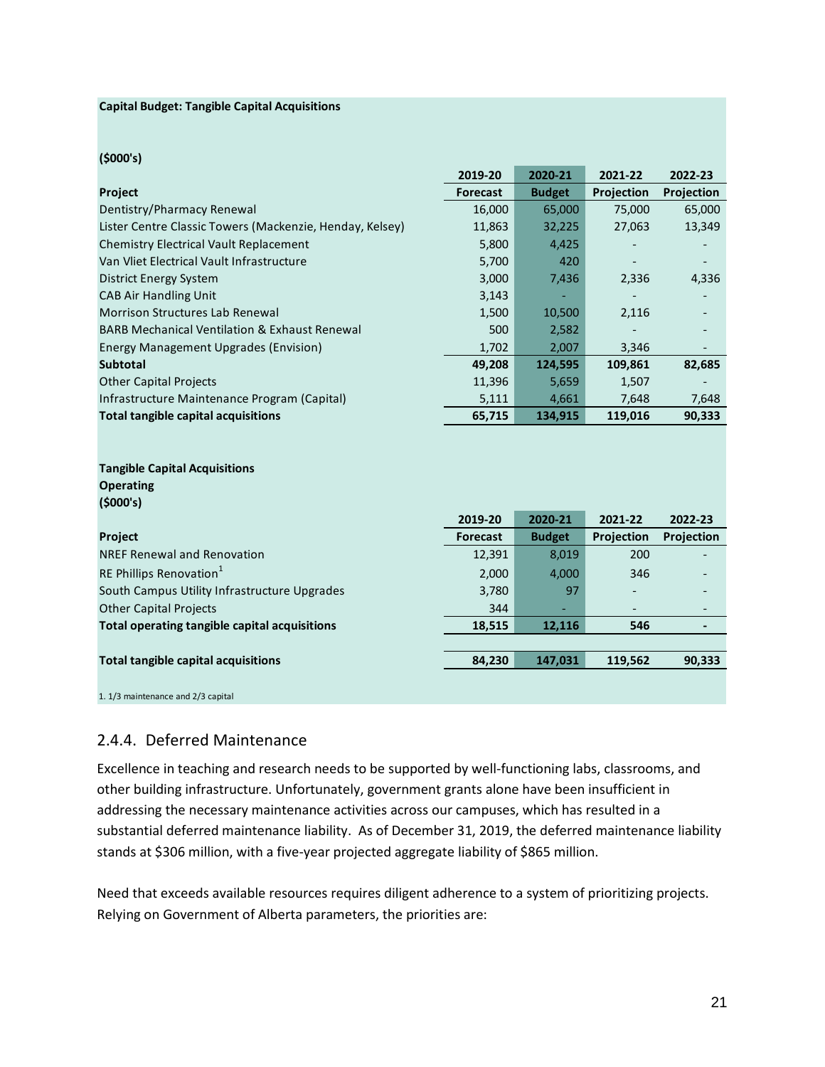**Capital Budget: Tangible Capital Acquisitions**

**($000's)**

| Project | 2019-20 Forecast | 2020-21 Budget | 2021-22 Projection | 2022-23 Projection |
|---|---|---|---|---|
| Dentistry/Pharmacy Renewal | 16,000 | 65,000 | 75,000 | 65,000 |
| Lister Centre Classic Towers (Mackenzie, Henday, Kelsey) | 11,863 | 32,225 | 27,063 | 13,349 |
| Chemistry Electrical Vault Replacement | 5,800 | 4,425 | - | - |
| Van Vliet Electrical Vault Infrastructure | 5,700 | 420 | - | - |
| District Energy System | 3,000 | 7,436 | 2,336 | 4,336 |
| CAB Air Handling Unit | 3,143 | - | - | - |
| Morrison Structures Lab Renewal | 1,500 | 10,500 | 2,116 | - |
| BARB Mechanical Ventilation & Exhaust Renewal | 500 | 2,582 | - | - |
| Energy Management Upgrades (Envision) | 1,702 | 2,007 | 3,346 | - |
| **Subtotal** | **49,208** | **124,595** | **109,861** | **82,685** |
| Other Capital Projects | 11,396 | 5,659 | 1,507 | - |
| Infrastructure Maintenance Program (Capital) | 5,111 | 4,661 | 7,648 | 7,648 |
| **Total tangible capital acquisitions** | **65,715** | **134,915** | **119,016** | **90,333** |

**Tangible Capital Acquisitions**
**Operating**
**($000's)**

| Project | 2019-20 Forecast | 2020-21 Budget | 2021-22 Projection | 2022-23 Projection |
|---|---|---|---|---|
| NREF Renewal and Renovation | 12,391 | 8,019 | 200 | - |
| RE Phillips Renovation[1] | 2,000 | 4,000 | 346 | - |
| South Campus Utility Infrastructure Upgrades | 3,780 | 97 | - | - |
| Other Capital Projects | 344 | - | - | - |
| **Total operating tangible capital acquisitions** | **18,515** | **12,116** | **546** | **-** |
| | | | | |
| **Total tangible capital acquisitions** | **84,230** | **147,031** | **119,562** | **90,333** |

1. 1/3 maintenance and 2/3 capital

## 2.4.4. Deferred Maintenance

Excellence in teaching and research needs to be supported by well-functioning labs, classrooms, and other building infrastructure. Unfortunately, government grants alone have been insufficient in addressing the necessary maintenance activities across our campuses, which has resulted in a substantial deferred maintenance liability. As of December 31, 2019, the deferred maintenance liability stands at $306 million, with a five-year projected aggregate liability of $865 million.

Need that exceeds available resources requires diligent adherence to a system of prioritizing projects. Relying on Government of Alberta parameters, the priorities are: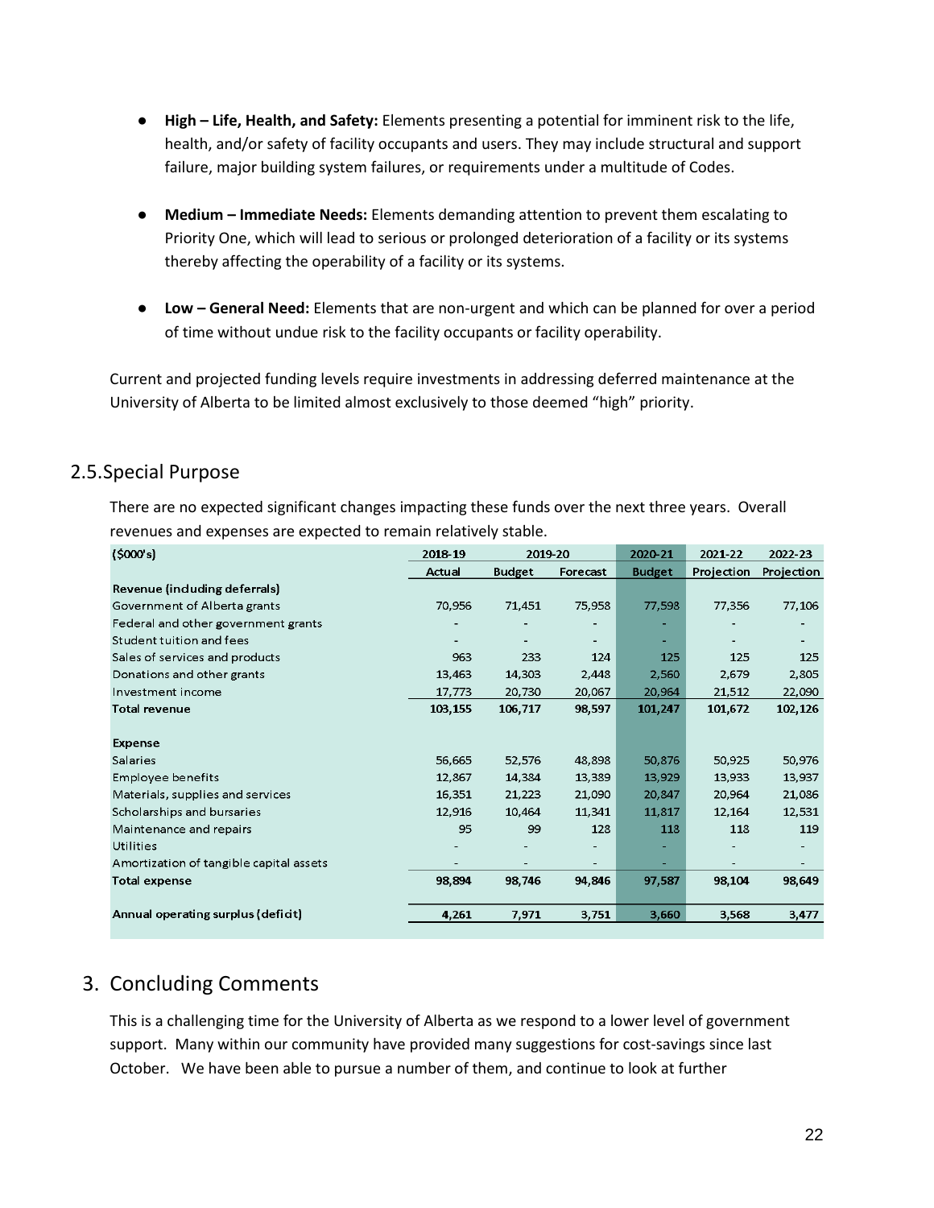- **High – Life, Health, and Safety:** Elements presenting a potential for imminent risk to the life, health, and/or safety of facility occupants and users. They may include structural and support failure, major building system failures, or requirements under a multitude of Codes.

- **Medium – Immediate Needs:** Elements demanding attention to prevent them escalating to Priority One, which will lead to serious or prolonged deterioration of a facility or its systems thereby affecting the operability of a facility or its systems.

- **Low – General Need:** Elements that are non-urgent and which can be planned for over a period of time without undue risk to the facility occupants or facility operability.

Current and projected funding levels require investments in addressing deferred maintenance at the University of Alberta to be limited almost exclusively to those deemed "high" priority.

## 2.5. Special Purpose

There are no expected significant changes impacting these funds over the next three years. Overall revenues and expenses are expected to remain relatively stable.

| ($000's) | 2018-19 | 2019-20 | | 2020-21 | 2021-22 | 2022-23 |
|---|---|---|---|---|---|---|
| | Actual | Budget | Forecast | Budget | Projection | Projection |
| **Revenue (including deferrals)** | | | | | | |
| Government of Alberta grants | 70,956 | 71,451 | 75,958 | 77,598 | 77,356 | 77,106 |
| Federal and other government grants | - | - | - | - | - | - |
| Student tuition and fees | - | - | - | - | - | - |
| Sales of services and products | 963 | 233 | 124 | 125 | 125 | 125 |
| Donations and other grants | 13,463 | 14,303 | 2,448 | 2,560 | 2,679 | 2,805 |
| Investment income | 17,773 | 20,730 | 20,067 | 20,964 | 21,512 | 22,090 |
| **Total revenue** | **103,155** | **106,717** | **98,597** | **101,247** | **101,672** | **102,126** |
| | | | | | | |
| **Expense** | | | | | | |
| Salaries | 56,665 | 52,576 | 48,898 | 50,876 | 50,925 | 50,976 |
| Employee benefits | 12,867 | 14,384 | 13,389 | 13,929 | 13,933 | 13,937 |
| Materials, supplies and services | 16,351 | 21,223 | 21,090 | 20,847 | 20,964 | 21,086 |
| Scholarships and bursaries | 12,916 | 10,464 | 11,341 | 11,817 | 12,164 | 12,531 |
| Maintenance and repairs | 95 | 99 | 128 | 118 | 118 | 119 |
| Utilities | - | - | - | - | - | - |
| Amortization of tangible capital assets | - | - | - | - | - | - |
| **Total expense** | **98,894** | **98,746** | **94,846** | **97,587** | **98,104** | **98,649** |
| | | | | | | |
| **Annual operating surplus (deficit)** | **4,261** | **7,971** | **3,751** | **3,660** | **3,568** | **3,477** |

# 3. Concluding Comments

This is a challenging time for the University of Alberta as we respond to a lower level of government support. Many within our community have provided many suggestions for cost-savings since last October. We have been able to pursue a number of them, and continue to look at further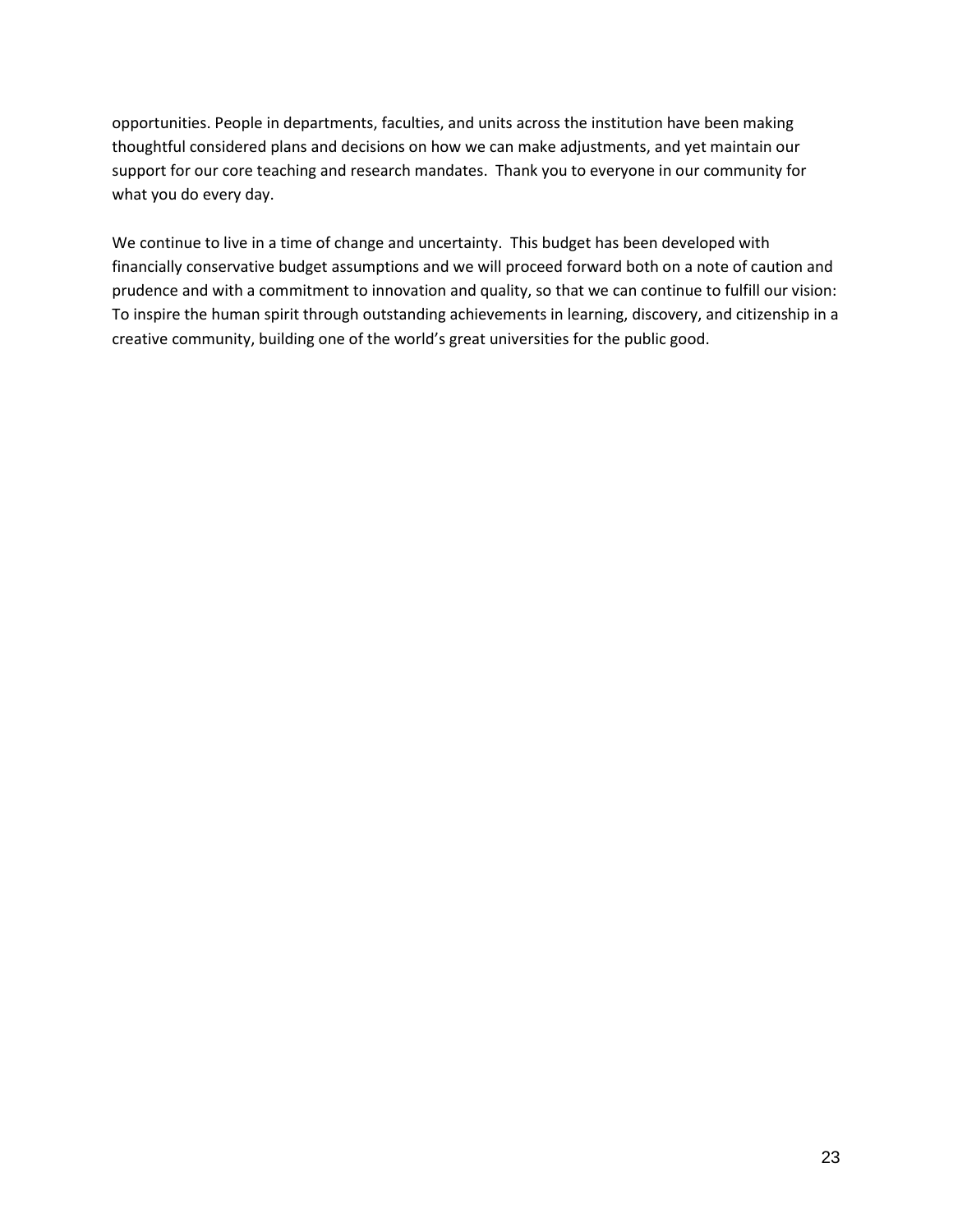opportunities. People in departments, faculties, and units across the institution have been making thoughtful considered plans and decisions on how we can make adjustments, and yet maintain our support for our core teaching and research mandates. Thank you to everyone in our community for what you do every day.

We continue to live in a time of change and uncertainty. This budget has been developed with financially conservative budget assumptions and we will proceed forward both on a note of caution and prudence and with a commitment to innovation and quality, so that we can continue to fulfill our vision: To inspire the human spirit through outstanding achievements in learning, discovery, and citizenship in a creative community, building one of the world's great universities for the public good.